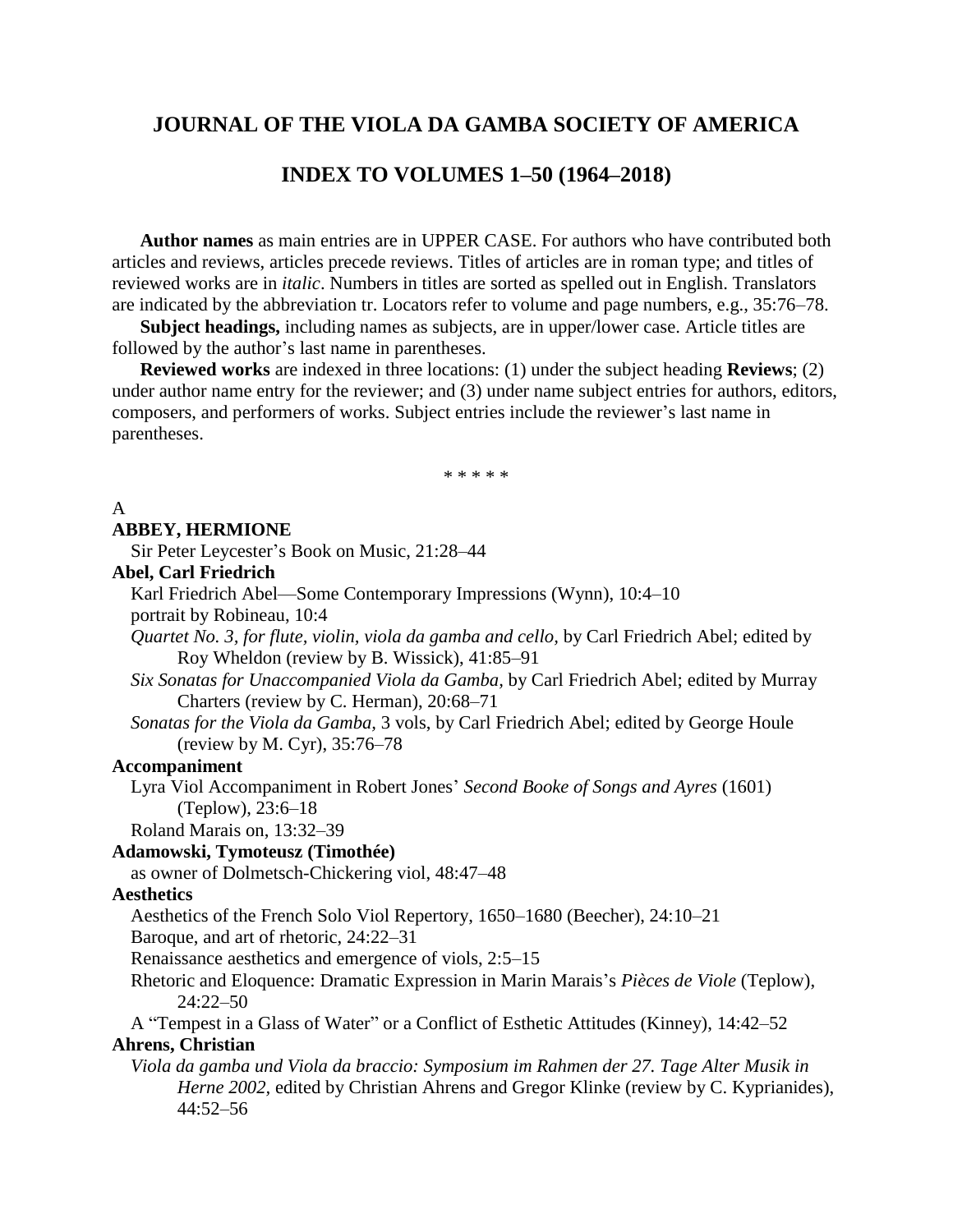# JOURNAL OF THE VIOLA DA GAMBA SOCIETY OF AMERICA

## INDEX TO VOLUMES 1–50 (1964–2018)

**Author names** as main entries are in UPPER CASE. For authors who have contributed both articles and reviews, articles precede reviews. Titles of articles are in roman type; and titles of reviewed works are in *italic*. Numbers in titles are sorted as spelled out in English. Translators are indicated by the abbreviation tr. Locators refer to volume and page numbers, e.g., 35:76–78.

**Subject headings,** including names as subjects, are in upper/lower case. Article titles are followed by the author's last name in parentheses.

**Reviewed works** are indexed in three locations: (1) under the subject heading **Reviews**; (2) under author name entry for the reviewer; and (3) under name subject entries for authors, editors, composers, and performers of works. Subject entries include the reviewer's last name in parentheses.

\* \* \* \* \*

A

**ABBEY, HERMIONE**

Sir Peter Leycester's Book on Music, 21:28–44

**Abel, Carl Friedrich**

Karl Friedrich Abel—Some Contemporary Impressions (Wynn), 10:4–10

portrait by Robineau, 10:4

*Quartet No. 3, for flute, violin, viola da gamba and cello,* by Carl Friedrich Abel; edited by Roy Wheldon (review by B. Wissick), 41:85–91

*Six Sonatas for Unaccompanied Viola da Gamba,* by Carl Friedrich Abel; edited by Murray Charters (review by C. Herman), 20:68–71

*Sonatas for the Viola da Gamba,* 3 vols, by Carl Friedrich Abel; edited by George Houle (review by M. Cyr), 35:76–78

**Accompaniment**

Lyra Viol Accompaniment in Robert Jones' *Second Booke of Songs and Ayres* (1601) (Teplow), 23:6–18

Roland Marais on, 13:32–39

**Adamowski, Tymoteusz (Timothée)**

as owner of Dolmetsch-Chickering viol, 48:47–48

**Aesthetics**

Aesthetics of the French Solo Viol Repertory, 1650–1680 (Beecher), 24:10–21

Baroque, and art of rhetoric, 24:22–31

Renaissance aesthetics and emergence of viols, 2:5–15

Rhetoric and Eloquence: Dramatic Expression in Marin Marais's *Pièces de Viole* (Teplow), 24:22–50

A "Tempest in a Glass of Water" or a Conflict of Esthetic Attitudes (Kinney), 14:42–52

**Ahrens, Christian**

*Viola da gamba und Viola da braccio: Symposium im Rahmen der 27. Tage Alter Musik in Herne 2002,* edited by Christian Ahrens and Gregor Klinke (review by C. Kyprianides), 44:52–56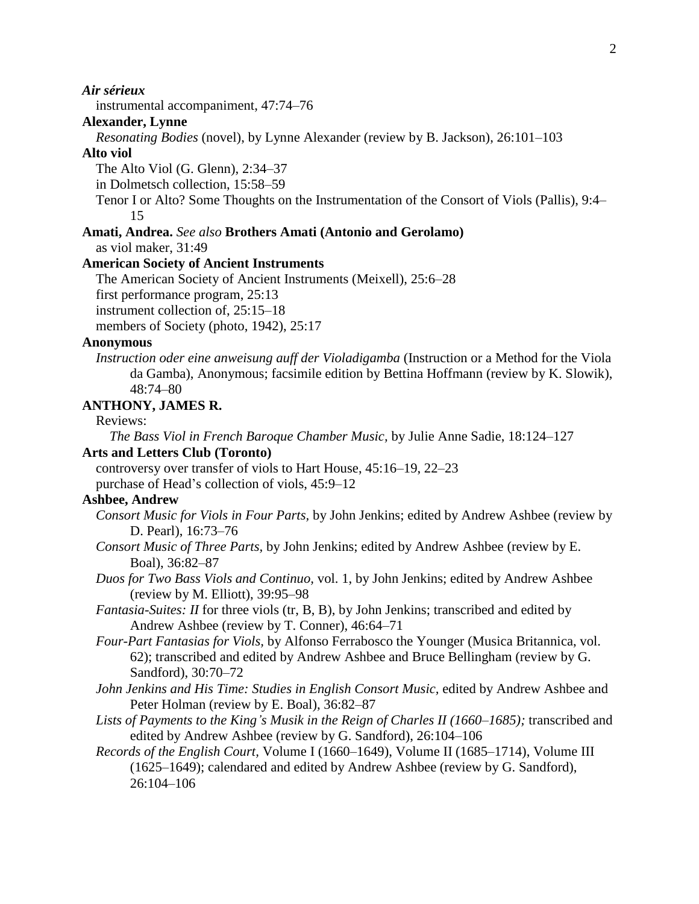***Air sérieux***

instrumental accompaniment, 47:74–76

**Alexander, Lynne**

*Resonating Bodies* (novel), by Lynne Alexander (review by B. Jackson), 26:101–103

**Alto viol**

The Alto Viol (G. Glenn), 2:34–37

in Dolmetsch collection, 15:58–59

Tenor I or Alto? Some Thoughts on the Instrumentation of the Consort of Viols (Pallis), 9:4–15

**Amati, Andrea.** *See also* **Brothers Amati (Antonio and Gerolamo)**

as viol maker, 31:49

**American Society of Ancient Instruments**

The American Society of Ancient Instruments (Meixell), 25:6–28

first performance program, 25:13

instrument collection of, 25:15–18

members of Society (photo, 1942), 25:17

**Anonymous**

*Instruction oder eine anweisung auff der Violadigamba* (Instruction or a Method for the Viola da Gamba), Anonymous; facsimile edition by Bettina Hoffmann (review by K. Slowik), 48:74–80

**ANTHONY, JAMES R.**

Reviews:

*The Bass Viol in French Baroque Chamber Music,* by Julie Anne Sadie, 18:124–127

**Arts and Letters Club (Toronto)**

controversy over transfer of viols to Hart House, 45:16–19, 22–23

purchase of Head's collection of viols, 45:9–12

**Ashbee, Andrew**

*Consort Music for Viols in Four Parts,* by John Jenkins; edited by Andrew Ashbee (review by D. Pearl), 16:73–76

*Consort Music of Three Parts,* by John Jenkins; edited by Andrew Ashbee (review by E. Boal), 36:82–87

*Duos for Two Bass Viols and Continuo,* vol. 1, by John Jenkins; edited by Andrew Ashbee (review by M. Elliott), 39:95–98

*Fantasia-Suites: II* for three viols (tr, B, B), by John Jenkins; transcribed and edited by Andrew Ashbee (review by T. Conner), 46:64–71

*Four-Part Fantasias for Viols,* by Alfonso Ferrabosco the Younger (Musica Britannica, vol. 62); transcribed and edited by Andrew Ashbee and Bruce Bellingham (review by G. Sandford), 30:70–72

*John Jenkins and His Time: Studies in English Consort Music,* edited by Andrew Ashbee and Peter Holman (review by E. Boal), 36:82–87

*Lists of Payments to the King's Musik in the Reign of Charles II (1660–1685);* transcribed and edited by Andrew Ashbee (review by G. Sandford), 26:104–106

*Records of the English Court,* Volume I (1660–1649), Volume II (1685–1714), Volume III (1625–1649); calendared and edited by Andrew Ashbee (review by G. Sandford), 26:104–106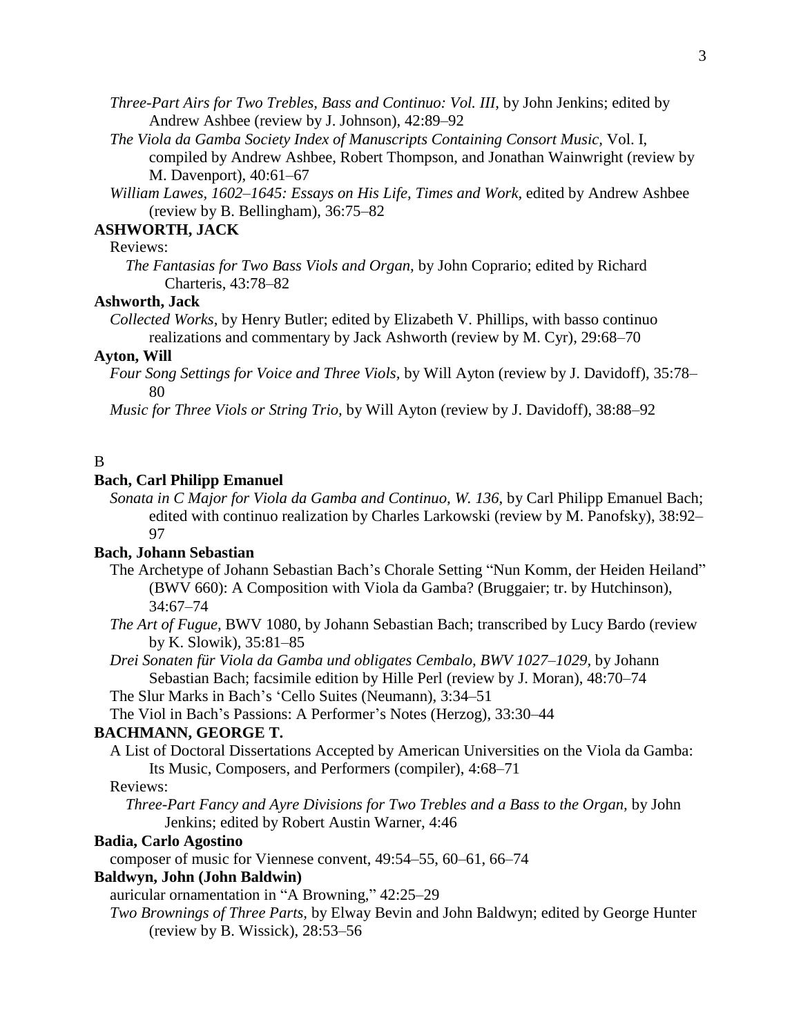*Three-Part Airs for Two Trebles, Bass and Continuo: Vol. III*, by John Jenkins; edited by Andrew Ashbee (review by J. Johnson), 42:89–92

*The Viola da Gamba Society Index of Manuscripts Containing Consort Music*, Vol. I, compiled by Andrew Ashbee, Robert Thompson, and Jonathan Wainwright (review by M. Davenport), 40:61–67

*William Lawes, 1602–1645: Essays on His Life, Times and Work*, edited by Andrew Ashbee (review by B. Bellingham), 36:75–82

**ASHWORTH, JACK**

Reviews:

*The Fantasias for Two Bass Viols and Organ*, by John Coprario; edited by Richard Charteris, 43:78–82

**Ashworth, Jack**

*Collected Works*, by Henry Butler; edited by Elizabeth V. Phillips, with basso continuo realizations and commentary by Jack Ashworth (review by M. Cyr), 29:68–70

**Ayton, Will**

*Four Song Settings for Voice and Three Viols*, by Will Ayton (review by J. Davidoff), 35:78–80

*Music for Three Viols or String Trio*, by Will Ayton (review by J. Davidoff), 38:88–92

B

**Bach, Carl Philipp Emanuel**

*Sonata in C Major for Viola da Gamba and Continuo, W. 136*, by Carl Philipp Emanuel Bach; edited with continuo realization by Charles Larkowski (review by M. Panofsky), 38:92–97

**Bach, Johann Sebastian**

The Archetype of Johann Sebastian Bach's Chorale Setting "Nun Komm, der Heiden Heiland" (BWV 660): A Composition with Viola da Gamba? (Bruggaier; tr. by Hutchinson), 34:67–74

*The Art of Fugue*, BWV 1080, by Johann Sebastian Bach; transcribed by Lucy Bardo (review by K. Slowik), 35:81–85

*Drei Sonaten für Viola da Gamba und obligates Cembalo, BWV 1027–1029*, by Johann Sebastian Bach; facsimile edition by Hille Perl (review by J. Moran), 48:70–74

The Slur Marks in Bach's 'Cello Suites (Neumann), 3:34–51

The Viol in Bach's Passions: A Performer's Notes (Herzog), 33:30–44

**BACHMANN, GEORGE T.**

A List of Doctoral Dissertations Accepted by American Universities on the Viola da Gamba: Its Music, Composers, and Performers (compiler), 4:68–71

Reviews:

*Three-Part Fancy and Ayre Divisions for Two Trebles and a Bass to the Organ*, by John Jenkins; edited by Robert Austin Warner, 4:46

**Badia, Carlo Agostino**

composer of music for Viennese convent, 49:54–55, 60–61, 66–74

**Baldwyn, John (John Baldwin)**

auricular ornamentation in "A Browning," 42:25–29

*Two Brownings of Three Parts*, by Elway Bevin and John Baldwyn; edited by George Hunter (review by B. Wissick), 28:53–56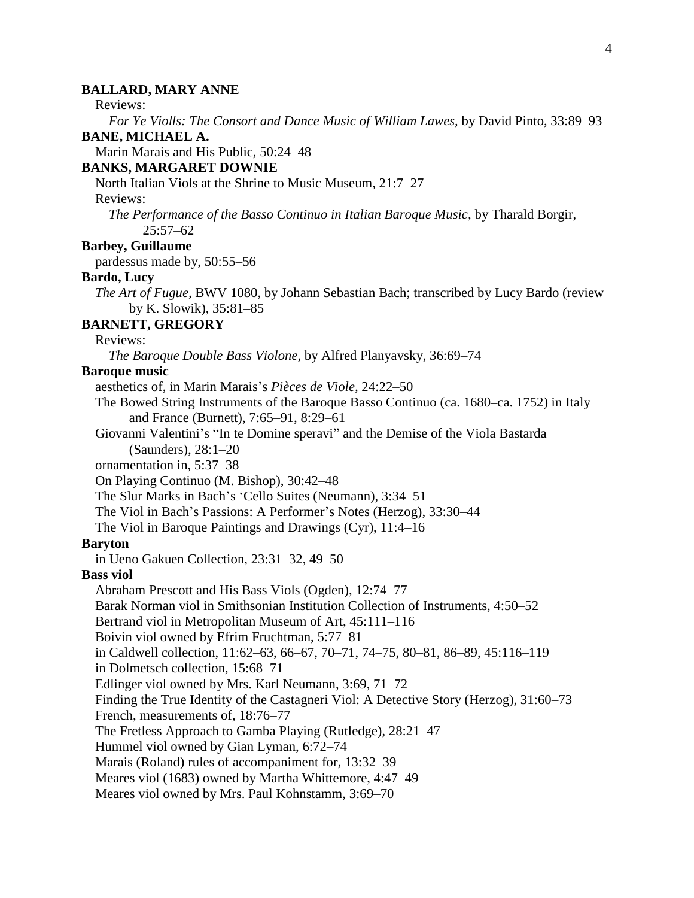**BALLARD, MARY ANNE**

Reviews:

*For Ye Violls: The Consort and Dance Music of William Lawes,* by David Pinto, 33:89–93

**BANE, MICHAEL A.**

Marin Marais and His Public, 50:24–48

**BANKS, MARGARET DOWNIE**

North Italian Viols at the Shrine to Music Museum, 21:7–27

Reviews:

*The Performance of the Basso Continuo in Italian Baroque Music,* by Tharald Borgir, 25:57–62

**Barbey, Guillaume**

pardessus made by, 50:55–56

**Bardo, Lucy**

*The Art of Fugue,* BWV 1080, by Johann Sebastian Bach; transcribed by Lucy Bardo (review by K. Slowik), 35:81–85

**BARNETT, GREGORY**

Reviews:

*The Baroque Double Bass Violone,* by Alfred Planyavsky, 36:69–74

**Baroque music**

aesthetics of, in Marin Marais's *Pièces de Viole,* 24:22–50

The Bowed String Instruments of the Baroque Basso Continuo (ca. 1680–ca. 1752) in Italy and France (Burnett), 7:65–91, 8:29–61

Giovanni Valentini's "In te Domine speravi" and the Demise of the Viola Bastarda (Saunders), 28:1–20

ornamentation in, 5:37–38

On Playing Continuo (M. Bishop), 30:42–48

The Slur Marks in Bach's 'Cello Suites (Neumann), 3:34–51

The Viol in Bach's Passions: A Performer's Notes (Herzog), 33:30–44

The Viol in Baroque Paintings and Drawings (Cyr), 11:4–16

**Baryton**

in Ueno Gakuen Collection, 23:31–32, 49–50

**Bass viol**

Abraham Prescott and His Bass Viols (Ogden), 12:74–77

Barak Norman viol in Smithsonian Institution Collection of Instruments, 4:50–52

Bertrand viol in Metropolitan Museum of Art, 45:111–116

Boivin viol owned by Efrim Fruchtman, 5:77–81

in Caldwell collection, 11:62–63, 66–67, 70–71, 74–75, 80–81, 86–89, 45:116–119

in Dolmetsch collection, 15:68–71

Edlinger viol owned by Mrs. Karl Neumann, 3:69, 71–72

Finding the True Identity of the Castagneri Viol: A Detective Story (Herzog), 31:60–73

French, measurements of, 18:76–77

The Fretless Approach to Gamba Playing (Rutledge), 28:21–47

Hummel viol owned by Gian Lyman, 6:72–74

Marais (Roland) rules of accompaniment for, 13:32–39

Meares viol (1683) owned by Martha Whittemore, 4:47–49

Meares viol owned by Mrs. Paul Kohnstamm, 3:69–70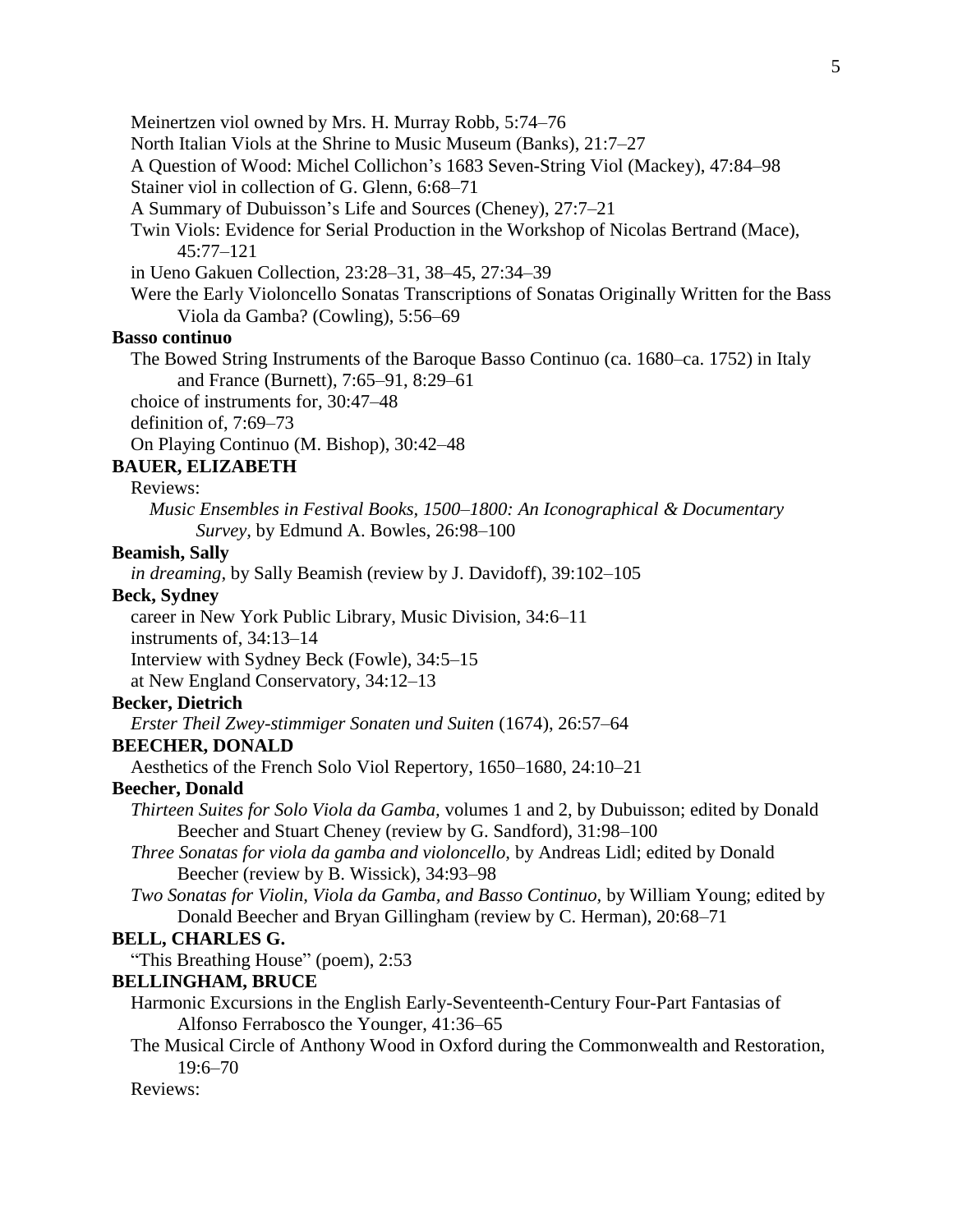Meinertzen viol owned by Mrs. H. Murray Robb, 5:74–76

North Italian Viols at the Shrine to Music Museum (Banks), 21:7–27

A Question of Wood: Michel Collichon's 1683 Seven-String Viol (Mackey), 47:84–98

Stainer viol in collection of G. Glenn, 6:68–71

A Summary of Dubuisson's Life and Sources (Cheney), 27:7–21

Twin Viols: Evidence for Serial Production in the Workshop of Nicolas Bertrand (Mace), 45:77–121

in Ueno Gakuen Collection, 23:28–31, 38–45, 27:34–39

Were the Early Violoncello Sonatas Transcriptions of Sonatas Originally Written for the Bass Viola da Gamba? (Cowling), 5:56–69

**Basso continuo**

The Bowed String Instruments of the Baroque Basso Continuo (ca. 1680–ca. 1752) in Italy and France (Burnett), 7:65–91, 8:29–61

choice of instruments for, 30:47–48

definition of, 7:69–73

On Playing Continuo (M. Bishop), 30:42–48

**BAUER, ELIZABETH**

Reviews:

*Music Ensembles in Festival Books, 1500–1800: An Iconographical & Documentary Survey*, by Edmund A. Bowles, 26:98–100

**Beamish, Sally**

*in dreaming*, by Sally Beamish (review by J. Davidoff), 39:102–105

**Beck, Sydney**

career in New York Public Library, Music Division, 34:6–11

instruments of, 34:13–14

Interview with Sydney Beck (Fowle), 34:5–15

at New England Conservatory, 34:12–13

**Becker, Dietrich**

*Erster Theil Zwey-stimmiger Sonaten und Suiten* (1674), 26:57–64

**BEECHER, DONALD**

Aesthetics of the French Solo Viol Repertory, 1650–1680, 24:10–21

**Beecher, Donald**

*Thirteen Suites for Solo Viola da Gamba*, volumes 1 and 2, by Dubuisson; edited by Donald Beecher and Stuart Cheney (review by G. Sandford), 31:98–100

*Three Sonatas for viola da gamba and violoncello*, by Andreas Lidl; edited by Donald Beecher (review by B. Wissick), 34:93–98

*Two Sonatas for Violin, Viola da Gamba, and Basso Continuo*, by William Young; edited by Donald Beecher and Bryan Gillingham (review by C. Herman), 20:68–71

**BELL, CHARLES G.**

"This Breathing House" (poem), 2:53

**BELLINGHAM, BRUCE**

Harmonic Excursions in the English Early-Seventeenth-Century Four-Part Fantasias of Alfonso Ferrabosco the Younger, 41:36–65

The Musical Circle of Anthony Wood in Oxford during the Commonwealth and Restoration, 19:6–70

Reviews: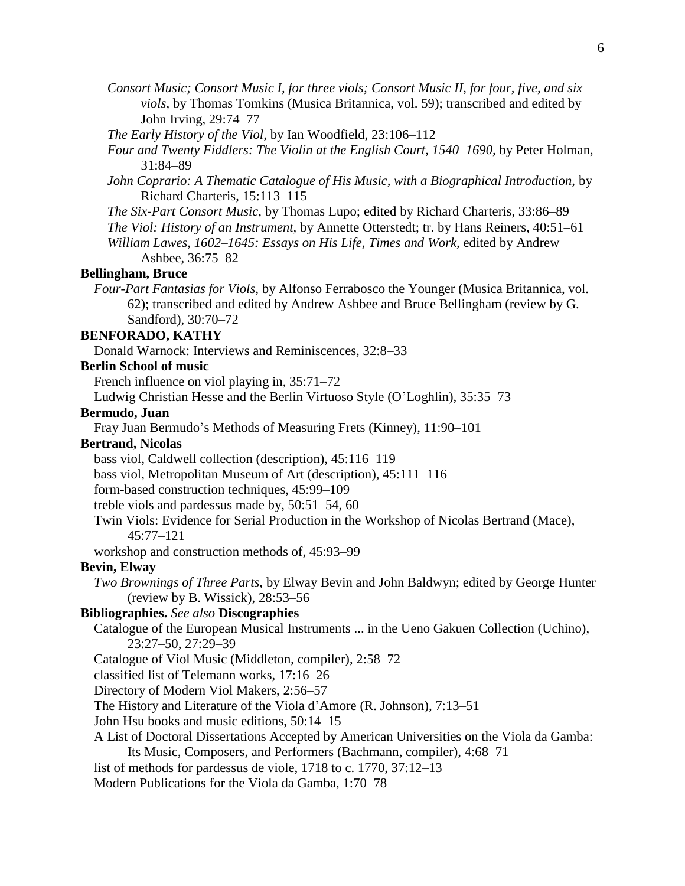*Consort Music; Consort Music I, for three viols; Consort Music II, for four, five, and six viols,* by Thomas Tomkins (Musica Britannica, vol. 59); transcribed and edited by John Irving, 29:74–77

*The Early History of the Viol,* by Ian Woodfield, 23:106–112

*Four and Twenty Fiddlers: The Violin at the English Court, 1540–1690,* by Peter Holman, 31:84–89

*John Coprario: A Thematic Catalogue of His Music, with a Biographical Introduction,* by Richard Charteris, 15:113–115

*The Six-Part Consort Music,* by Thomas Lupo; edited by Richard Charteris, 33:86–89

*The Viol: History of an Instrument,* by Annette Otterstedt; tr. by Hans Reiners, 40:51–61

*William Lawes, 1602–1645: Essays on His Life, Times and Work,* edited by Andrew Ashbee, 36:75–82

**Bellingham, Bruce**

*Four-Part Fantasias for Viols,* by Alfonso Ferrabosco the Younger (Musica Britannica, vol. 62); transcribed and edited by Andrew Ashbee and Bruce Bellingham (review by G. Sandford), 30:70–72

**BENFORADO, KATHY**

Donald Warnock: Interviews and Reminiscences, 32:8–33

**Berlin School of music**

French influence on viol playing in, 35:71–72

Ludwig Christian Hesse and the Berlin Virtuoso Style (O'Loghlin), 35:35–73

**Bermudo, Juan**

Fray Juan Bermudo's Methods of Measuring Frets (Kinney), 11:90–101

**Bertrand, Nicolas**

bass viol, Caldwell collection (description), 45:116–119

bass viol, Metropolitan Museum of Art (description), 45:111–116

form-based construction techniques, 45:99–109

treble viols and pardessus made by, 50:51–54, 60

Twin Viols: Evidence for Serial Production in the Workshop of Nicolas Bertrand (Mace), 45:77–121

workshop and construction methods of, 45:93–99

**Bevin, Elway**

*Two Brownings of Three Parts,* by Elway Bevin and John Baldwyn; edited by George Hunter (review by B. Wissick), 28:53–56

**Bibliographies.** *See also* **Discographies**

Catalogue of the European Musical Instruments ... in the Ueno Gakuen Collection (Uchino), 23:27–50, 27:29–39

Catalogue of Viol Music (Middleton, compiler), 2:58–72

classified list of Telemann works, 17:16–26

Directory of Modern Viol Makers, 2:56–57

The History and Literature of the Viola d'Amore (R. Johnson), 7:13–51

John Hsu books and music editions, 50:14–15

A List of Doctoral Dissertations Accepted by American Universities on the Viola da Gamba: Its Music, Composers, and Performers (Bachmann, compiler), 4:68–71

list of methods for pardessus de viole, 1718 to c. 1770, 37:12–13

Modern Publications for the Viola da Gamba, 1:70–78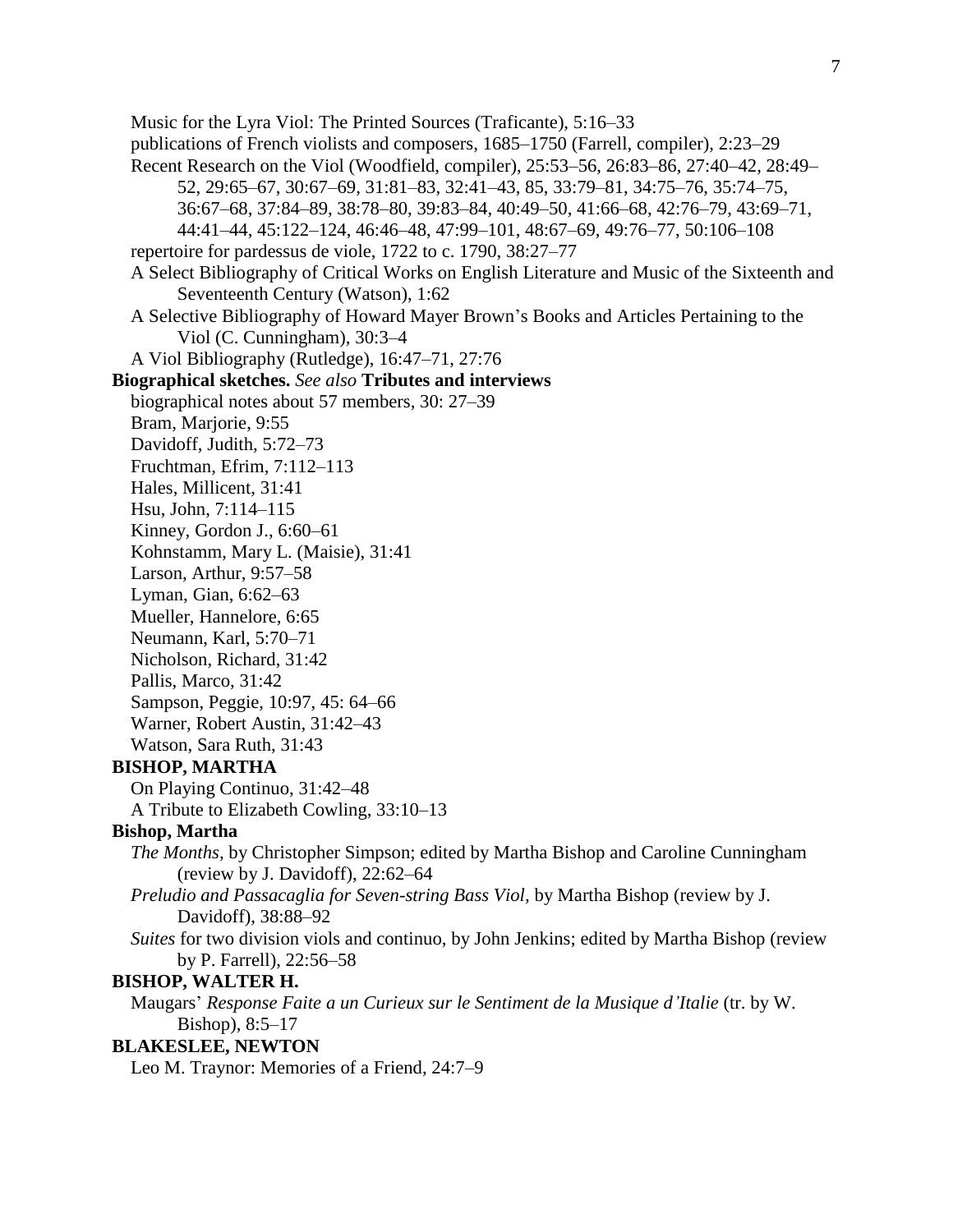Music for the Lyra Viol: The Printed Sources (Traficante), 5:16–33

publications of French violists and composers, 1685–1750 (Farrell, compiler), 2:23–29

Recent Research on the Viol (Woodfield, compiler), 25:53–56, 26:83–86, 27:40–42, 28:49–52, 29:65–67, 30:67–69, 31:81–83, 32:41–43, 85, 33:79–81, 34:75–76, 35:74–75, 36:67–68, 37:84–89, 38:78–80, 39:83–84, 40:49–50, 41:66–68, 42:76–79, 43:69–71, 44:41–44, 45:122–124, 46:46–48, 47:99–101, 48:67–69, 49:76–77, 50:106–108

repertoire for pardessus de viole, 1722 to c. 1790, 38:27–77

A Select Bibliography of Critical Works on English Literature and Music of the Sixteenth and Seventeenth Century (Watson), 1:62

A Selective Bibliography of Howard Mayer Brown's Books and Articles Pertaining to the Viol (C. Cunningham), 30:3–4

A Viol Bibliography (Rutledge), 16:47–71, 27:76

**Biographical sketches.** *See also* **Tributes and interviews**

biographical notes about 57 members, 30: 27–39

Bram, Marjorie, 9:55

Davidoff, Judith, 5:72–73

Fruchtman, Efrim, 7:112–113

Hales, Millicent, 31:41

Hsu, John, 7:114–115

Kinney, Gordon J., 6:60–61

Kohnstamm, Mary L. (Maisie), 31:41

Larson, Arthur, 9:57–58

Lyman, Gian, 6:62–63

Mueller, Hannelore, 6:65

Neumann, Karl, 5:70–71

Nicholson, Richard, 31:42

Pallis, Marco, 31:42

Sampson, Peggie, 10:97, 45: 64–66

Warner, Robert Austin, 31:42–43

Watson, Sara Ruth, 31:43

**BISHOP, MARTHA**

On Playing Continuo, 31:42–48

A Tribute to Elizabeth Cowling, 33:10–13

**Bishop, Martha**

*The Months,* by Christopher Simpson; edited by Martha Bishop and Caroline Cunningham (review by J. Davidoff), 22:62–64

*Preludio and Passacaglia for Seven-string Bass Viol,* by Martha Bishop (review by J. Davidoff), 38:88–92

*Suites* for two division viols and continuo, by John Jenkins; edited by Martha Bishop (review by P. Farrell), 22:56–58

**BISHOP, WALTER H.**

Maugars' *Response Faite a un Curieux sur le Sentiment de la Musique d'Italie* (tr. by W. Bishop), 8:5–17

**BLAKESLEE, NEWTON**

Leo M. Traynor: Memories of a Friend, 24:7–9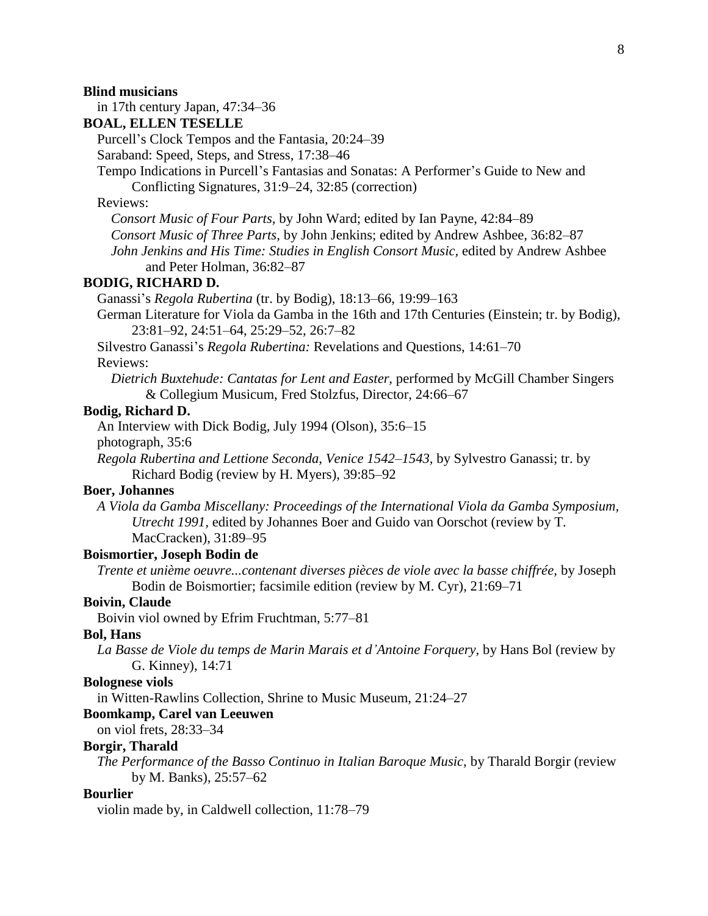**Blind musicians**

in 17th century Japan, 47:34–36

**BOAL, ELLEN TESELLE**

Purcell's Clock Tempos and the Fantasia, 20:24–39

Saraband: Speed, Steps, and Stress, 17:38–46

Tempo Indications in Purcell's Fantasias and Sonatas: A Performer's Guide to New and Conflicting Signatures, 31:9–24, 32:85 (correction)

Reviews:

*Consort Music of Four Parts,* by John Ward; edited by Ian Payne, 42:84–89

*Consort Music of Three Parts,* by John Jenkins; edited by Andrew Ashbee, 36:82–87

*John Jenkins and His Time: Studies in English Consort Music,* edited by Andrew Ashbee and Peter Holman, 36:82–87

**BODIG, RICHARD D.**

Ganassi's *Regola Rubertina* (tr. by Bodig), 18:13–66, 19:99–163

German Literature for Viola da Gamba in the 16th and 17th Centuries (Einstein; tr. by Bodig), 23:81–92, 24:51–64, 25:29–52, 26:7–82

Silvestro Ganassi's *Regola Rubertina:* Revelations and Questions, 14:61–70

Reviews:

*Dietrich Buxtehude: Cantatas for Lent and Easter,* performed by McGill Chamber Singers & Collegium Musicum, Fred Stolzfus, Director, 24:66–67

**Bodig, Richard D.**

An Interview with Dick Bodig, July 1994 (Olson), 35:6–15

photograph, 35:6

*Regola Rubertina and Lettione Seconda, Venice 1542–1543,* by Sylvestro Ganassi; tr. by Richard Bodig (review by H. Myers), 39:85–92

**Boer, Johannes**

*A Viola da Gamba Miscellany: Proceedings of the International Viola da Gamba Symposium, Utrecht 1991,* edited by Johannes Boer and Guido van Oorschot (review by T. MacCracken), 31:89–95

**Boismortier, Joseph Bodin de**

*Trente et unième oeuvre...contenant diverses pièces de viole avec la basse chiffrée,* by Joseph Bodin de Boismortier; facsimile edition (review by M. Cyr), 21:69–71

**Boivin, Claude**

Boivin viol owned by Efrim Fruchtman, 5:77–81

**Bol, Hans**

*La Basse de Viole du temps de Marin Marais et d'Antoine Forquery,* by Hans Bol (review by G. Kinney), 14:71

**Bolognese viols**

in Witten-Rawlins Collection, Shrine to Music Museum, 21:24–27

**Boomkamp, Carel van Leeuwen**

on viol frets, 28:33–34

**Borgir, Tharald**

*The Performance of the Basso Continuo in Italian Baroque Music,* by Tharald Borgir (review by M. Banks), 25:57–62

**Bourlier**

violin made by, in Caldwell collection, 11:78–79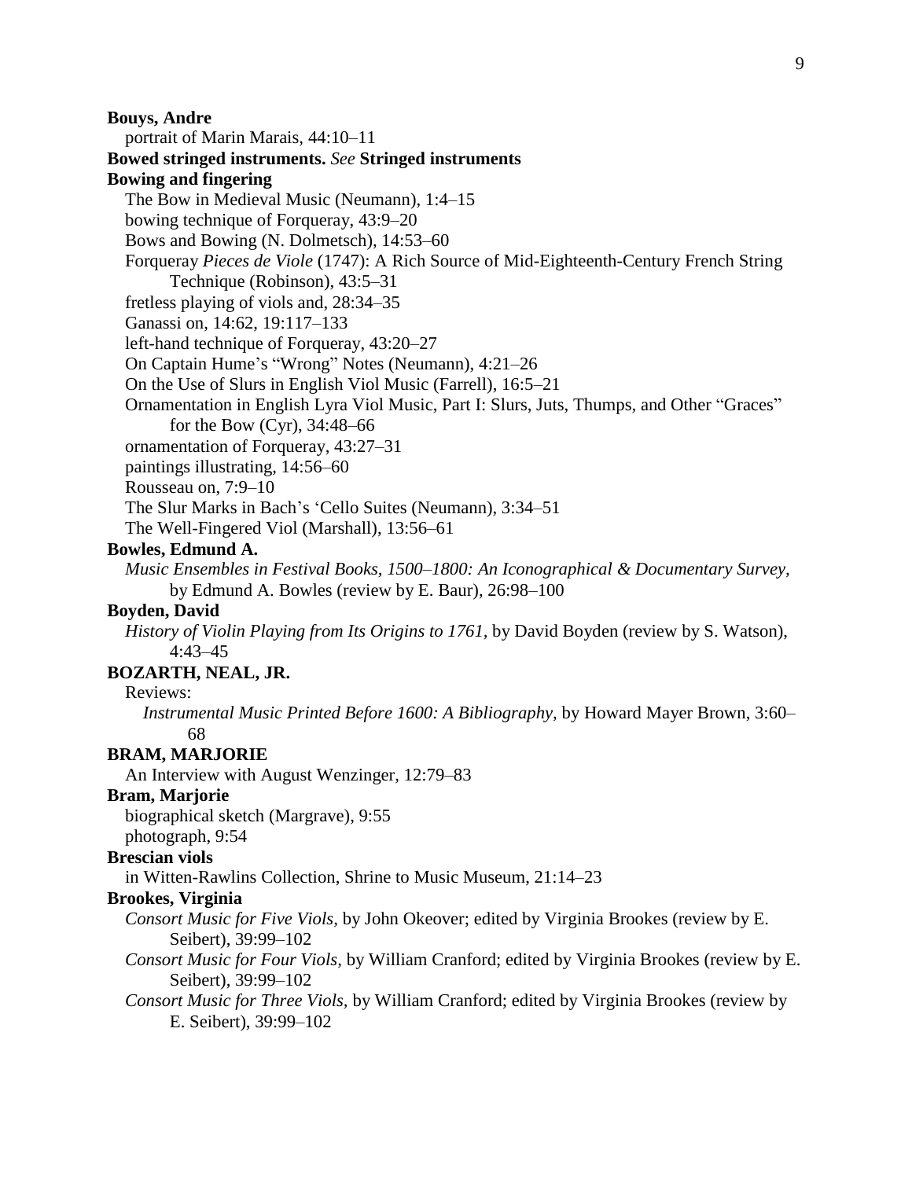**Bouys, Andre**
portrait of Marin Marais, 44:10–11

**Bowed stringed instruments.** *See* **Stringed instruments**

**Bowing and fingering**
The Bow in Medieval Music (Neumann), 1:4–15
bowing technique of Forqueray, 43:9–20
Bows and Bowing (N. Dolmetsch), 14:53–60
Forqueray *Pieces de Viole* (1747): A Rich Source of Mid-Eighteenth-Century French String Technique (Robinson), 43:5–31
fretless playing of viols and, 28:34–35
Ganassi on, 14:62, 19:117–133
left-hand technique of Forqueray, 43:20–27
On Captain Hume's "Wrong" Notes (Neumann), 4:21–26
On the Use of Slurs in English Viol Music (Farrell), 16:5–21
Ornamentation in English Lyra Viol Music, Part I: Slurs, Juts, Thumps, and Other "Graces" for the Bow (Cyr), 34:48–66
ornamentation of Forqueray, 43:27–31
paintings illustrating, 14:56–60
Rousseau on, 7:9–10
The Slur Marks in Bach's 'Cello Suites (Neumann), 3:34–51
The Well-Fingered Viol (Marshall), 13:56–61

**Bowles, Edmund A.**
*Music Ensembles in Festival Books, 1500–1800: An Iconographical & Documentary Survey,* by Edmund A. Bowles (review by E. Baur), 26:98–100

**Boyden, David**
*History of Violin Playing from Its Origins to 1761,* by David Boyden (review by S. Watson), 4:43–45

**BOZARTH, NEAL, JR.**
Reviews:
*Instrumental Music Printed Before 1600: A Bibliography,* by Howard Mayer Brown, 3:60–68

**BRAM, MARJORIE**
An Interview with August Wenzinger, 12:79–83

**Bram, Marjorie**
biographical sketch (Margrave), 9:55
photograph, 9:54

**Brescian viols**
in Witten-Rawlins Collection, Shrine to Music Museum, 21:14–23

**Brookes, Virginia**
*Consort Music for Five Viols,* by John Okeover; edited by Virginia Brookes (review by E. Seibert), 39:99–102
*Consort Music for Four Viols,* by William Cranford; edited by Virginia Brookes (review by E. Seibert), 39:99–102
*Consort Music for Three Viols,* by William Cranford; edited by Virginia Brookes (review by E. Seibert), 39:99–102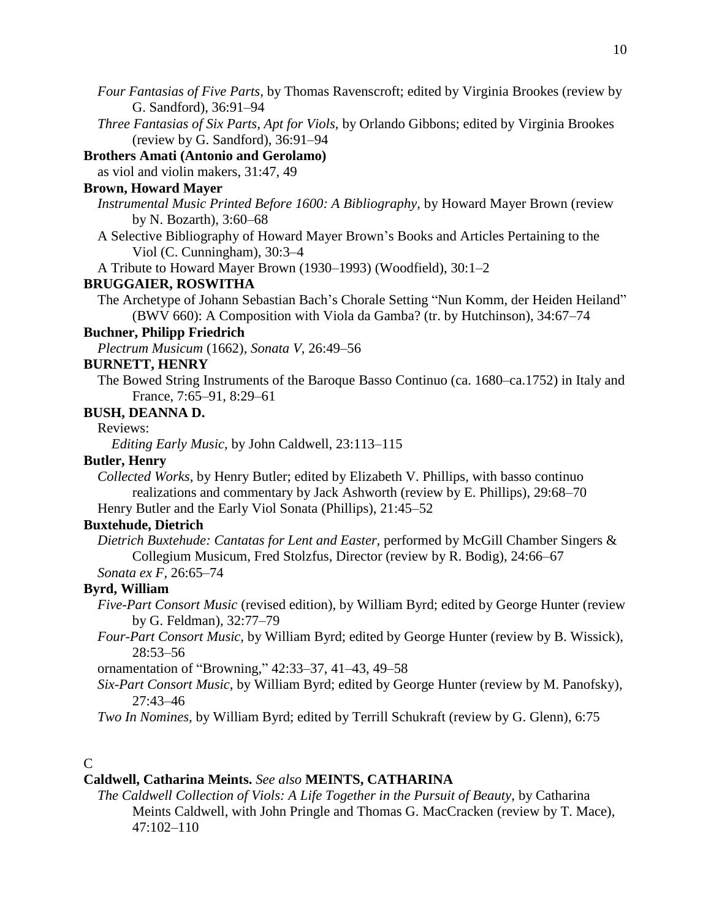*Four Fantasias of Five Parts*, by Thomas Ravenscroft; edited by Virginia Brookes (review by G. Sandford), 36:91–94

*Three Fantasias of Six Parts, Apt for Viols*, by Orlando Gibbons; edited by Virginia Brookes (review by G. Sandford), 36:91–94

**Brothers Amati (Antonio and Gerolamo)**

as viol and violin makers, 31:47, 49

**Brown, Howard Mayer**

*Instrumental Music Printed Before 1600: A Bibliography*, by Howard Mayer Brown (review by N. Bozarth), 3:60–68

A Selective Bibliography of Howard Mayer Brown's Books and Articles Pertaining to the Viol (C. Cunningham), 30:3–4

A Tribute to Howard Mayer Brown (1930–1993) (Woodfield), 30:1–2

**BRUGGAIER, ROSWITHA**

The Archetype of Johann Sebastian Bach's Chorale Setting "Nun Komm, der Heiden Heiland" (BWV 660): A Composition with Viola da Gamba? (tr. by Hutchinson), 34:67–74

**Buchner, Philipp Friedrich**

*Plectrum Musicum* (1662), *Sonata V*, 26:49–56

**BURNETT, HENRY**

The Bowed String Instruments of the Baroque Basso Continuo (ca. 1680–ca.1752) in Italy and France, 7:65–91, 8:29–61

**BUSH, DEANNA D.**

Reviews:

*Editing Early Music*, by John Caldwell, 23:113–115

**Butler, Henry**

*Collected Works*, by Henry Butler; edited by Elizabeth V. Phillips, with basso continuo realizations and commentary by Jack Ashworth (review by E. Phillips), 29:68–70

Henry Butler and the Early Viol Sonata (Phillips), 21:45–52

**Buxtehude, Dietrich**

*Dietrich Buxtehude: Cantatas for Lent and Easter*, performed by McGill Chamber Singers & Collegium Musicum, Fred Stolzfus, Director (review by R. Bodig), 24:66–67

*Sonata ex F*, 26:65–74

**Byrd, William**

*Five-Part Consort Music* (revised edition), by William Byrd; edited by George Hunter (review by G. Feldman), 32:77–79

*Four-Part Consort Music*, by William Byrd; edited by George Hunter (review by B. Wissick), 28:53–56

ornamentation of "Browning," 42:33–37, 41–43, 49–58

*Six-Part Consort Music*, by William Byrd; edited by George Hunter (review by M. Panofsky), 27:43–46

*Two In Nomines*, by William Byrd; edited by Terrill Schukraft (review by G. Glenn), 6:75

C

**Caldwell, Catharina Meints.** *See also* **MEINTS, CATHARINA**

*The Caldwell Collection of Viols: A Life Together in the Pursuit of Beauty*, by Catharina Meints Caldwell, with John Pringle and Thomas G. MacCracken (review by T. Mace), 47:102–110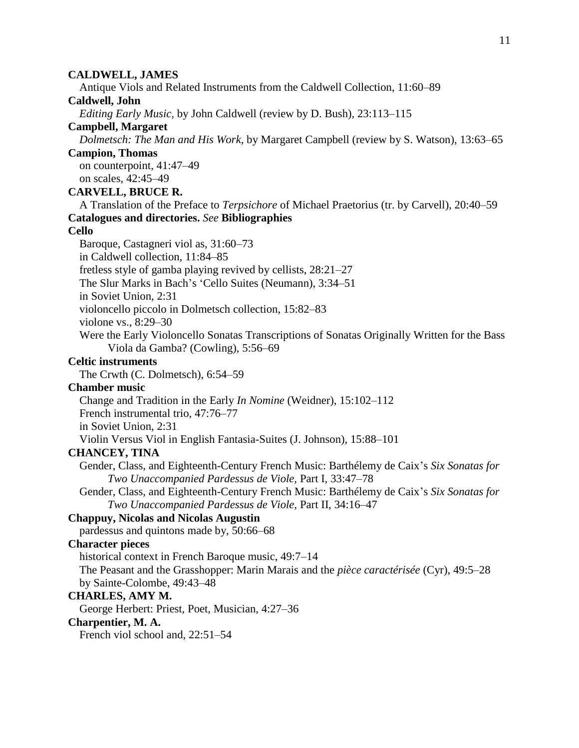**CALDWELL, JAMES**

Antique Viols and Related Instruments from the Caldwell Collection, 11:60–89

**Caldwell, John**

*Editing Early Music*, by John Caldwell (review by D. Bush), 23:113–115

**Campbell, Margaret**

*Dolmetsch: The Man and His Work*, by Margaret Campbell (review by S. Watson), 13:63–65

**Campion, Thomas**

on counterpoint, 41:47–49

on scales, 42:45–49

**CARVELL, BRUCE R.**

A Translation of the Preface to *Terpsichore* of Michael Praetorius (tr. by Carvell), 20:40–59

**Catalogues and directories.** *See* **Bibliographies**

**Cello**

Baroque, Castagneri viol as, 31:60–73

in Caldwell collection, 11:84–85

fretless style of gamba playing revived by cellists, 28:21–27

The Slur Marks in Bach's 'Cello Suites (Neumann), 3:34–51

in Soviet Union, 2:31

violoncello piccolo in Dolmetsch collection, 15:82–83

violone vs., 8:29–30

Were the Early Violoncello Sonatas Transcriptions of Sonatas Originally Written for the Bass Viola da Gamba? (Cowling), 5:56–69

**Celtic instruments**

The Crwth (C. Dolmetsch), 6:54–59

**Chamber music**

Change and Tradition in the Early *In Nomine* (Weidner), 15:102–112

French instrumental trio, 47:76–77

in Soviet Union, 2:31

Violin Versus Viol in English Fantasia-Suites (J. Johnson), 15:88–101

**CHANCEY, TINA**

Gender, Class, and Eighteenth-Century French Music: Barthélemy de Caix's *Six Sonatas for Two Unaccompanied Pardessus de Viole*, Part I, 33:47–78

Gender, Class, and Eighteenth-Century French Music: Barthélemy de Caix's *Six Sonatas for Two Unaccompanied Pardessus de Viole*, Part II, 34:16–47

**Chappuy, Nicolas and Nicolas Augustin**

pardessus and quintons made by, 50:66–68

**Character pieces**

historical context in French Baroque music, 49:7–14

The Peasant and the Grasshopper: Marin Marais and the *pièce caractérisée* (Cyr), 49:5–28

by Sainte-Colombe, 49:43–48

**CHARLES, AMY M.**

George Herbert: Priest, Poet, Musician, 4:27–36

**Charpentier, M. A.**

French viol school and, 22:51–54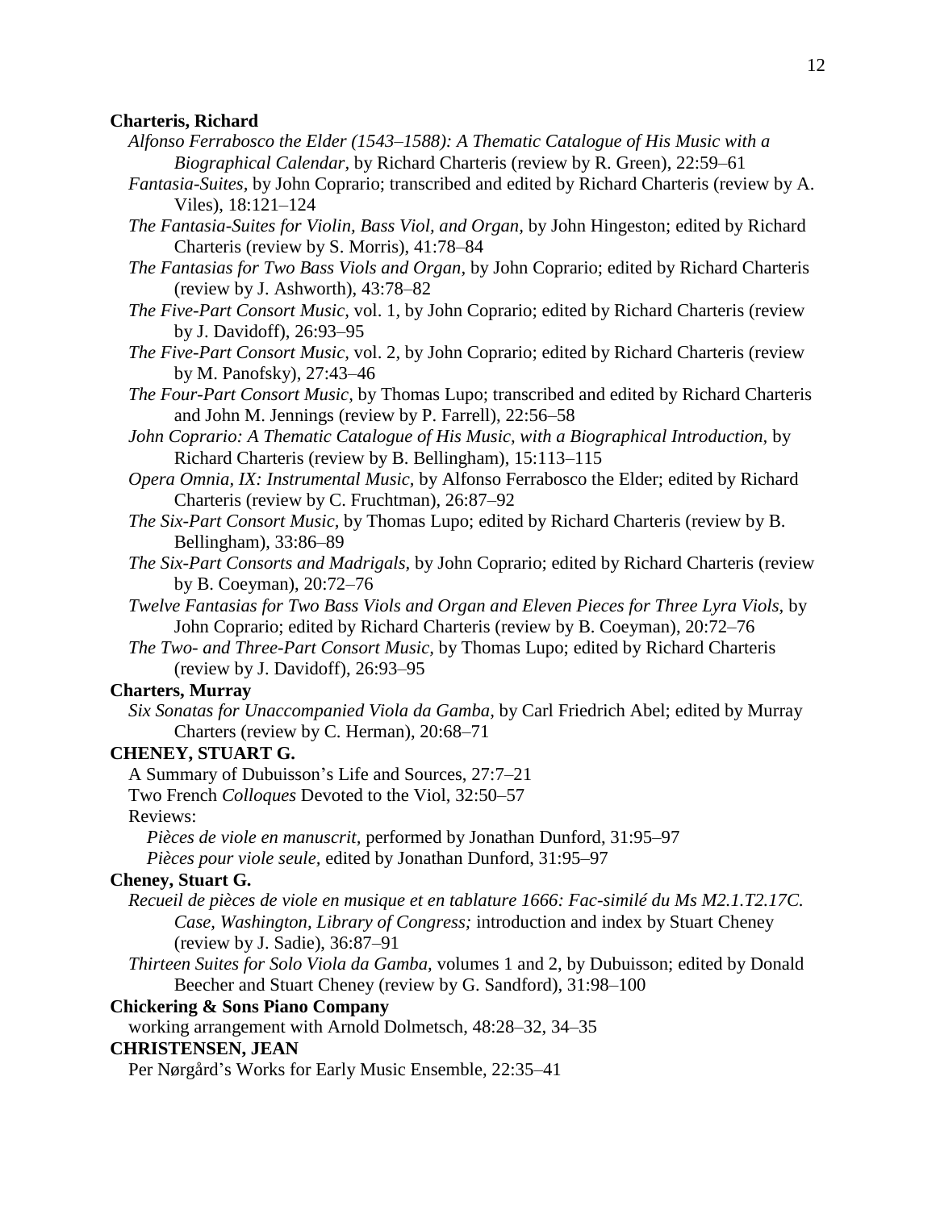**Charteris, Richard**

*Alfonso Ferrabosco the Elder (1543–1588): A Thematic Catalogue of His Music with a Biographical Calendar*, by Richard Charteris (review by R. Green), 22:59–61

*Fantasia-Suites*, by John Coprario; transcribed and edited by Richard Charteris (review by A. Viles), 18:121–124

*The Fantasia-Suites for Violin, Bass Viol, and Organ*, by John Hingeston; edited by Richard Charteris (review by S. Morris), 41:78–84

*The Fantasias for Two Bass Viols and Organ*, by John Coprario; edited by Richard Charteris (review by J. Ashworth), 43:78–82

*The Five-Part Consort Music*, vol. 1, by John Coprario; edited by Richard Charteris (review by J. Davidoff), 26:93–95

*The Five-Part Consort Music*, vol. 2, by John Coprario; edited by Richard Charteris (review by M. Panofsky), 27:43–46

*The Four-Part Consort Music*, by Thomas Lupo; transcribed and edited by Richard Charteris and John M. Jennings (review by P. Farrell), 22:56–58

*John Coprario: A Thematic Catalogue of His Music, with a Biographical Introduction*, by Richard Charteris (review by B. Bellingham), 15:113–115

*Opera Omnia, IX: Instrumental Music*, by Alfonso Ferrabosco the Elder; edited by Richard Charteris (review by C. Fruchtman), 26:87–92

*The Six-Part Consort Music*, by Thomas Lupo; edited by Richard Charteris (review by B. Bellingham), 33:86–89

*The Six-Part Consorts and Madrigals*, by John Coprario; edited by Richard Charteris (review by B. Coeyman), 20:72–76

*Twelve Fantasias for Two Bass Viols and Organ and Eleven Pieces for Three Lyra Viols*, by John Coprario; edited by Richard Charteris (review by B. Coeyman), 20:72–76

*The Two- and Three-Part Consort Music*, by Thomas Lupo; edited by Richard Charteris (review by J. Davidoff), 26:93–95

**Charters, Murray**

*Six Sonatas for Unaccompanied Viola da Gamba*, by Carl Friedrich Abel; edited by Murray Charters (review by C. Herman), 20:68–71

**CHENEY, STUART G.**

A Summary of Dubuisson's Life and Sources, 27:7–21

Two French *Colloques* Devoted to the Viol, 32:50–57

Reviews:

*Pièces de viole en manuscrit*, performed by Jonathan Dunford, 31:95–97

*Pièces pour viole seule*, edited by Jonathan Dunford, 31:95–97

**Cheney, Stuart G.**

*Recueil de pièces de viole en musique et en tablature 1666: Fac-similé du Ms M2.1.T2.17C. Case, Washington, Library of Congress;* introduction and index by Stuart Cheney (review by J. Sadie), 36:87–91

*Thirteen Suites for Solo Viola da Gamba*, volumes 1 and 2, by Dubuisson; edited by Donald Beecher and Stuart Cheney (review by G. Sandford), 31:98–100

**Chickering & Sons Piano Company**

working arrangement with Arnold Dolmetsch, 48:28–32, 34–35

**CHRISTENSEN, JEAN**

Per Nørgård's Works for Early Music Ensemble, 22:35–41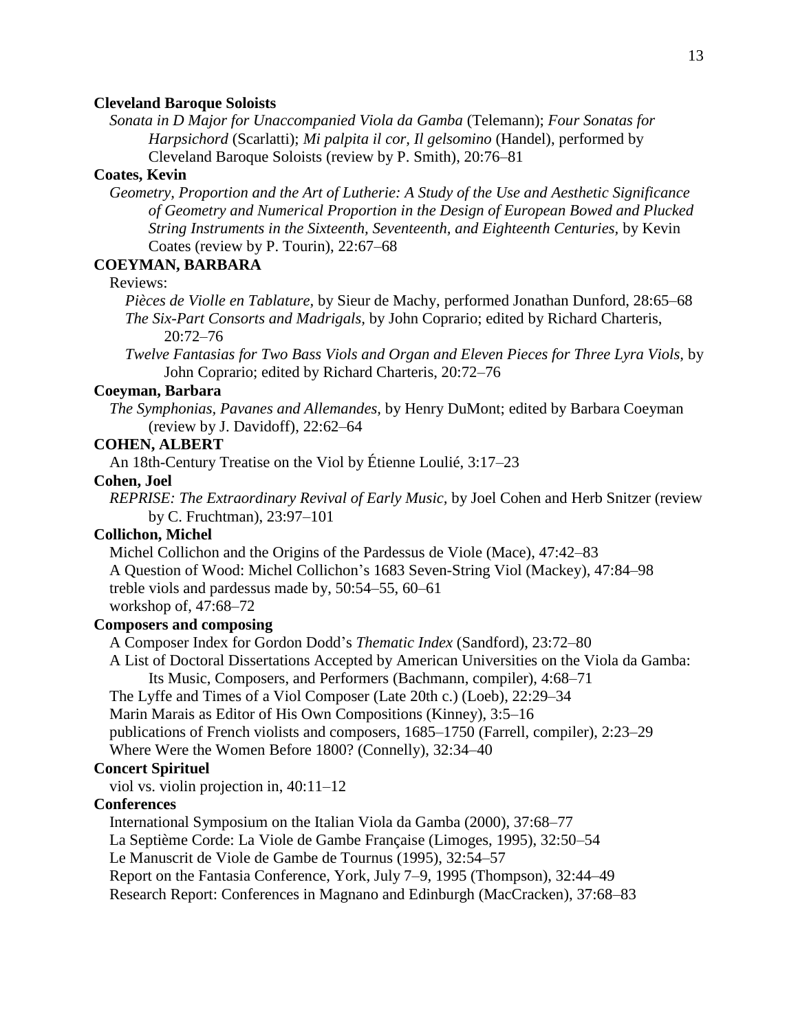**Cleveland Baroque Soloists**

*Sonata in D Major for Unaccompanied Viola da Gamba* (Telemann); *Four Sonatas for Harpsichord* (Scarlatti); *Mi palpita il cor, Il gelsomino* (Handel), performed by Cleveland Baroque Soloists (review by P. Smith), 20:76–81

**Coates, Kevin**

*Geometry, Proportion and the Art of Lutherie: A Study of the Use and Aesthetic Significance of Geometry and Numerical Proportion in the Design of European Bowed and Plucked String Instruments in the Sixteenth, Seventeenth, and Eighteenth Centuries,* by Kevin Coates (review by P. Tourin), 22:67–68

**COEYMAN, BARBARA**

Reviews:

*Pièces de Violle en Tablature,* by Sieur de Machy, performed Jonathan Dunford, 28:65–68

*The Six-Part Consorts and Madrigals,* by John Coprario; edited by Richard Charteris, 20:72–76

*Twelve Fantasias for Two Bass Viols and Organ and Eleven Pieces for Three Lyra Viols,* by John Coprario; edited by Richard Charteris, 20:72–76

**Coeyman, Barbara**

*The Symphonias, Pavanes and Allemandes,* by Henry DuMont; edited by Barbara Coeyman (review by J. Davidoff), 22:62–64

**COHEN, ALBERT**

An 18th-Century Treatise on the Viol by Étienne Loulié, 3:17–23

**Cohen, Joel**

*REPRISE: The Extraordinary Revival of Early Music,* by Joel Cohen and Herb Snitzer (review by C. Fruchtman), 23:97–101

**Collichon, Michel**

Michel Collichon and the Origins of the Pardessus de Viole (Mace), 47:42–83

A Question of Wood: Michel Collichon's 1683 Seven-String Viol (Mackey), 47:84–98

treble viols and pardessus made by, 50:54–55, 60–61

workshop of, 47:68–72

**Composers and composing**

A Composer Index for Gordon Dodd's *Thematic Index* (Sandford), 23:72–80

A List of Doctoral Dissertations Accepted by American Universities on the Viola da Gamba: Its Music, Composers, and Performers (Bachmann, compiler), 4:68–71

The Lyffe and Times of a Viol Composer (Late 20th c.) (Loeb), 22:29–34

Marin Marais as Editor of His Own Compositions (Kinney), 3:5–16

publications of French violists and composers, 1685–1750 (Farrell, compiler), 2:23–29

Where Were the Women Before 1800? (Connelly), 32:34–40

**Concert Spirituel**

viol vs. violin projection in, 40:11–12

**Conferences**

International Symposium on the Italian Viola da Gamba (2000), 37:68–77

La Septième Corde: La Viole de Gambe Française (Limoges, 1995), 32:50–54

Le Manuscrit de Viole de Gambe de Tournus (1995), 32:54–57

Report on the Fantasia Conference, York, July 7–9, 1995 (Thompson), 32:44–49

Research Report: Conferences in Magnano and Edinburgh (MacCracken), 37:68–83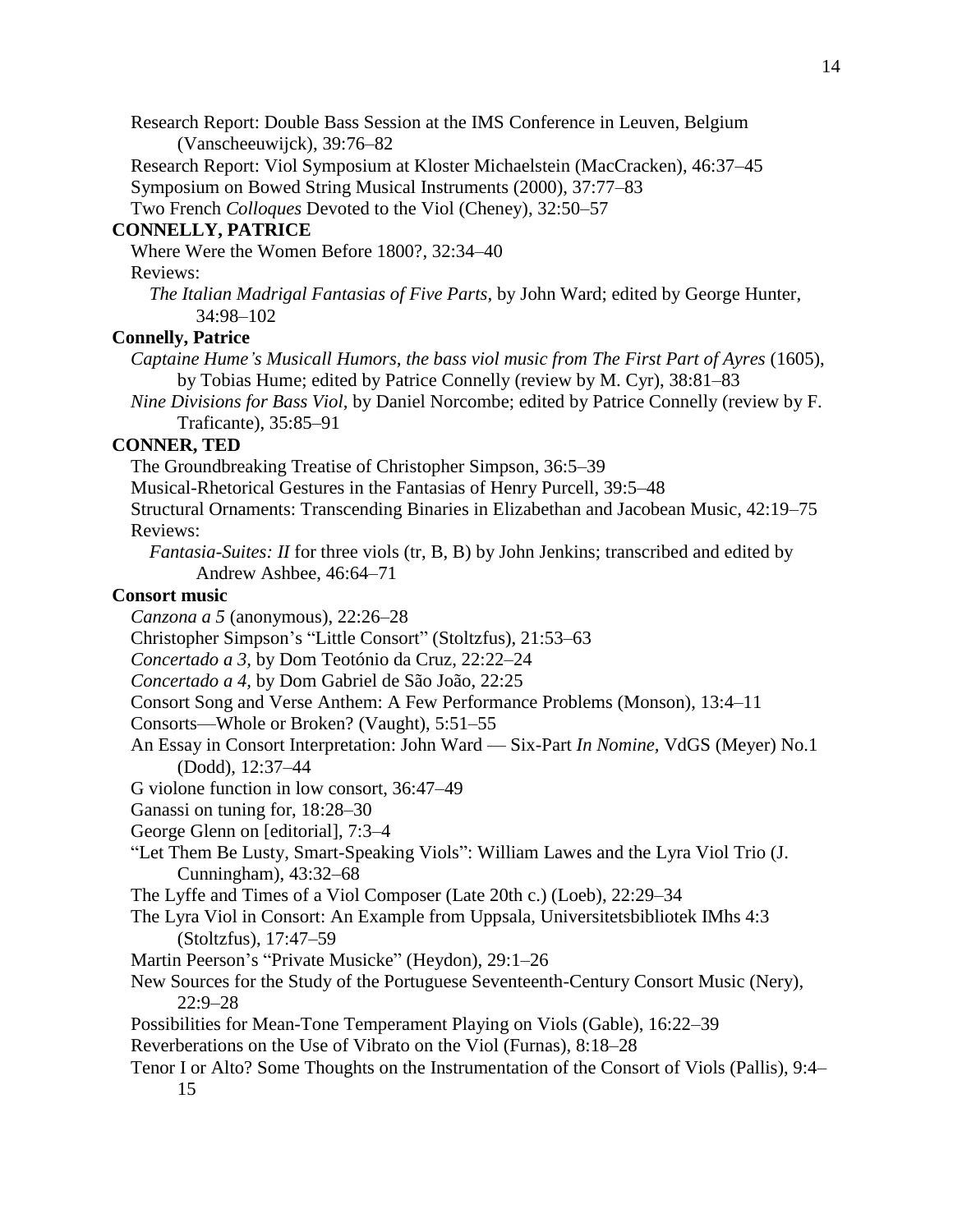Research Report: Double Bass Session at the IMS Conference in Leuven, Belgium (Vanscheeuwijck), 39:76–82

Research Report: Viol Symposium at Kloster Michaelstein (MacCracken), 46:37–45

Symposium on Bowed String Musical Instruments (2000), 37:77–83

Two French *Colloques* Devoted to the Viol (Cheney), 32:50–57

**CONNELLY, PATRICE**

Where Were the Women Before 1800?, 32:34–40

Reviews:

*The Italian Madrigal Fantasias of Five Parts,* by John Ward; edited by George Hunter, 34:98–102

**Connelly, Patrice**

*Captaine Hume's Musicall Humors, the bass viol music from The First Part of Ayres* (1605), by Tobias Hume; edited by Patrice Connelly (review by M. Cyr), 38:81–83

*Nine Divisions for Bass Viol,* by Daniel Norcombe; edited by Patrice Connelly (review by F. Traficante), 35:85–91

**CONNER, TED**

The Groundbreaking Treatise of Christopher Simpson, 36:5–39

Musical-Rhetorical Gestures in the Fantasias of Henry Purcell, 39:5–48

Structural Ornaments: Transcending Binaries in Elizabethan and Jacobean Music, 42:19–75

Reviews:

*Fantasia-Suites: II* for three viols (tr, B, B) by John Jenkins; transcribed and edited by Andrew Ashbee, 46:64–71

**Consort music**

*Canzona a 5* (anonymous), 22:26–28

Christopher Simpson's "Little Consort" (Stoltzfus), 21:53–63

*Concertado a 3,* by Dom Teotónio da Cruz, 22:22–24

*Concertado a 4,* by Dom Gabriel de São João, 22:25

Consort Song and Verse Anthem: A Few Performance Problems (Monson), 13:4–11

Consorts—Whole or Broken? (Vaught), 5:51–55

An Essay in Consort Interpretation: John Ward — Six-Part *In Nomine,* VdGS (Meyer) No.1 (Dodd), 12:37–44

G violone function in low consort, 36:47–49

Ganassi on tuning for, 18:28–30

George Glenn on [editorial], 7:3–4

"Let Them Be Lusty, Smart-Speaking Viols": William Lawes and the Lyra Viol Trio (J. Cunningham), 43:32–68

The Lyffe and Times of a Viol Composer (Late 20th c.) (Loeb), 22:29–34

The Lyra Viol in Consort: An Example from Uppsala, Universitetsbibliotek IMhs 4:3 (Stoltzfus), 17:47–59

Martin Peerson's "Private Musicke" (Heydon), 29:1–26

New Sources for the Study of the Portuguese Seventeenth-Century Consort Music (Nery), 22:9–28

Possibilities for Mean-Tone Temperament Playing on Viols (Gable), 16:22–39

Reverberations on the Use of Vibrato on the Viol (Furnas), 8:18–28

Tenor I or Alto? Some Thoughts on the Instrumentation of the Consort of Viols (Pallis), 9:4–15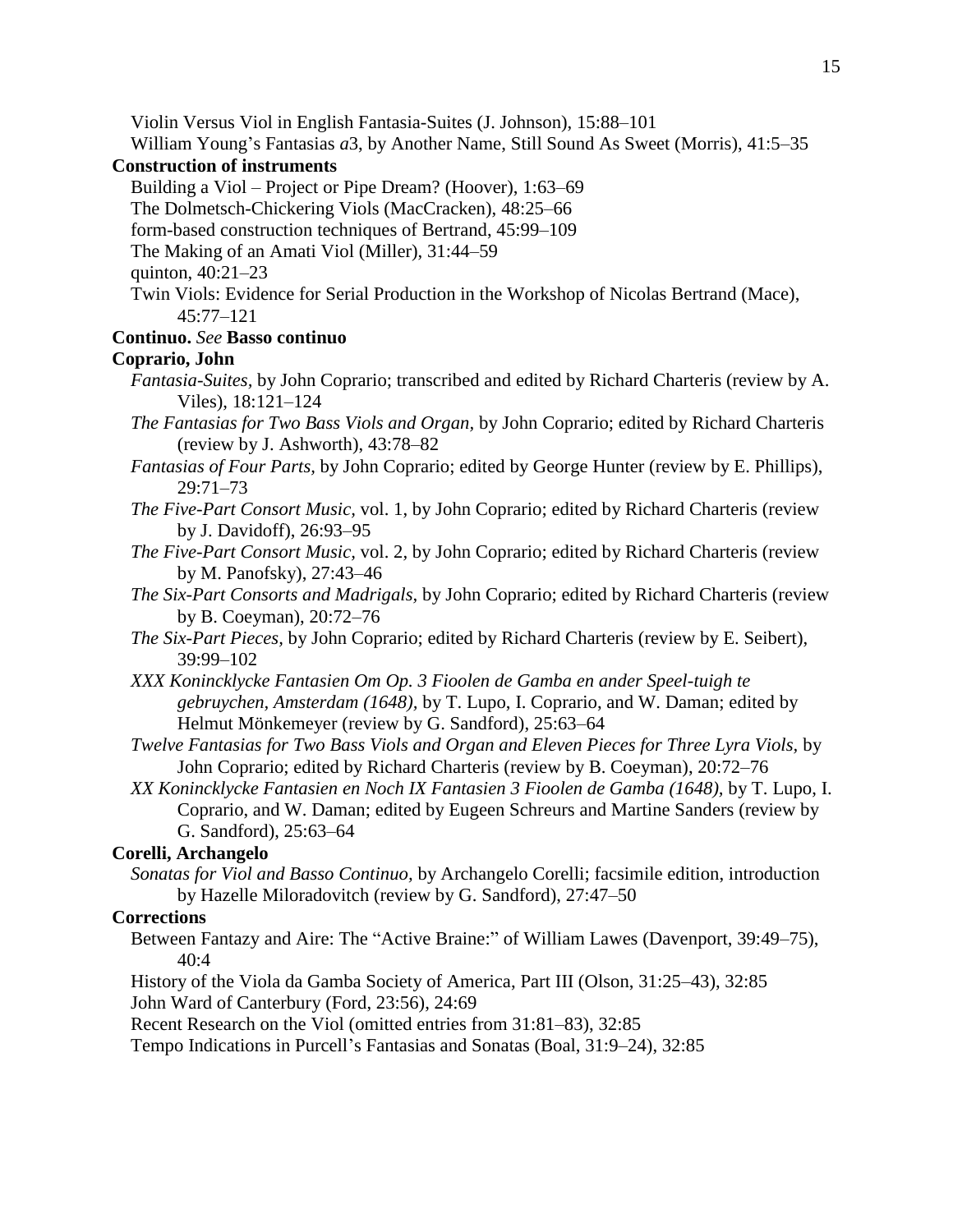Violin Versus Viol in English Fantasia-Suites (J. Johnson), 15:88–101

William Young's Fantasias *a*3, by Another Name, Still Sound As Sweet (Morris), 41:5–35

**Construction of instruments**

Building a Viol – Project or Pipe Dream? (Hoover), 1:63–69

The Dolmetsch-Chickering Viols (MacCracken), 48:25–66

form-based construction techniques of Bertrand, 45:99–109

The Making of an Amati Viol (Miller), 31:44–59

quinton, 40:21–23

Twin Viols: Evidence for Serial Production in the Workshop of Nicolas Bertrand (Mace), 45:77–121

**Continuo.** *See* **Basso continuo**

**Coprario, John**

*Fantasia-Suites,* by John Coprario; transcribed and edited by Richard Charteris (review by A. Viles), 18:121–124

*The Fantasias for Two Bass Viols and Organ,* by John Coprario; edited by Richard Charteris (review by J. Ashworth), 43:78–82

*Fantasias of Four Parts,* by John Coprario; edited by George Hunter (review by E. Phillips), 29:71–73

*The Five-Part Consort Music,* vol. 1, by John Coprario; edited by Richard Charteris (review by J. Davidoff), 26:93–95

*The Five-Part Consort Music,* vol. 2, by John Coprario; edited by Richard Charteris (review by M. Panofsky), 27:43–46

*The Six-Part Consorts and Madrigals,* by John Coprario; edited by Richard Charteris (review by B. Coeyman), 20:72–76

*The Six-Part Pieces,* by John Coprario; edited by Richard Charteris (review by E. Seibert), 39:99–102

*XXX Konincklycke Fantasien Om Op. 3 Fioolen de Gamba en ander Speel-tuigh te gebruychen, Amsterdam (1648),* by T. Lupo, I. Coprario, and W. Daman; edited by Helmut Mönkemeyer (review by G. Sandford), 25:63–64

*Twelve Fantasias for Two Bass Viols and Organ and Eleven Pieces for Three Lyra Viols,* by John Coprario; edited by Richard Charteris (review by B. Coeyman), 20:72–76

*XX Konincklycke Fantasien en Noch IX Fantasien 3 Fioolen de Gamba (1648),* by T. Lupo, I. Coprario, and W. Daman; edited by Eugeen Schreurs and Martine Sanders (review by G. Sandford), 25:63–64

**Corelli, Archangelo**

*Sonatas for Viol and Basso Continuo,* by Archangelo Corelli; facsimile edition, introduction by Hazelle Miloradovitch (review by G. Sandford), 27:47–50

**Corrections**

Between Fantazy and Aire: The "Active Braine:" of William Lawes (Davenport, 39:49–75), 40:4

History of the Viola da Gamba Society of America, Part III (Olson, 31:25–43), 32:85

John Ward of Canterbury (Ford, 23:56), 24:69

Recent Research on the Viol (omitted entries from 31:81–83), 32:85

Tempo Indications in Purcell's Fantasias and Sonatas (Boal, 31:9–24), 32:85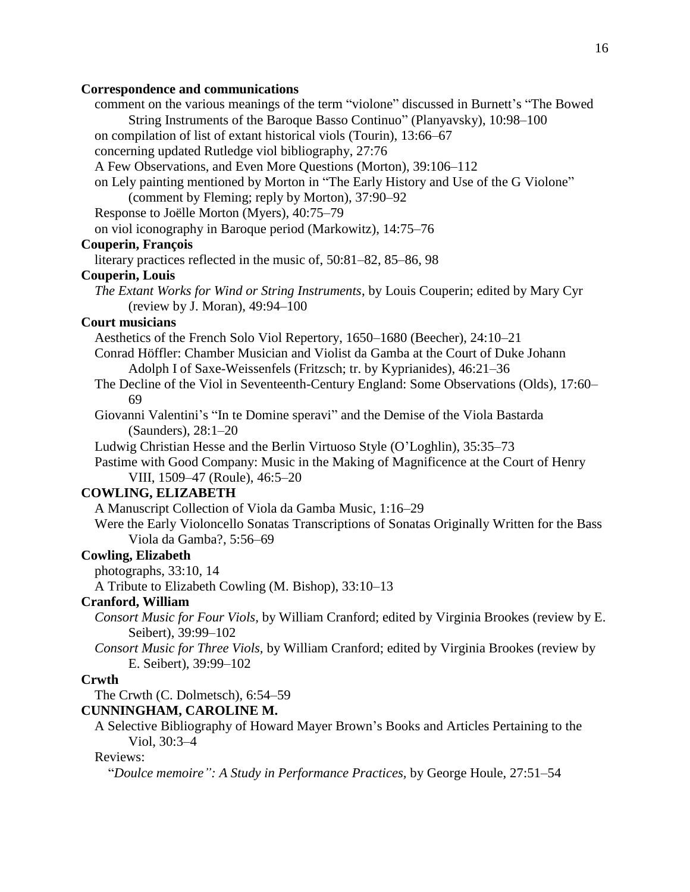**Correspondence and communications**

comment on the various meanings of the term "violone" discussed in Burnett's "The Bowed String Instruments of the Baroque Basso Continuo" (Planyavsky), 10:98–100

on compilation of list of extant historical viols (Tourin), 13:66–67

concerning updated Rutledge viol bibliography, 27:76

A Few Observations, and Even More Questions (Morton), 39:106–112

on Lely painting mentioned by Morton in "The Early History and Use of the G Violone" (comment by Fleming; reply by Morton), 37:90–92

Response to Joëlle Morton (Myers), 40:75–79

on viol iconography in Baroque period (Markowitz), 14:75–76

**Couperin, François**

literary practices reflected in the music of, 50:81–82, 85–86, 98

**Couperin, Louis**

*The Extant Works for Wind or String Instruments*, by Louis Couperin; edited by Mary Cyr (review by J. Moran), 49:94–100

**Court musicians**

Aesthetics of the French Solo Viol Repertory, 1650–1680 (Beecher), 24:10–21

Conrad Höffler: Chamber Musician and Violist da Gamba at the Court of Duke Johann Adolph I of Saxe-Weissenfels (Fritzsch; tr. by Kyprianides), 46:21–36

The Decline of the Viol in Seventeenth-Century England: Some Observations (Olds), 17:60–69

Giovanni Valentini's "In te Domine speravi" and the Demise of the Viola Bastarda (Saunders), 28:1–20

Ludwig Christian Hesse and the Berlin Virtuoso Style (O'Loghlin), 35:35–73

Pastime with Good Company: Music in the Making of Magnificence at the Court of Henry VIII, 1509–47 (Roule), 46:5–20

**COWLING, ELIZABETH**

A Manuscript Collection of Viola da Gamba Music, 1:16–29

Were the Early Violoncello Sonatas Transcriptions of Sonatas Originally Written for the Bass Viola da Gamba?, 5:56–69

**Cowling, Elizabeth**

photographs, 33:10, 14

A Tribute to Elizabeth Cowling (M. Bishop), 33:10–13

**Cranford, William**

*Consort Music for Four Viols,* by William Cranford; edited by Virginia Brookes (review by E. Seibert), 39:99–102

*Consort Music for Three Viols,* by William Cranford; edited by Virginia Brookes (review by E. Seibert), 39:99–102

**Crwth**

The Crwth (C. Dolmetsch), 6:54–59

**CUNNINGHAM, CAROLINE M.**

A Selective Bibliography of Howard Mayer Brown's Books and Articles Pertaining to the Viol, 30:3–4

Reviews:

"*Doulce memoire": A Study in Performance Practices,* by George Houle, 27:51–54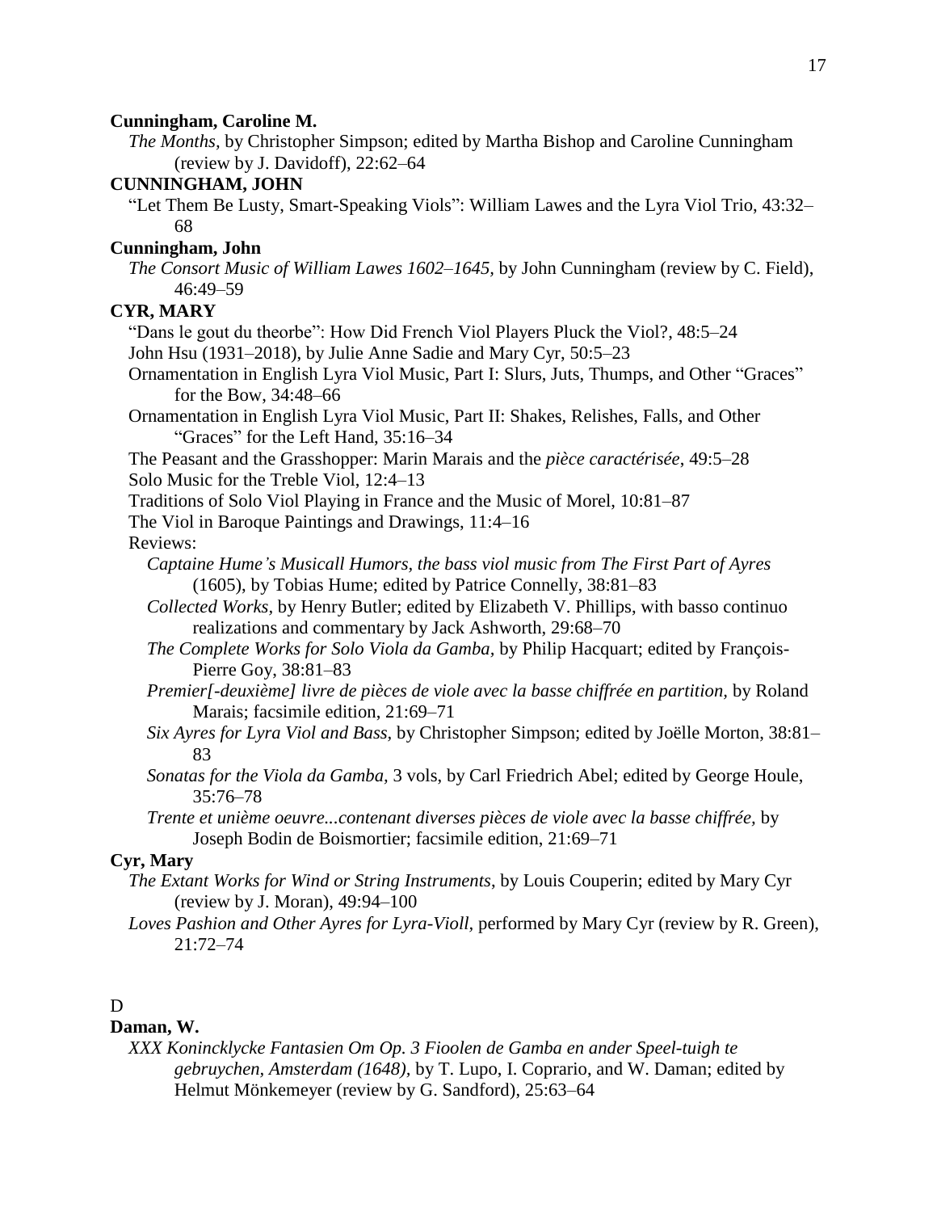**Cunningham, Caroline M.**

*The Months*, by Christopher Simpson; edited by Martha Bishop and Caroline Cunningham (review by J. Davidoff), 22:62–64

**CUNNINGHAM, JOHN**

"Let Them Be Lusty, Smart-Speaking Viols": William Lawes and the Lyra Viol Trio, 43:32–68

**Cunningham, John**

*The Consort Music of William Lawes 1602–1645*, by John Cunningham (review by C. Field), 46:49–59

**CYR, MARY**

"Dans le gout du theorbe": How Did French Viol Players Pluck the Viol?, 48:5–24

John Hsu (1931–2018), by Julie Anne Sadie and Mary Cyr, 50:5–23

Ornamentation in English Lyra Viol Music, Part I: Slurs, Juts, Thumps, and Other "Graces" for the Bow, 34:48–66

Ornamentation in English Lyra Viol Music, Part II: Shakes, Relishes, Falls, and Other "Graces" for the Left Hand, 35:16–34

The Peasant and the Grasshopper: Marin Marais and the *pièce caractérisée*, 49:5–28

Solo Music for the Treble Viol, 12:4–13

Traditions of Solo Viol Playing in France and the Music of Morel, 10:81–87

The Viol in Baroque Paintings and Drawings, 11:4–16

Reviews:

*Captaine Hume's Musicall Humors, the bass viol music from The First Part of Ayres* (1605), by Tobias Hume; edited by Patrice Connelly, 38:81–83

*Collected Works*, by Henry Butler; edited by Elizabeth V. Phillips, with basso continuo realizations and commentary by Jack Ashworth, 29:68–70

*The Complete Works for Solo Viola da Gamba*, by Philip Hacquart; edited by François-Pierre Goy, 38:81–83

*Premier[-deuxième] livre de pièces de viole avec la basse chiffrée en partition*, by Roland Marais; facsimile edition, 21:69–71

*Six Ayres for Lyra Viol and Bass*, by Christopher Simpson; edited by Joëlle Morton, 38:81–83

*Sonatas for the Viola da Gamba*, 3 vols, by Carl Friedrich Abel; edited by George Houle, 35:76–78

*Trente et unième oeuvre...contenant diverses pièces de viole avec la basse chiffrée*, by Joseph Bodin de Boismortier; facsimile edition, 21:69–71

**Cyr, Mary**

*The Extant Works for Wind or String Instruments*, by Louis Couperin; edited by Mary Cyr (review by J. Moran), 49:94–100

*Loves Pashion and Other Ayres for Lyra-Violl*, performed by Mary Cyr (review by R. Green), 21:72–74

## D

**Daman, W.**

*XXX Konincklycke Fantasien Om Op. 3 Fioolen de Gamba en ander Speel-tuigh te gebruychen, Amsterdam (1648)*, by T. Lupo, I. Coprario, and W. Daman; edited by Helmut Mönkemeyer (review by G. Sandford), 25:63–64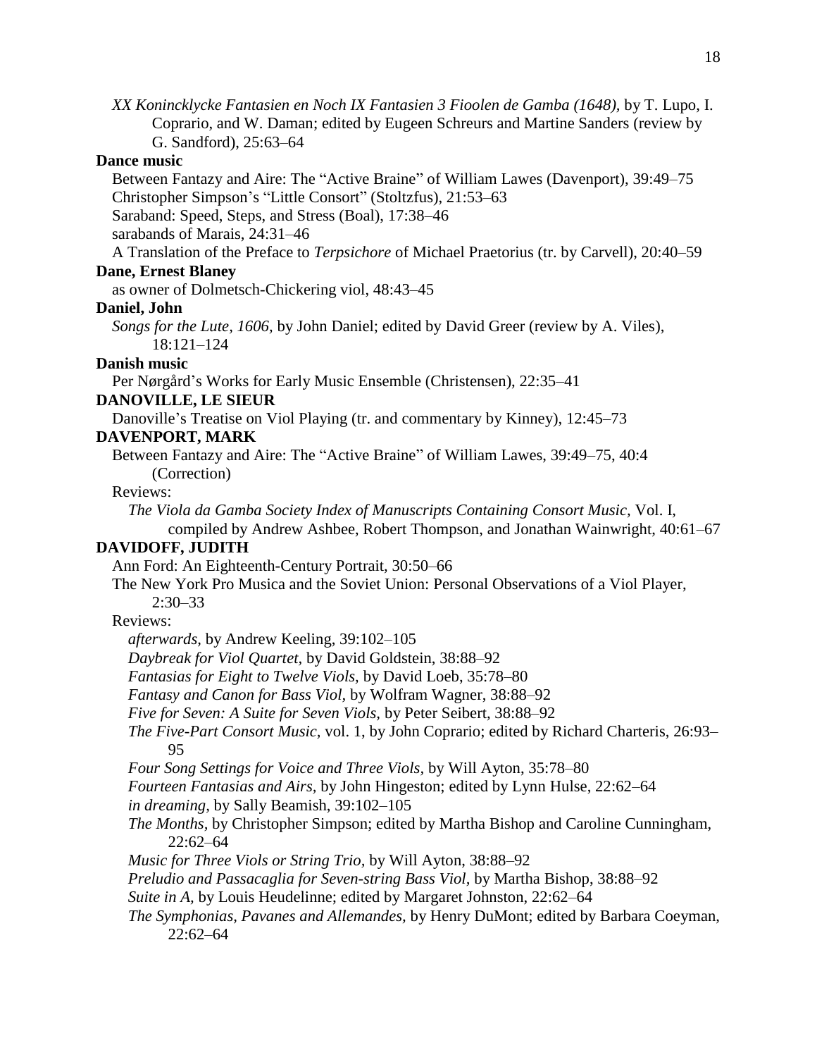*XX Konincklycke Fantasien en Noch IX Fantasien 3 Fioolen de Gamba (1648),* by T. Lupo, I. Coprario, and W. Daman; edited by Eugeen Schreurs and Martine Sanders (review by G. Sandford), 25:63–64

**Dance music**

Between Fantazy and Aire: The "Active Braine" of William Lawes (Davenport), 39:49–75

Christopher Simpson's "Little Consort" (Stoltzfus), 21:53–63

Saraband: Speed, Steps, and Stress (Boal), 17:38–46

sarabands of Marais, 24:31–46

A Translation of the Preface to *Terpsichore* of Michael Praetorius (tr. by Carvell), 20:40–59

**Dane, Ernest Blaney**

as owner of Dolmetsch-Chickering viol, 48:43–45

**Daniel, John**

*Songs for the Lute, 1606,* by John Daniel; edited by David Greer (review by A. Viles), 18:121–124

**Danish music**

Per Nørgård's Works for Early Music Ensemble (Christensen), 22:35–41

**DANOVILLE, LE SIEUR**

Danoville's Treatise on Viol Playing (tr. and commentary by Kinney), 12:45–73

**DAVENPORT, MARK**

Between Fantazy and Aire: The "Active Braine" of William Lawes, 39:49–75, 40:4 (Correction)

Reviews:

*The Viola da Gamba Society Index of Manuscripts Containing Consort Music,* Vol. I, compiled by Andrew Ashbee, Robert Thompson, and Jonathan Wainwright, 40:61–67

**DAVIDOFF, JUDITH**

Ann Ford: An Eighteenth-Century Portrait, 30:50–66

The New York Pro Musica and the Soviet Union: Personal Observations of a Viol Player, 2:30–33

Reviews:

*afterwards,* by Andrew Keeling, 39:102–105

*Daybreak for Viol Quartet,* by David Goldstein, 38:88–92

*Fantasias for Eight to Twelve Viols,* by David Loeb, 35:78–80

*Fantasy and Canon for Bass Viol,* by Wolfram Wagner, 38:88–92

*Five for Seven: A Suite for Seven Viols,* by Peter Seibert, 38:88–92

*The Five-Part Consort Music,* vol. 1, by John Coprario; edited by Richard Charteris, 26:93–95

*Four Song Settings for Voice and Three Viols,* by Will Ayton, 35:78–80

*Fourteen Fantasias and Airs,* by John Hingeston; edited by Lynn Hulse, 22:62–64

*in dreaming,* by Sally Beamish, 39:102–105

*The Months,* by Christopher Simpson; edited by Martha Bishop and Caroline Cunningham, 22:62–64

*Music for Three Viols or String Trio,* by Will Ayton, 38:88–92

*Preludio and Passacaglia for Seven-string Bass Viol,* by Martha Bishop, 38:88–92

*Suite in A,* by Louis Heudelinne; edited by Margaret Johnston, 22:62–64

*The Symphonias, Pavanes and Allemandes,* by Henry DuMont; edited by Barbara Coeyman, 22:62–64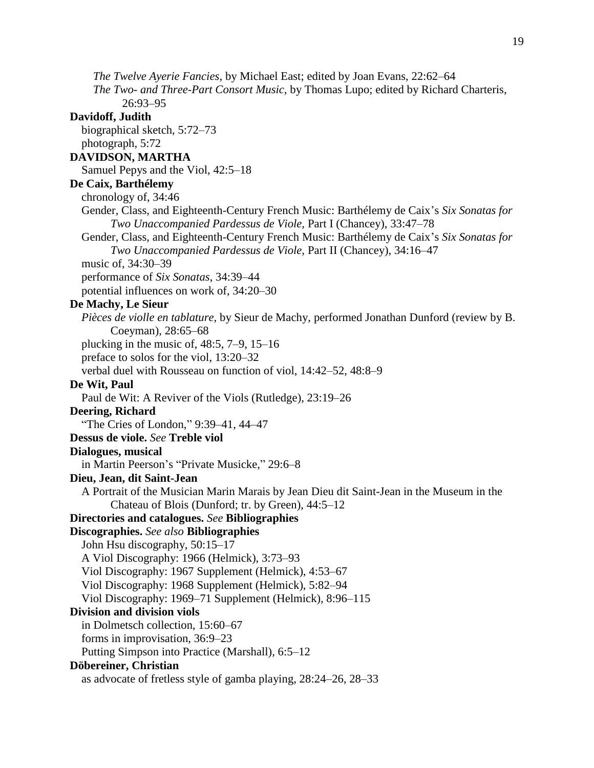*The Twelve Ayerie Fancies,* by Michael East; edited by Joan Evans, 22:62–64
*The Two- and Three-Part Consort Music,* by Thomas Lupo; edited by Richard Charteris, 26:93–95

**Davidoff, Judith**
biographical sketch, 5:72–73
photograph, 5:72

**DAVIDSON, MARTHA**
Samuel Pepys and the Viol, 42:5–18

**De Caix, Barthélemy**
chronology of, 34:46
Gender, Class, and Eighteenth-Century French Music: Barthélemy de Caix's *Six Sonatas for Two Unaccompanied Pardessus de Viole,* Part I (Chancey), 33:47–78
Gender, Class, and Eighteenth-Century French Music: Barthélemy de Caix's *Six Sonatas for Two Unaccompanied Pardessus de Viole,* Part II (Chancey), 34:16–47
music of, 34:30–39
performance of *Six Sonatas,* 34:39–44
potential influences on work of, 34:20–30

**De Machy, Le Sieur**
*Pièces de violle en tablature,* by Sieur de Machy, performed Jonathan Dunford (review by B. Coeyman), 28:65–68
plucking in the music of, 48:5, 7–9, 15–16
preface to solos for the viol, 13:20–32
verbal duel with Rousseau on function of viol, 14:42–52, 48:8–9

**De Wit, Paul**
Paul de Wit: A Reviver of the Viols (Rutledge), 23:19–26

**Deering, Richard**
"The Cries of London," 9:39–41, 44–47

**Dessus de viole.** *See* **Treble viol**

**Dialogues, musical**
in Martin Peerson's "Private Musicke," 29:6–8

**Dieu, Jean, dit Saint-Jean**
A Portrait of the Musician Marin Marais by Jean Dieu dit Saint-Jean in the Museum in the Chateau of Blois (Dunford; tr. by Green), 44:5–12

**Directories and catalogues.** *See* **Bibliographies**

**Discographies.** *See also* **Bibliographies**
John Hsu discography, 50:15–17
A Viol Discography: 1966 (Helmick), 3:73–93
Viol Discography: 1967 Supplement (Helmick), 4:53–67
Viol Discography: 1968 Supplement (Helmick), 5:82–94
Viol Discography: 1969–71 Supplement (Helmick), 8:96–115

**Division and division viols**
in Dolmetsch collection, 15:60–67
forms in improvisation, 36:9–23
Putting Simpson into Practice (Marshall), 6:5–12

**Döbereiner, Christian**
as advocate of fretless style of gamba playing, 28:24–26, 28–33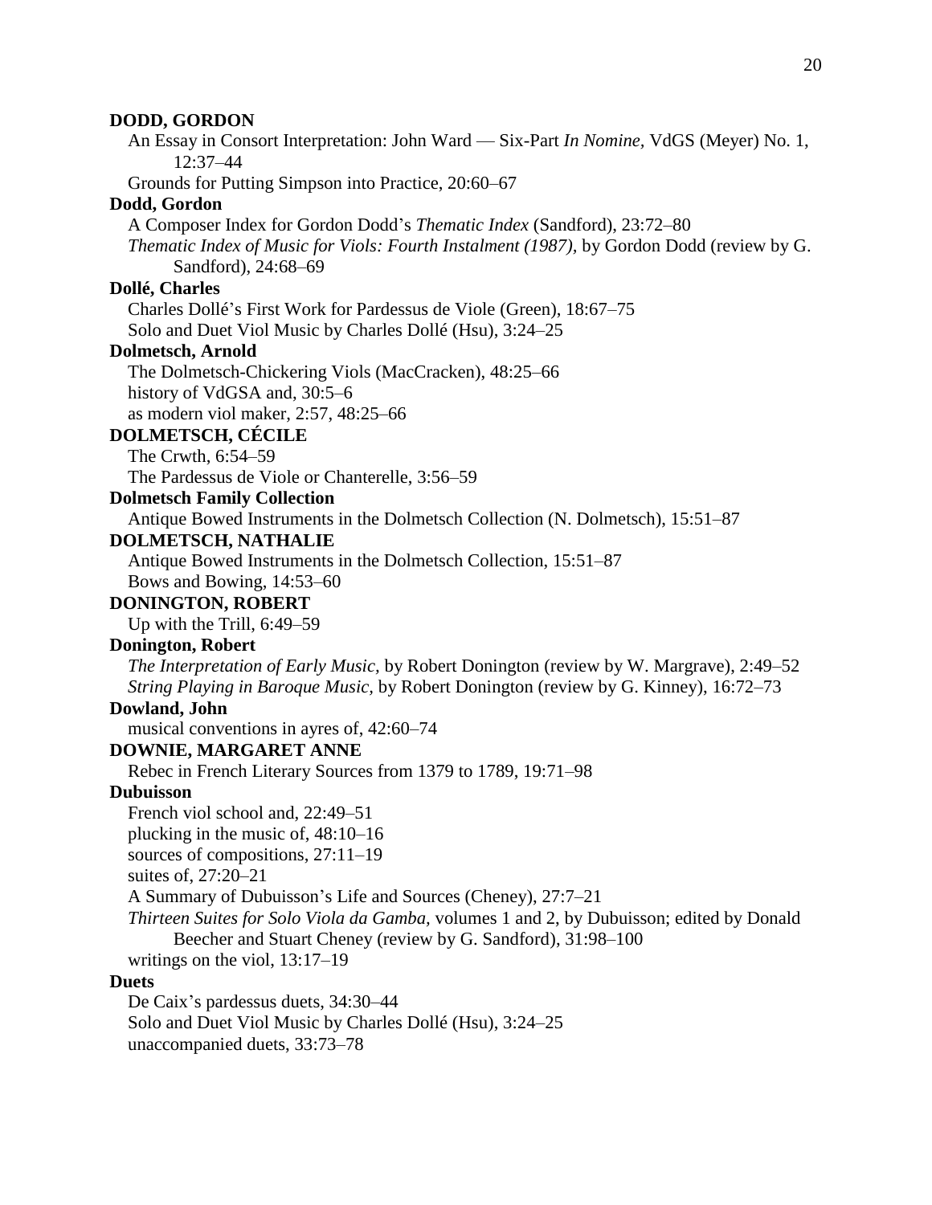**DODD, GORDON**

An Essay in Consort Interpretation: John Ward — Six-Part *In Nomine*, VdGS (Meyer) No. 1, 12:37–44

Grounds for Putting Simpson into Practice, 20:60–67

**Dodd, Gordon**

A Composer Index for Gordon Dodd's *Thematic Index* (Sandford), 23:72–80

*Thematic Index of Music for Viols: Fourth Instalment (1987)*, by Gordon Dodd (review by G. Sandford), 24:68–69

**Dollé, Charles**

Charles Dollé's First Work for Pardessus de Viole (Green), 18:67–75

Solo and Duet Viol Music by Charles Dollé (Hsu), 3:24–25

**Dolmetsch, Arnold**

The Dolmetsch-Chickering Viols (MacCracken), 48:25–66

history of VdGSA and, 30:5–6

as modern viol maker, 2:57, 48:25–66

**DOLMETSCH, CÉCILE**

The Crwth, 6:54–59

The Pardessus de Viole or Chanterelle, 3:56–59

**Dolmetsch Family Collection**

Antique Bowed Instruments in the Dolmetsch Collection (N. Dolmetsch), 15:51–87

**DOLMETSCH, NATHALIE**

Antique Bowed Instruments in the Dolmetsch Collection, 15:51–87

Bows and Bowing, 14:53–60

**DONINGTON, ROBERT**

Up with the Trill, 6:49–59

**Donington, Robert**

*The Interpretation of Early Music*, by Robert Donington (review by W. Margrave), 2:49–52

*String Playing in Baroque Music*, by Robert Donington (review by G. Kinney), 16:72–73

**Dowland, John**

musical conventions in ayres of, 42:60–74

**DOWNIE, MARGARET ANNE**

Rebec in French Literary Sources from 1379 to 1789, 19:71–98

**Dubuisson**

French viol school and, 22:49–51

plucking in the music of, 48:10–16

sources of compositions, 27:11–19

suites of, 27:20–21

A Summary of Dubuisson's Life and Sources (Cheney), 27:7–21

*Thirteen Suites for Solo Viola da Gamba*, volumes 1 and 2, by Dubuisson; edited by Donald Beecher and Stuart Cheney (review by G. Sandford), 31:98–100

writings on the viol, 13:17–19

**Duets**

De Caix's pardessus duets, 34:30–44

Solo and Duet Viol Music by Charles Dollé (Hsu), 3:24–25

unaccompanied duets, 33:73–78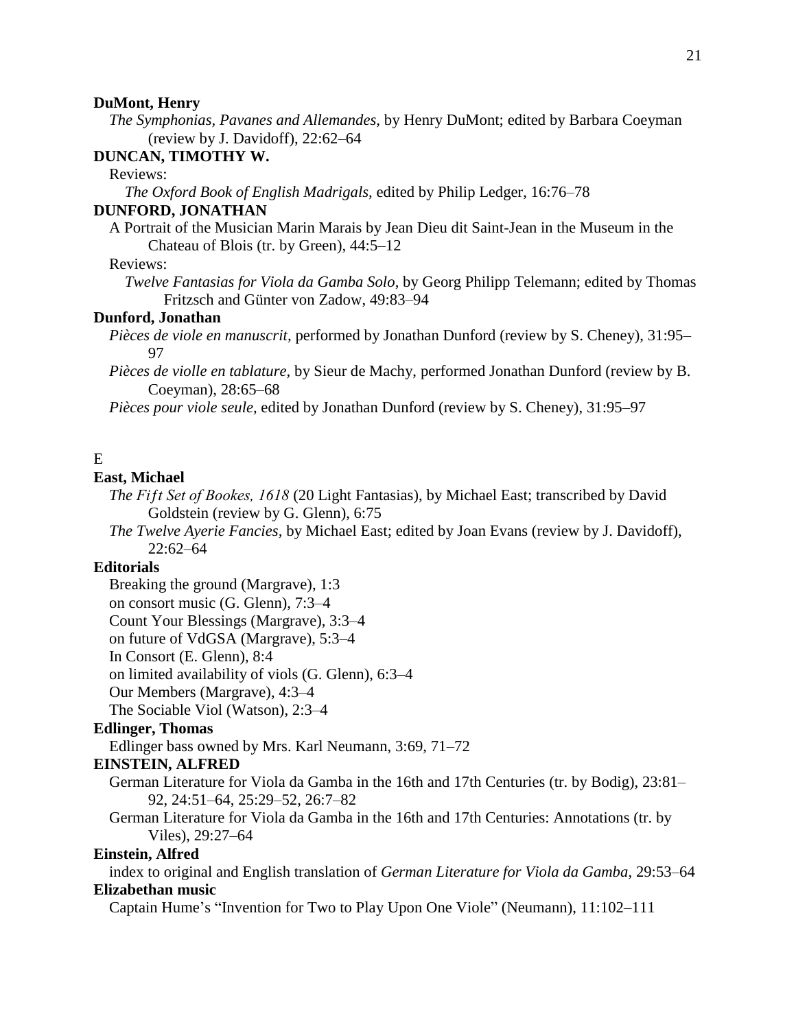**DuMont, Henry**

*The Symphonias, Pavanes and Allemandes*, by Henry DuMont; edited by Barbara Coeyman (review by J. Davidoff), 22:62–64

**DUNCAN, TIMOTHY W.**

Reviews:

*The Oxford Book of English Madrigals*, edited by Philip Ledger, 16:76–78

**DUNFORD, JONATHAN**

A Portrait of the Musician Marin Marais by Jean Dieu dit Saint-Jean in the Museum in the Chateau of Blois (tr. by Green), 44:5–12

Reviews:

*Twelve Fantasias for Viola da Gamba Solo*, by Georg Philipp Telemann; edited by Thomas Fritzsch and Günter von Zadow, 49:83–94

**Dunford, Jonathan**

*Pièces de viole en manuscrit*, performed by Jonathan Dunford (review by S. Cheney), 31:95–97

*Pièces de violle en tablature*, by Sieur de Machy, performed Jonathan Dunford (review by B. Coeyman), 28:65–68

*Pièces pour viole seule*, edited by Jonathan Dunford (review by S. Cheney), 31:95–97

E

**East, Michael**

*The Fift Set of Bookes, 1618* (20 Light Fantasias), by Michael East; transcribed by David Goldstein (review by G. Glenn), 6:75

*The Twelve Ayerie Fancies*, by Michael East; edited by Joan Evans (review by J. Davidoff), 22:62–64

**Editorials**

Breaking the ground (Margrave), 1:3

on consort music (G. Glenn), 7:3–4

Count Your Blessings (Margrave), 3:3–4

on future of VdGSA (Margrave), 5:3–4

In Consort (E. Glenn), 8:4

on limited availability of viols (G. Glenn), 6:3–4

Our Members (Margrave), 4:3–4

The Sociable Viol (Watson), 2:3–4

**Edlinger, Thomas**

Edlinger bass owned by Mrs. Karl Neumann, 3:69, 71–72

**EINSTEIN, ALFRED**

German Literature for Viola da Gamba in the 16th and 17th Centuries (tr. by Bodig), 23:81–92, 24:51–64, 25:29–52, 26:7–82

German Literature for Viola da Gamba in the 16th and 17th Centuries: Annotations (tr. by Viles), 29:27–64

**Einstein, Alfred**

index to original and English translation of *German Literature for Viola da Gamba*, 29:53–64

**Elizabethan music**

Captain Hume's "Invention for Two to Play Upon One Viole" (Neumann), 11:102–111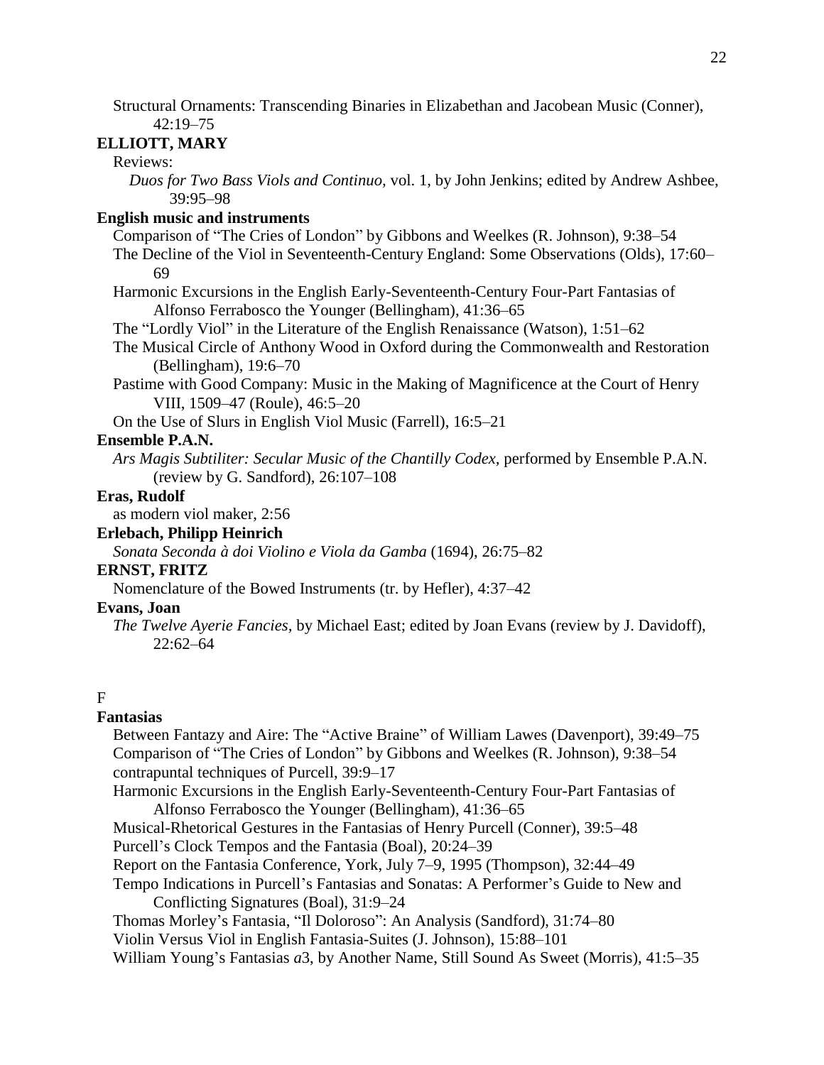Structural Ornaments: Transcending Binaries in Elizabethan and Jacobean Music (Conner), 42:19–75

**ELLIOTT, MARY**

Reviews:

*Duos for Two Bass Viols and Continuo*, vol. 1, by John Jenkins; edited by Andrew Ashbee, 39:95–98

**English music and instruments**

Comparison of "The Cries of London" by Gibbons and Weelkes (R. Johnson), 9:38–54

The Decline of the Viol in Seventeenth-Century England: Some Observations (Olds), 17:60–69

Harmonic Excursions in the English Early-Seventeenth-Century Four-Part Fantasias of Alfonso Ferrabosco the Younger (Bellingham), 41:36–65

The "Lordly Viol" in the Literature of the English Renaissance (Watson), 1:51–62

The Musical Circle of Anthony Wood in Oxford during the Commonwealth and Restoration (Bellingham), 19:6–70

Pastime with Good Company: Music in the Making of Magnificence at the Court of Henry VIII, 1509–47 (Roule), 46:5–20

On the Use of Slurs in English Viol Music (Farrell), 16:5–21

**Ensemble P.A.N.**

*Ars Magis Subtiliter: Secular Music of the Chantilly Codex*, performed by Ensemble P.A.N. (review by G. Sandford), 26:107–108

**Eras, Rudolf**

as modern viol maker, 2:56

**Erlebach, Philipp Heinrich**

*Sonata Seconda à doi Violino e Viola da Gamba* (1694), 26:75–82

**ERNST, FRITZ**

Nomenclature of the Bowed Instruments (tr. by Hefler), 4:37–42

**Evans, Joan**

*The Twelve Ayerie Fancies*, by Michael East; edited by Joan Evans (review by J. Davidoff), 22:62–64

F

**Fantasias**

Between Fantazy and Aire: The "Active Braine" of William Lawes (Davenport), 39:49–75

Comparison of "The Cries of London" by Gibbons and Weelkes (R. Johnson), 9:38–54

contrapuntal techniques of Purcell, 39:9–17

Harmonic Excursions in the English Early-Seventeenth-Century Four-Part Fantasias of Alfonso Ferrabosco the Younger (Bellingham), 41:36–65

Musical-Rhetorical Gestures in the Fantasias of Henry Purcell (Conner), 39:5–48

Purcell's Clock Tempos and the Fantasia (Boal), 20:24–39

Report on the Fantasia Conference, York, July 7–9, 1995 (Thompson), 32:44–49

Tempo Indications in Purcell's Fantasias and Sonatas: A Performer's Guide to New and Conflicting Signatures (Boal), 31:9–24

Thomas Morley's Fantasia, "Il Doloroso": An Analysis (Sandford), 31:74–80

Violin Versus Viol in English Fantasia-Suites (J. Johnson), 15:88–101

William Young's Fantasias *a*3, by Another Name, Still Sound As Sweet (Morris), 41:5–35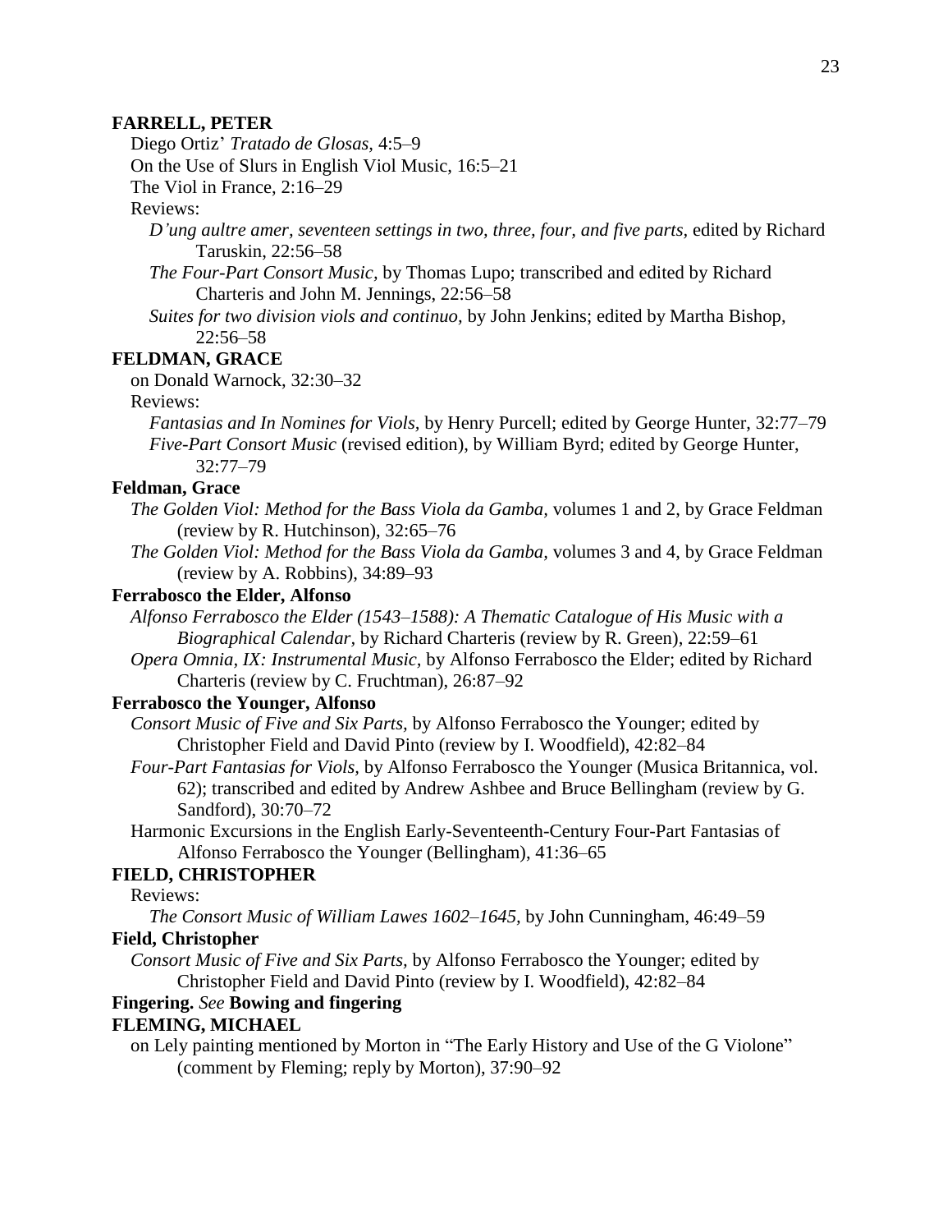**FARRELL, PETER**

Diego Ortiz' *Tratado de Glosas*, 4:5–9

On the Use of Slurs in English Viol Music, 16:5–21

The Viol in France, 2:16–29

Reviews:

*D'ung aultre amer, seventeen settings in two, three, four, and five parts,* edited by Richard Taruskin, 22:56–58

*The Four-Part Consort Music,* by Thomas Lupo; transcribed and edited by Richard Charteris and John M. Jennings, 22:56–58

*Suites for two division viols and continuo,* by John Jenkins; edited by Martha Bishop, 22:56–58

**FELDMAN, GRACE**

on Donald Warnock, 32:30–32

Reviews:

*Fantasias and In Nomines for Viols,* by Henry Purcell; edited by George Hunter, 32:77–79

*Five-Part Consort Music* (revised edition), by William Byrd; edited by George Hunter, 32:77–79

**Feldman, Grace**

*The Golden Viol: Method for the Bass Viola da Gamba,* volumes 1 and 2, by Grace Feldman (review by R. Hutchinson), 32:65–76

*The Golden Viol: Method for the Bass Viola da Gamba,* volumes 3 and 4, by Grace Feldman (review by A. Robbins), 34:89–93

**Ferrabosco the Elder, Alfonso**

*Alfonso Ferrabosco the Elder (1543–1588): A Thematic Catalogue of His Music with a Biographical Calendar,* by Richard Charteris (review by R. Green), 22:59–61

*Opera Omnia, IX: Instrumental Music,* by Alfonso Ferrabosco the Elder; edited by Richard Charteris (review by C. Fruchtman), 26:87–92

**Ferrabosco the Younger, Alfonso**

*Consort Music of Five and Six Parts,* by Alfonso Ferrabosco the Younger; edited by Christopher Field and David Pinto (review by I. Woodfield), 42:82–84

*Four-Part Fantasias for Viols,* by Alfonso Ferrabosco the Younger (Musica Britannica, vol. 62); transcribed and edited by Andrew Ashbee and Bruce Bellingham (review by G. Sandford), 30:70–72

Harmonic Excursions in the English Early-Seventeenth-Century Four-Part Fantasias of Alfonso Ferrabosco the Younger (Bellingham), 41:36–65

**FIELD, CHRISTOPHER**

Reviews:

*The Consort Music of William Lawes 1602–1645,* by John Cunningham, 46:49–59

**Field, Christopher**

*Consort Music of Five and Six Parts,* by Alfonso Ferrabosco the Younger; edited by Christopher Field and David Pinto (review by I. Woodfield), 42:82–84

**Fingering.** *See* **Bowing and fingering**

**FLEMING, MICHAEL**

on Lely painting mentioned by Morton in "The Early History and Use of the G Violone" (comment by Fleming; reply by Morton), 37:90–92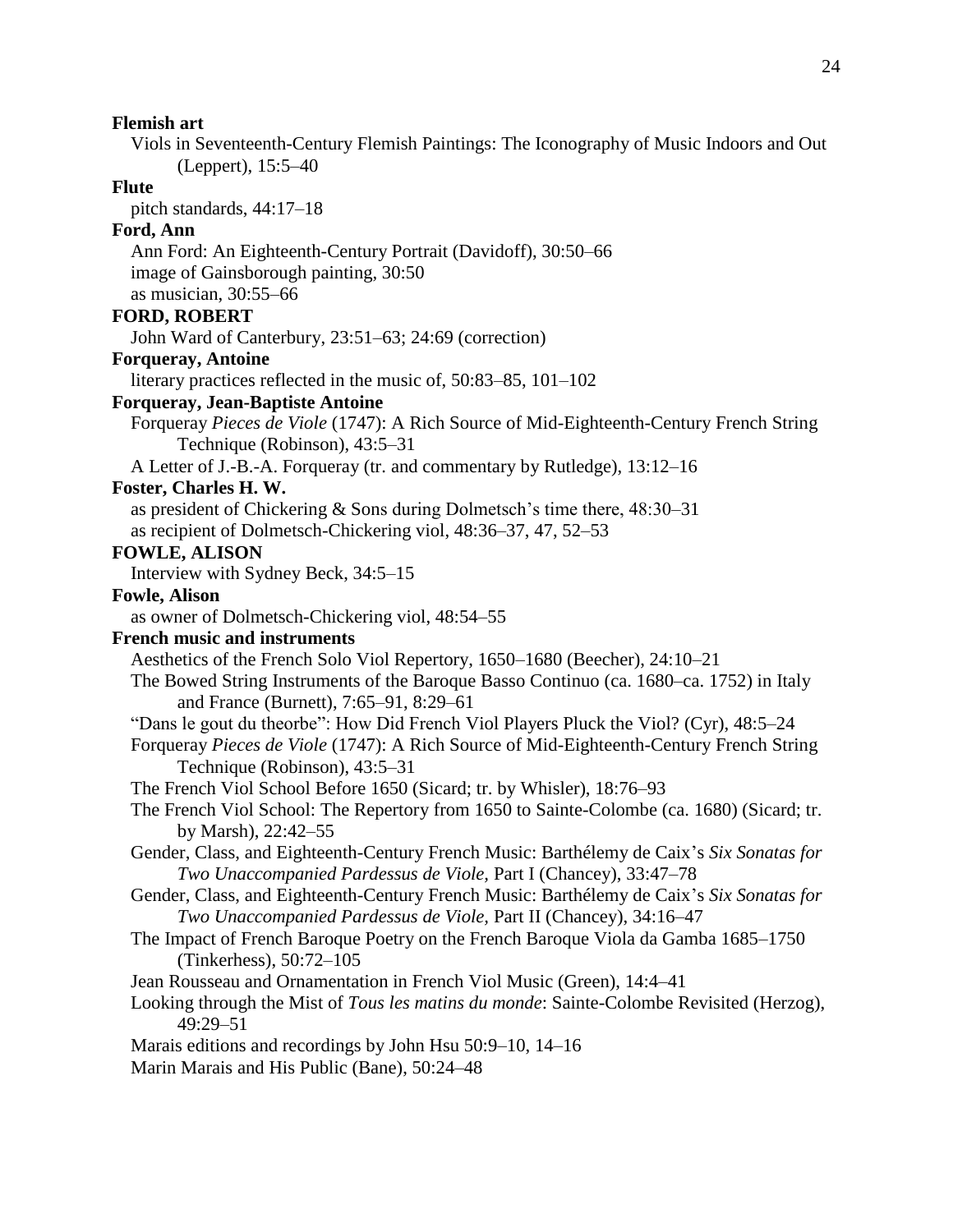**Flemish art**

Viols in Seventeenth-Century Flemish Paintings: The Iconography of Music Indoors and Out (Leppert), 15:5–40

**Flute**

pitch standards, 44:17–18

**Ford, Ann**

Ann Ford: An Eighteenth-Century Portrait (Davidoff), 30:50–66

image of Gainsborough painting, 30:50

as musician, 30:55–66

**FORD, ROBERT**

John Ward of Canterbury, 23:51–63; 24:69 (correction)

**Forqueray, Antoine**

literary practices reflected in the music of, 50:83–85, 101–102

**Forqueray, Jean-Baptiste Antoine**

Forqueray *Pieces de Viole* (1747): A Rich Source of Mid-Eighteenth-Century French String Technique (Robinson), 43:5–31

A Letter of J.-B.-A. Forqueray (tr. and commentary by Rutledge), 13:12–16

**Foster, Charles H. W.**

as president of Chickering & Sons during Dolmetsch's time there, 48:30–31

as recipient of Dolmetsch-Chickering viol, 48:36–37, 47, 52–53

**FOWLE, ALISON**

Interview with Sydney Beck, 34:5–15

**Fowle, Alison**

as owner of Dolmetsch-Chickering viol, 48:54–55

**French music and instruments**

Aesthetics of the French Solo Viol Repertory, 1650–1680 (Beecher), 24:10–21

The Bowed String Instruments of the Baroque Basso Continuo (ca. 1680–ca. 1752) in Italy and France (Burnett), 7:65–91, 8:29–61

"Dans le gout du theorbe": How Did French Viol Players Pluck the Viol? (Cyr), 48:5–24

Forqueray *Pieces de Viole* (1747): A Rich Source of Mid-Eighteenth-Century French String Technique (Robinson), 43:5–31

The French Viol School Before 1650 (Sicard; tr. by Whisler), 18:76–93

The French Viol School: The Repertory from 1650 to Sainte-Colombe (ca. 1680) (Sicard; tr. by Marsh), 22:42–55

Gender, Class, and Eighteenth-Century French Music: Barthélemy de Caix's *Six Sonatas for Two Unaccompanied Pardessus de Viole,* Part I (Chancey), 33:47–78

Gender, Class, and Eighteenth-Century French Music: Barthélemy de Caix's *Six Sonatas for Two Unaccompanied Pardessus de Viole,* Part II (Chancey), 34:16–47

The Impact of French Baroque Poetry on the French Baroque Viola da Gamba 1685–1750 (Tinkerhess), 50:72–105

Jean Rousseau and Ornamentation in French Viol Music (Green), 14:4–41

Looking through the Mist of *Tous les matins du monde*: Sainte-Colombe Revisited (Herzog), 49:29–51

Marais editions and recordings by John Hsu 50:9–10, 14–16

Marin Marais and His Public (Bane), 50:24–48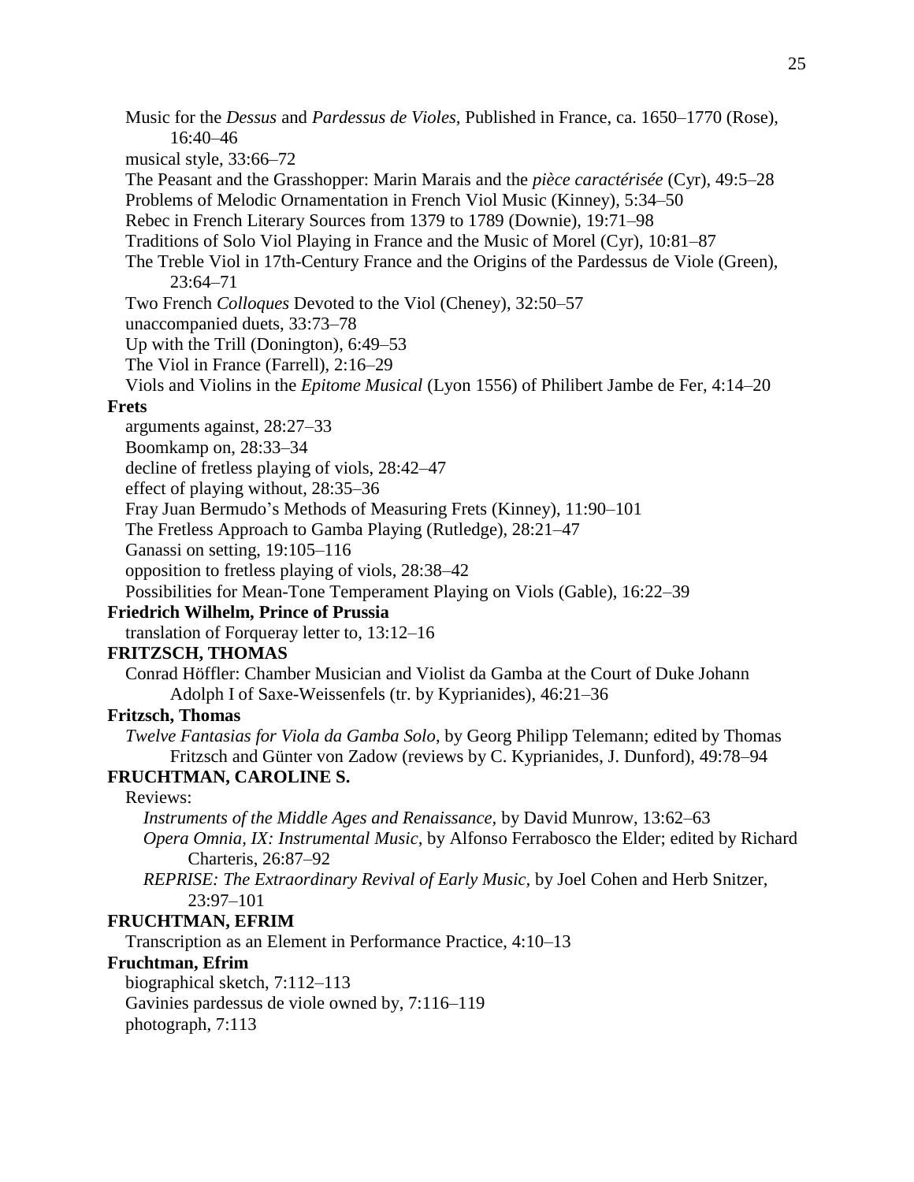Music for the *Dessus* and *Pardessus de Violes,* Published in France, ca. 1650–1770 (Rose), 16:40–46

musical style, 33:66–72

The Peasant and the Grasshopper: Marin Marais and the *pièce caractérisée* (Cyr), 49:5–28

Problems of Melodic Ornamentation in French Viol Music (Kinney), 5:34–50

Rebec in French Literary Sources from 1379 to 1789 (Downie), 19:71–98

Traditions of Solo Viol Playing in France and the Music of Morel (Cyr), 10:81–87

The Treble Viol in 17th-Century France and the Origins of the Pardessus de Viole (Green), 23:64–71

Two French *Colloques* Devoted to the Viol (Cheney), 32:50–57

unaccompanied duets, 33:73–78

Up with the Trill (Donington), 6:49–53

The Viol in France (Farrell), 2:16–29

Viols and Violins in the *Epitome Musical* (Lyon 1556) of Philibert Jambe de Fer, 4:14–20

**Frets**

arguments against, 28:27–33

Boomkamp on, 28:33–34

decline of fretless playing of viols, 28:42–47

effect of playing without, 28:35–36

Fray Juan Bermudo's Methods of Measuring Frets (Kinney), 11:90–101

The Fretless Approach to Gamba Playing (Rutledge), 28:21–47

Ganassi on setting, 19:105–116

opposition to fretless playing of viols, 28:38–42

Possibilities for Mean-Tone Temperament Playing on Viols (Gable), 16:22–39

**Friedrich Wilhelm, Prince of Prussia**

translation of Forqueray letter to, 13:12–16

**FRITZSCH, THOMAS**

Conrad Höffler: Chamber Musician and Violist da Gamba at the Court of Duke Johann Adolph I of Saxe-Weissenfels (tr. by Kyprianides), 46:21–36

**Fritzsch, Thomas**

*Twelve Fantasias for Viola da Gamba Solo*, by Georg Philipp Telemann; edited by Thomas Fritzsch and Günter von Zadow (reviews by C. Kyprianides, J. Dunford), 49:78–94

**FRUCHTMAN, CAROLINE S.**

Reviews:

*Instruments of the Middle Ages and Renaissance,* by David Munrow, 13:62–63

*Opera Omnia, IX: Instrumental Music*, by Alfonso Ferrabosco the Elder; edited by Richard Charteris, 26:87–92

*REPRISE: The Extraordinary Revival of Early Music,* by Joel Cohen and Herb Snitzer, 23:97–101

**FRUCHTMAN, EFRIM**

Transcription as an Element in Performance Practice, 4:10–13

**Fruchtman, Efrim**

biographical sketch, 7:112–113

Gavinies pardessus de viole owned by, 7:116–119

photograph, 7:113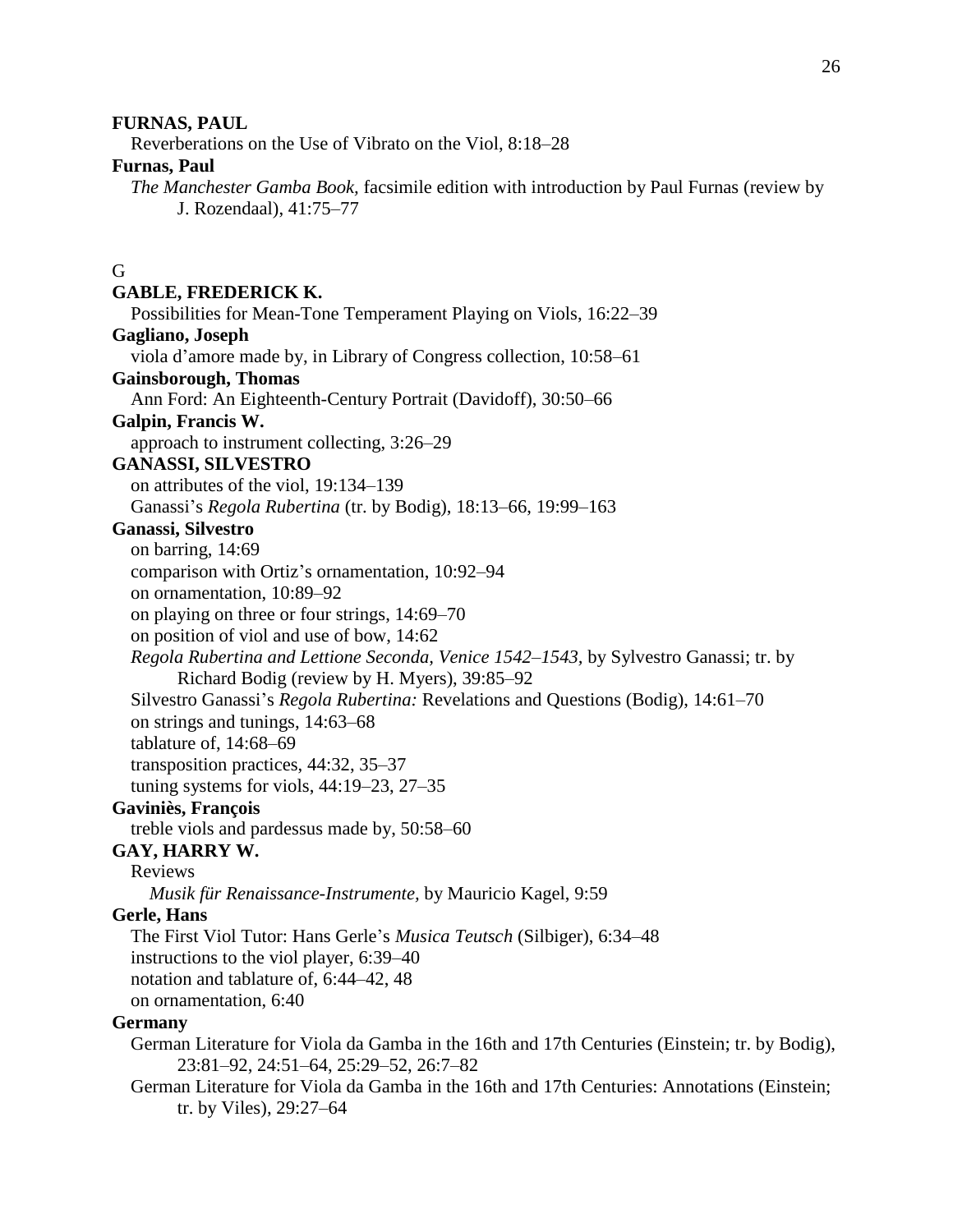**FURNAS, PAUL**

Reverberations on the Use of Vibrato on the Viol, 8:18–28

**Furnas, Paul**

*The Manchester Gamba Book,* facsimile edition with introduction by Paul Furnas (review by J. Rozendaal), 41:75–77

G

**GABLE, FREDERICK K.**

Possibilities for Mean-Tone Temperament Playing on Viols, 16:22–39

**Gagliano, Joseph**

viola d'amore made by, in Library of Congress collection, 10:58–61

**Gainsborough, Thomas**

Ann Ford: An Eighteenth-Century Portrait (Davidoff), 30:50–66

**Galpin, Francis W.**

approach to instrument collecting, 3:26–29

**GANASSI, SILVESTRO**

on attributes of the viol, 19:134–139

Ganassi's *Regola Rubertina* (tr. by Bodig), 18:13–66, 19:99–163

**Ganassi, Silvestro**

on barring, 14:69

comparison with Ortiz's ornamentation, 10:92–94

on ornamentation, 10:89–92

on playing on three or four strings, 14:69–70

on position of viol and use of bow, 14:62

*Regola Rubertina and Lettione Seconda, Venice 1542–1543,* by Sylvestro Ganassi; tr. by Richard Bodig (review by H. Myers), 39:85–92

Silvestro Ganassi's *Regola Rubertina:* Revelations and Questions (Bodig), 14:61–70

on strings and tunings, 14:63–68

tablature of, 14:68–69

transposition practices, 44:32, 35–37

tuning systems for viols, 44:19–23, 27–35

**Gaviniès, François**

treble viols and pardessus made by, 50:58–60

**GAY, HARRY W.**

Reviews

*Musik für Renaissance-Instrumente,* by Mauricio Kagel, 9:59

**Gerle, Hans**

The First Viol Tutor: Hans Gerle's *Musica Teutsch* (Silbiger), 6:34–48

instructions to the viol player, 6:39–40

notation and tablature of, 6:44–42, 48

on ornamentation, 6:40

**Germany**

German Literature for Viola da Gamba in the 16th and 17th Centuries (Einstein; tr. by Bodig), 23:81–92, 24:51–64, 25:29–52, 26:7–82

German Literature for Viola da Gamba in the 16th and 17th Centuries: Annotations (Einstein; tr. by Viles), 29:27–64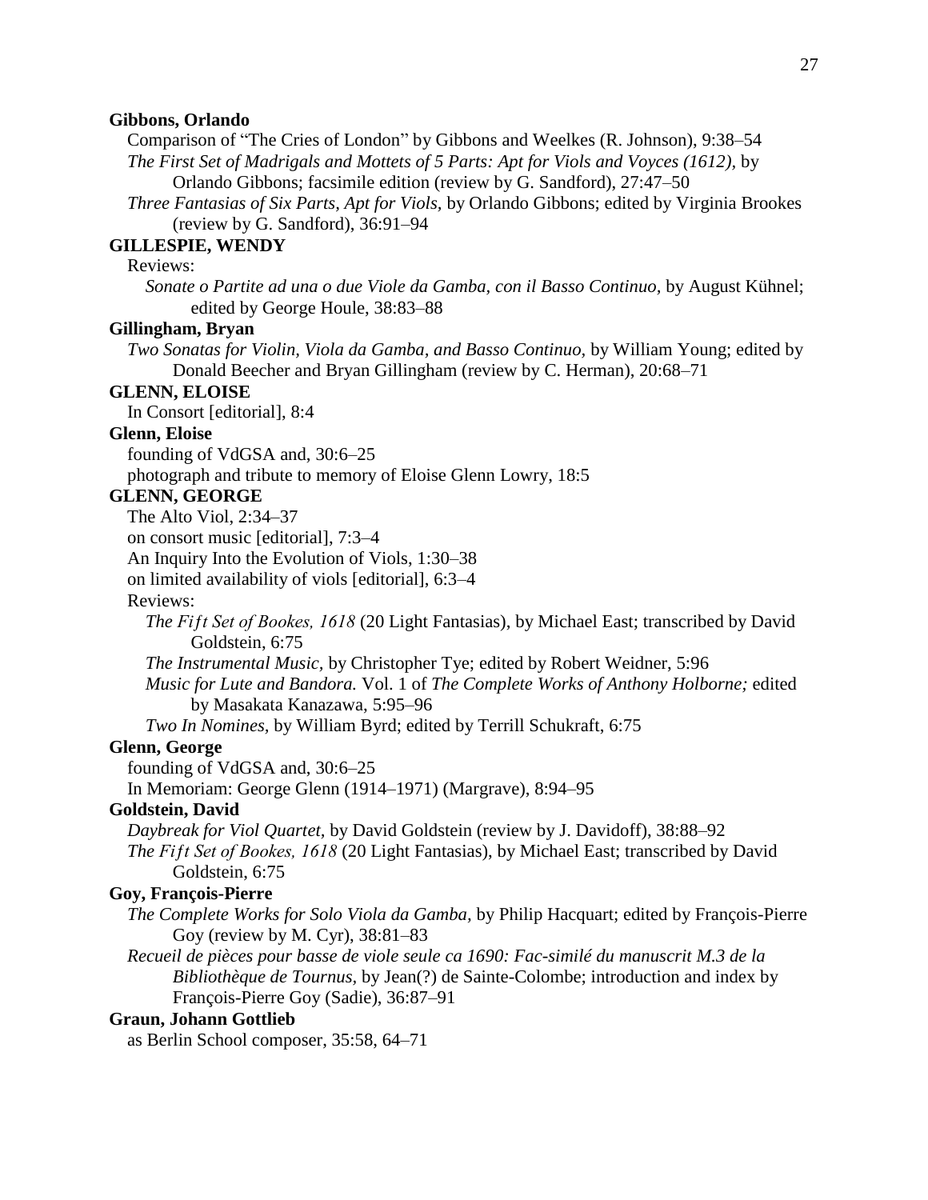**Gibbons, Orlando**

Comparison of "The Cries of London" by Gibbons and Weelkes (R. Johnson), 9:38–54

*The First Set of Madrigals and Mottets of 5 Parts: Apt for Viols and Voyces (1612)*, by Orlando Gibbons; facsimile edition (review by G. Sandford), 27:47–50

*Three Fantasias of Six Parts, Apt for Viols*, by Orlando Gibbons; edited by Virginia Brookes (review by G. Sandford), 36:91–94

**GILLESPIE, WENDY**

Reviews:

*Sonate o Partite ad una o due Viole da Gamba, con il Basso Continuo*, by August Kühnel; edited by George Houle, 38:83–88

**Gillingham, Bryan**

*Two Sonatas for Violin, Viola da Gamba, and Basso Continuo*, by William Young; edited by Donald Beecher and Bryan Gillingham (review by C. Herman), 20:68–71

**GLENN, ELOISE**

In Consort [editorial], 8:4

**Glenn, Eloise**

founding of VdGSA and, 30:6–25

photograph and tribute to memory of Eloise Glenn Lowry, 18:5

**GLENN, GEORGE**

The Alto Viol, 2:34–37

on consort music [editorial], 7:3–4

An Inquiry Into the Evolution of Viols, 1:30–38

on limited availability of viols [editorial], 6:3–4

Reviews:

*The Fift Set of Bookes, 1618* (20 Light Fantasias), by Michael East; transcribed by David Goldstein, 6:75

*The Instrumental Music*, by Christopher Tye; edited by Robert Weidner, 5:96

*Music for Lute and Bandora.* Vol. 1 of *The Complete Works of Anthony Holborne;* edited by Masakata Kanazawa, 5:95–96

*Two In Nomines*, by William Byrd; edited by Terrill Schukraft, 6:75

**Glenn, George**

founding of VdGSA and, 30:6–25

In Memoriam: George Glenn (1914–1971) (Margrave), 8:94–95

**Goldstein, David**

*Daybreak for Viol Quartet*, by David Goldstein (review by J. Davidoff), 38:88–92

*The Fift Set of Bookes, 1618* (20 Light Fantasias), by Michael East; transcribed by David Goldstein, 6:75

**Goy, François-Pierre**

*The Complete Works for Solo Viola da Gamba*, by Philip Hacquart; edited by François-Pierre Goy (review by M. Cyr), 38:81–83

*Recueil de pièces pour basse de viole seule ca 1690: Fac-similé du manuscrit M.3 de la Bibliothèque de Tournus*, by Jean(?) de Sainte-Colombe; introduction and index by François-Pierre Goy (Sadie), 36:87–91

**Graun, Johann Gottlieb**

as Berlin School composer, 35:58, 64–71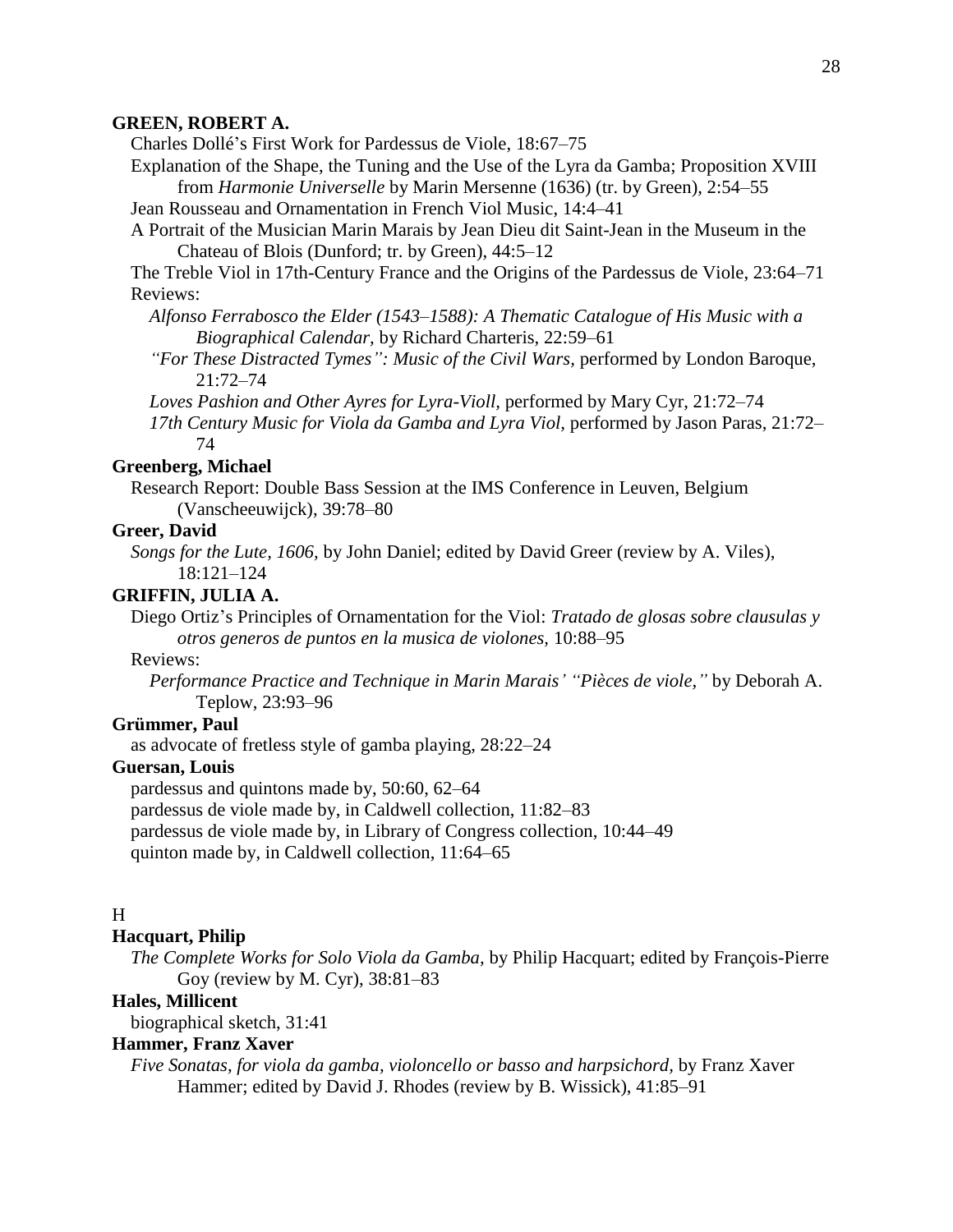**GREEN, ROBERT A.**

Charles Dollé's First Work for Pardessus de Viole, 18:67–75

Explanation of the Shape, the Tuning and the Use of the Lyra da Gamba; Proposition XVIII from *Harmonie Universelle* by Marin Mersenne (1636) (tr. by Green), 2:54–55

Jean Rousseau and Ornamentation in French Viol Music, 14:4–41

A Portrait of the Musician Marin Marais by Jean Dieu dit Saint-Jean in the Museum in the Chateau of Blois (Dunford; tr. by Green), 44:5–12

The Treble Viol in 17th-Century France and the Origins of the Pardessus de Viole, 23:64–71

Reviews:

*Alfonso Ferrabosco the Elder (1543–1588): A Thematic Catalogue of His Music with a Biographical Calendar,* by Richard Charteris, 22:59–61

*"For These Distracted Tymes": Music of the Civil Wars,* performed by London Baroque, 21:72–74

*Loves Pashion and Other Ayres for Lyra-Violl,* performed by Mary Cyr, 21:72–74

*17th Century Music for Viola da Gamba and Lyra Viol,* performed by Jason Paras, 21:72–74

**Greenberg, Michael**

Research Report: Double Bass Session at the IMS Conference in Leuven, Belgium (Vanscheeuwijck), 39:78–80

**Greer, David**

*Songs for the Lute, 1606,* by John Daniel; edited by David Greer (review by A. Viles), 18:121–124

**GRIFFIN, JULIA A.**

Diego Ortiz's Principles of Ornamentation for the Viol: *Tratado de glosas sobre clausulas y otros generos de puntos en la musica de violones,* 10:88–95

Reviews:

*Performance Practice and Technique in Marin Marais' "Pièces de viole,"* by Deborah A. Teplow, 23:93–96

**Grümmer, Paul**

as advocate of fretless style of gamba playing, 28:22–24

**Guersan, Louis**

pardessus and quintons made by, 50:60, 62–64

pardessus de viole made by, in Caldwell collection, 11:82–83

pardessus de viole made by, in Library of Congress collection, 10:44–49

quinton made by, in Caldwell collection, 11:64–65

H

**Hacquart, Philip**

*The Complete Works for Solo Viola da Gamba,* by Philip Hacquart; edited by François-Pierre Goy (review by M. Cyr), 38:81–83

**Hales, Millicent**

biographical sketch, 31:41

**Hammer, Franz Xaver**

*Five Sonatas, for viola da gamba, violoncello or basso and harpsichord,* by Franz Xaver Hammer; edited by David J. Rhodes (review by B. Wissick), 41:85–91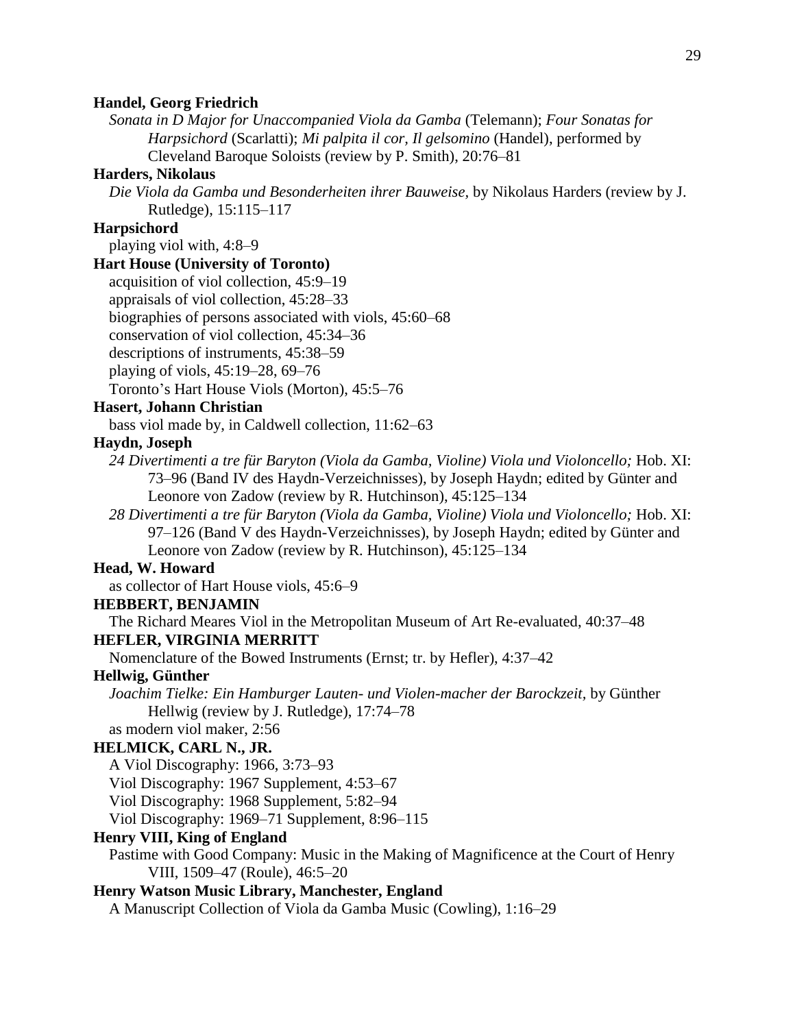**Handel, Georg Friedrich**

*Sonata in D Major for Unaccompanied Viola da Gamba* (Telemann); *Four Sonatas for Harpsichord* (Scarlatti); *Mi palpita il cor, Il gelsomino* (Handel), performed by Cleveland Baroque Soloists (review by P. Smith), 20:76–81

**Harders, Nikolaus**

*Die Viola da Gamba und Besonderheiten ihrer Bauweise,* by Nikolaus Harders (review by J. Rutledge), 15:115–117

**Harpsichord**

playing viol with, 4:8–9

**Hart House (University of Toronto)**

acquisition of viol collection, 45:9–19
appraisals of viol collection, 45:28–33
biographies of persons associated with viols, 45:60–68
conservation of viol collection, 45:34–36
descriptions of instruments, 45:38–59
playing of viols, 45:19–28, 69–76
Toronto's Hart House Viols (Morton), 45:5–76

**Hasert, Johann Christian**

bass viol made by, in Caldwell collection, 11:62–63

**Haydn, Joseph**

*24 Divertimenti a tre für Baryton (Viola da Gamba, Violine) Viola und Violoncello;* Hob. XI: 73–96 (Band IV des Haydn-Verzeichnisses), by Joseph Haydn; edited by Günter and Leonore von Zadow (review by R. Hutchinson), 45:125–134

*28 Divertimenti a tre für Baryton (Viola da Gamba, Violine) Viola und Violoncello;* Hob. XI: 97–126 (Band V des Haydn-Verzeichnisses), by Joseph Haydn; edited by Günter and Leonore von Zadow (review by R. Hutchinson), 45:125–134

**Head, W. Howard**

as collector of Hart House viols, 45:6–9

**HEBBERT, BENJAMIN**

The Richard Meares Viol in the Metropolitan Museum of Art Re-evaluated, 40:37–48

**HEFLER, VIRGINIA MERRITT**

Nomenclature of the Bowed Instruments (Ernst; tr. by Hefler), 4:37–42

**Hellwig, Günther**

*Joachim Tielke: Ein Hamburger Lauten- und Violen-macher der Barockzeit,* by Günther Hellwig (review by J. Rutledge), 17:74–78
as modern viol maker, 2:56

**HELMICK, CARL N., JR.**

A Viol Discography: 1966, 3:73–93
Viol Discography: 1967 Supplement, 4:53–67
Viol Discography: 1968 Supplement, 5:82–94
Viol Discography: 1969–71 Supplement, 8:96–115

**Henry VIII, King of England**

Pastime with Good Company: Music in the Making of Magnificence at the Court of Henry VIII, 1509–47 (Roule), 46:5–20

**Henry Watson Music Library, Manchester, England**

A Manuscript Collection of Viola da Gamba Music (Cowling), 1:16–29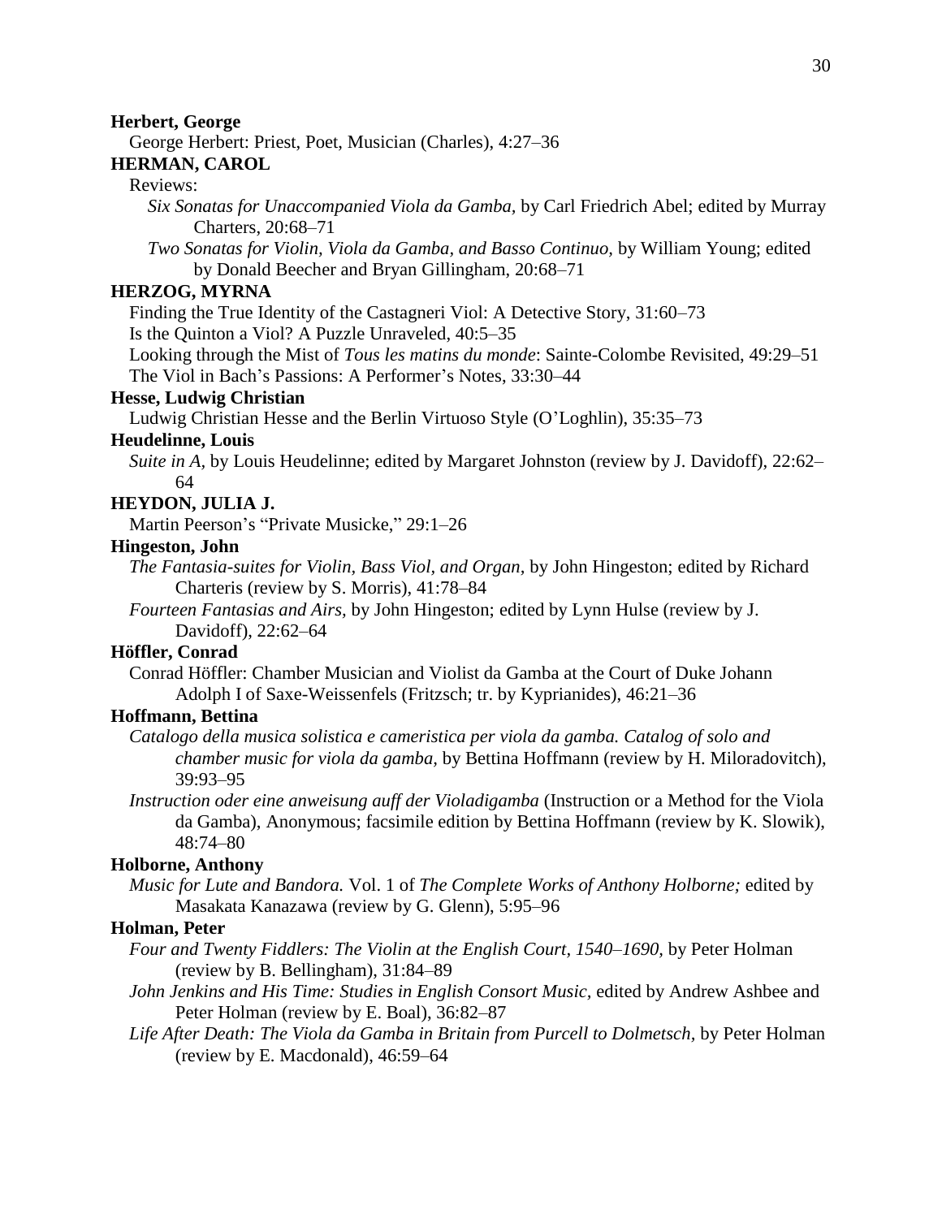**Herbert, George**

George Herbert: Priest, Poet, Musician (Charles), 4:27–36

**HERMAN, CAROL**

Reviews:

*Six Sonatas for Unaccompanied Viola da Gamba,* by Carl Friedrich Abel; edited by Murray Charters, 20:68–71

*Two Sonatas for Violin, Viola da Gamba, and Basso Continuo,* by William Young; edited by Donald Beecher and Bryan Gillingham, 20:68–71

**HERZOG, MYRNA**

Finding the True Identity of the Castagneri Viol: A Detective Story, 31:60–73

Is the Quinton a Viol? A Puzzle Unraveled, 40:5–35

Looking through the Mist of *Tous les matins du monde*: Sainte-Colombe Revisited, 49:29–51

The Viol in Bach's Passions: A Performer's Notes, 33:30–44

**Hesse, Ludwig Christian**

Ludwig Christian Hesse and the Berlin Virtuoso Style (O'Loghlin), 35:35–73

**Heudelinne, Louis**

*Suite in A,* by Louis Heudelinne; edited by Margaret Johnston (review by J. Davidoff), 22:62–64

**HEYDON, JULIA J.**

Martin Peerson's "Private Musicke," 29:1–26

**Hingeston, John**

*The Fantasia-suites for Violin, Bass Viol, and Organ,* by John Hingeston; edited by Richard Charteris (review by S. Morris), 41:78–84

*Fourteen Fantasias and Airs,* by John Hingeston; edited by Lynn Hulse (review by J. Davidoff), 22:62–64

**Höffler, Conrad**

Conrad Höffler: Chamber Musician and Violist da Gamba at the Court of Duke Johann Adolph I of Saxe-Weissenfels (Fritzsch; tr. by Kyprianides), 46:21–36

**Hoffmann, Bettina**

*Catalogo della musica solistica e cameristica per viola da gamba. Catalog of solo and chamber music for viola da gamba,* by Bettina Hoffmann (review by H. Miloradovitch), 39:93–95

*Instruction oder eine anweisung auff der Violadigamba* (Instruction or a Method for the Viola da Gamba), Anonymous; facsimile edition by Bettina Hoffmann (review by K. Slowik), 48:74–80

**Holborne, Anthony**

*Music for Lute and Bandora.* Vol. 1 of *The Complete Works of Anthony Holborne;* edited by Masakata Kanazawa (review by G. Glenn), 5:95–96

**Holman, Peter**

*Four and Twenty Fiddlers: The Violin at the English Court, 1540–1690,* by Peter Holman (review by B. Bellingham), 31:84–89

*John Jenkins and His Time: Studies in English Consort Music,* edited by Andrew Ashbee and Peter Holman (review by E. Boal), 36:82–87

*Life After Death: The Viola da Gamba in Britain from Purcell to Dolmetsch,* by Peter Holman (review by E. Macdonald), 46:59–64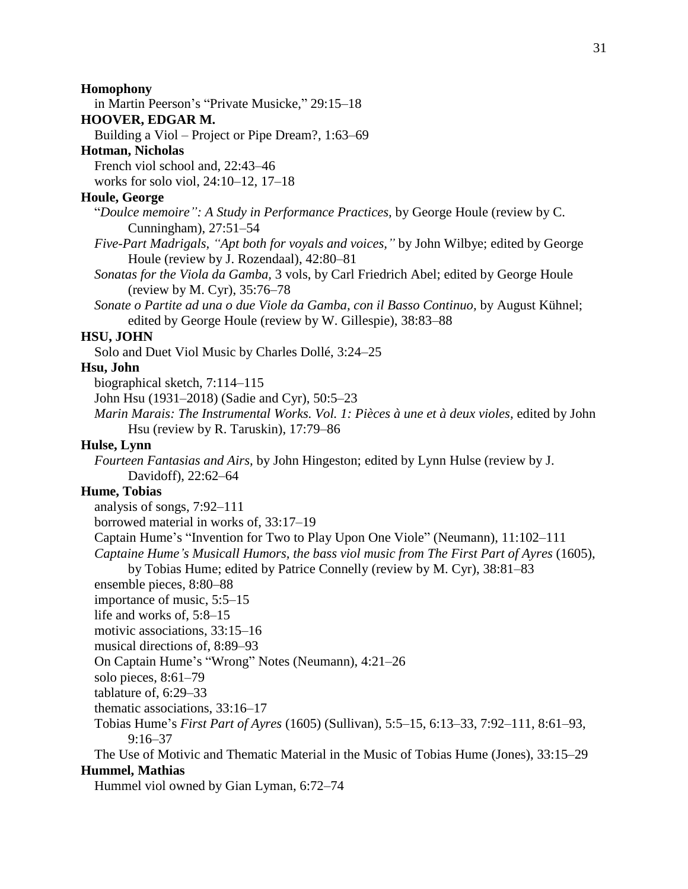**Homophony**

in Martin Peerson's "Private Musicke," 29:15–18

**HOOVER, EDGAR M.**

Building a Viol – Project or Pipe Dream?, 1:63–69

**Hotman, Nicholas**

French viol school and, 22:43–46

works for solo viol, 24:10–12, 17–18

**Houle, George**

"*Doulce memoire": A Study in Performance Practices,* by George Houle (review by C. Cunningham), 27:51–54

*Five-Part Madrigals, "Apt both for voyals and voices,"* by John Wilbye; edited by George Houle (review by J. Rozendaal), 42:80–81

*Sonatas for the Viola da Gamba,* 3 vols, by Carl Friedrich Abel; edited by George Houle (review by M. Cyr), 35:76–78

*Sonate o Partite ad una o due Viole da Gamba, con il Basso Continuo,* by August Kühnel; edited by George Houle (review by W. Gillespie), 38:83–88

**HSU, JOHN**

Solo and Duet Viol Music by Charles Dollé, 3:24–25

**Hsu, John**

biographical sketch, 7:114–115

John Hsu (1931–2018) (Sadie and Cyr), 50:5–23

*Marin Marais: The Instrumental Works. Vol. 1: Pièces à une et à deux violes,* edited by John Hsu (review by R. Taruskin), 17:79–86

**Hulse, Lynn**

*Fourteen Fantasias and Airs,* by John Hingeston; edited by Lynn Hulse (review by J. Davidoff), 22:62–64

**Hume, Tobias**

analysis of songs, 7:92–111

borrowed material in works of, 33:17–19

Captain Hume's "Invention for Two to Play Upon One Viole" (Neumann), 11:102–111

*Captaine Hume's Musicall Humors, the bass viol music from The First Part of Ayres* (1605), by Tobias Hume; edited by Patrice Connelly (review by M. Cyr), 38:81–83

ensemble pieces, 8:80–88

importance of music, 5:5–15

life and works of, 5:8–15

motivic associations, 33:15–16

musical directions of, 8:89–93

On Captain Hume's "Wrong" Notes (Neumann), 4:21–26

solo pieces, 8:61–79

tablature of, 6:29–33

thematic associations, 33:16–17

Tobias Hume's *First Part of Ayres* (1605) (Sullivan), 5:5–15, 6:13–33, 7:92–111, 8:61–93, 9:16–37

The Use of Motivic and Thematic Material in the Music of Tobias Hume (Jones), 33:15–29

**Hummel, Mathias**

Hummel viol owned by Gian Lyman, 6:72–74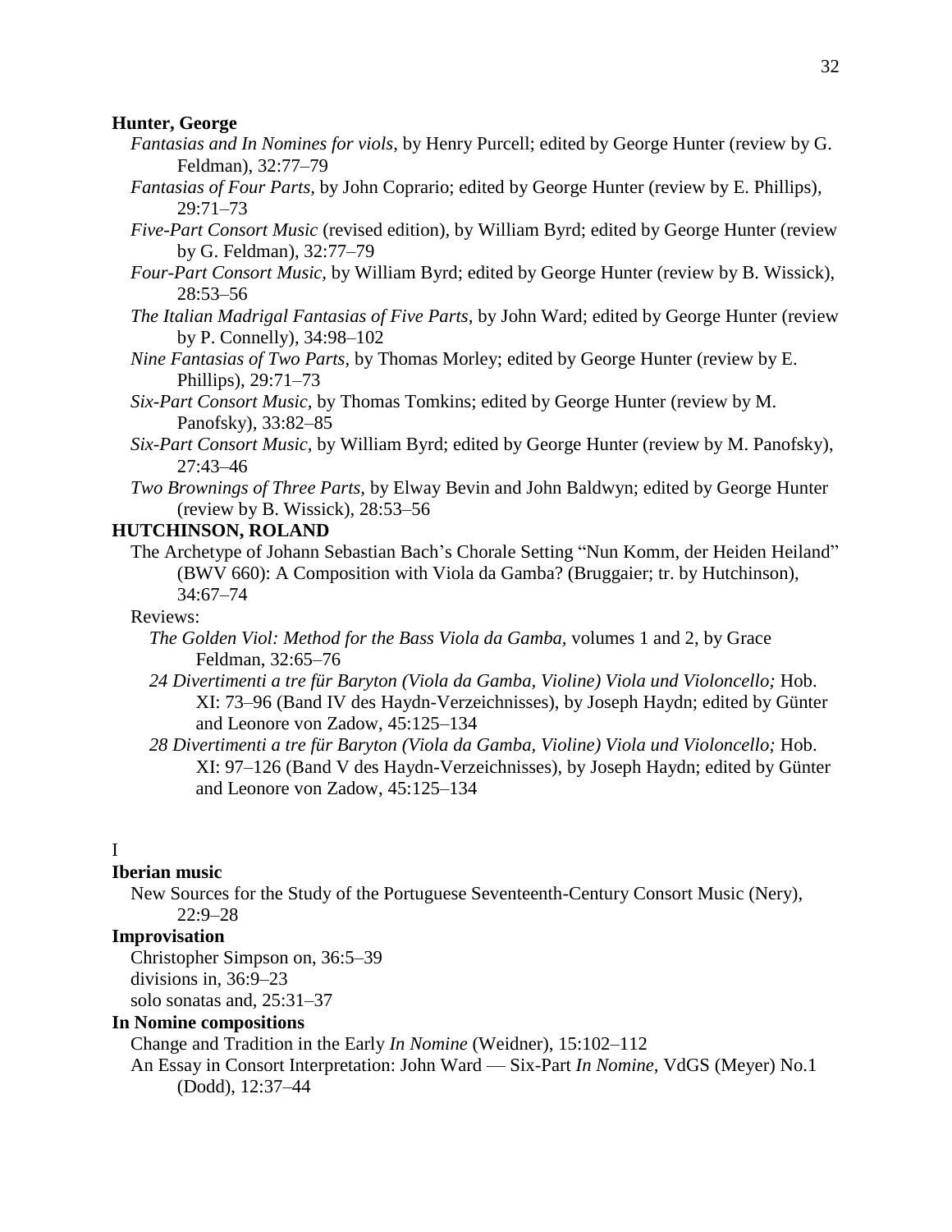**Hunter, George**

*Fantasias and In Nomines for viols,* by Henry Purcell; edited by George Hunter (review by G. Feldman), 32:77–79

*Fantasias of Four Parts,* by John Coprario; edited by George Hunter (review by E. Phillips), 29:71–73

*Five-Part Consort Music* (revised edition), by William Byrd; edited by George Hunter (review by G. Feldman), 32:77–79

*Four-Part Consort Music,* by William Byrd; edited by George Hunter (review by B. Wissick), 28:53–56

*The Italian Madrigal Fantasias of Five Parts,* by John Ward; edited by George Hunter (review by P. Connelly), 34:98–102

*Nine Fantasias of Two Parts,* by Thomas Morley; edited by George Hunter (review by E. Phillips), 29:71–73

*Six-Part Consort Music,* by Thomas Tomkins; edited by George Hunter (review by M. Panofsky), 33:82–85

*Six-Part Consort Music,* by William Byrd; edited by George Hunter (review by M. Panofsky), 27:43–46

*Two Brownings of Three Parts,* by Elway Bevin and John Baldwyn; edited by George Hunter (review by B. Wissick), 28:53–56

**HUTCHINSON, ROLAND**

The Archetype of Johann Sebastian Bach's Chorale Setting "Nun Komm, der Heiden Heiland" (BWV 660): A Composition with Viola da Gamba? (Bruggaier; tr. by Hutchinson), 34:67–74

Reviews:

*The Golden Viol: Method for the Bass Viola da Gamba,* volumes 1 and 2, by Grace Feldman, 32:65–76

*24 Divertimenti a tre für Baryton (Viola da Gamba, Violine) Viola und Violoncello;* Hob. XI: 73–96 (Band IV des Haydn-Verzeichnisses), by Joseph Haydn; edited by Günter and Leonore von Zadow, 45:125–134

*28 Divertimenti a tre für Baryton (Viola da Gamba, Violine) Viola und Violoncello;* Hob. XI: 97–126 (Band V des Haydn-Verzeichnisses), by Joseph Haydn; edited by Günter and Leonore von Zadow, 45:125–134

I

**Iberian music**

New Sources for the Study of the Portuguese Seventeenth-Century Consort Music (Nery), 22:9–28

**Improvisation**

Christopher Simpson on, 36:5–39

divisions in, 36:9–23

solo sonatas and, 25:31–37

**In Nomine compositions**

Change and Tradition in the Early *In Nomine* (Weidner), 15:102–112

An Essay in Consort Interpretation: John Ward — Six-Part *In Nomine,* VdGS (Meyer) No.1 (Dodd), 12:37–44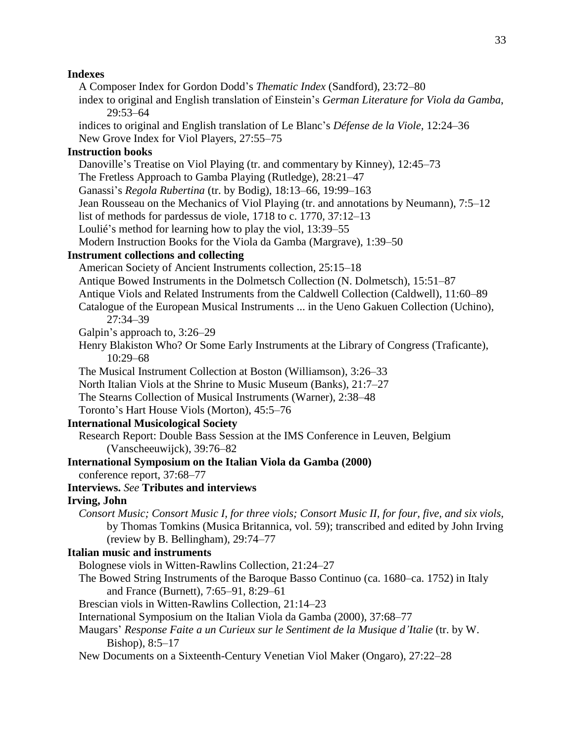**Indexes**

A Composer Index for Gordon Dodd's *Thematic Index* (Sandford), 23:72–80

index to original and English translation of Einstein's *German Literature for Viola da Gamba*, 29:53–64

indices to original and English translation of Le Blanc's *Défense de la Viole*, 12:24–36

New Grove Index for Viol Players, 27:55–75

**Instruction books**

Danoville's Treatise on Viol Playing (tr. and commentary by Kinney), 12:45–73

The Fretless Approach to Gamba Playing (Rutledge), 28:21–47

Ganassi's *Regola Rubertina* (tr. by Bodig), 18:13–66, 19:99–163

Jean Rousseau on the Mechanics of Viol Playing (tr. and annotations by Neumann), 7:5–12

list of methods for pardessus de viole, 1718 to c. 1770, 37:12–13

Loulié's method for learning how to play the viol, 13:39–55

Modern Instruction Books for the Viola da Gamba (Margrave), 1:39–50

**Instrument collections and collecting**

American Society of Ancient Instruments collection, 25:15–18

Antique Bowed Instruments in the Dolmetsch Collection (N. Dolmetsch), 15:51–87

Antique Viols and Related Instruments from the Caldwell Collection (Caldwell), 11:60–89

Catalogue of the European Musical Instruments ... in the Ueno Gakuen Collection (Uchino), 27:34–39

Galpin's approach to, 3:26–29

Henry Blakiston Who? Or Some Early Instruments at the Library of Congress (Traficante), 10:29–68

The Musical Instrument Collection at Boston (Williamson), 3:26–33

North Italian Viols at the Shrine to Music Museum (Banks), 21:7–27

The Stearns Collection of Musical Instruments (Warner), 2:38–48

Toronto's Hart House Viols (Morton), 45:5–76

**International Musicological Society**

Research Report: Double Bass Session at the IMS Conference in Leuven, Belgium (Vanscheeuwijck), 39:76–82

**International Symposium on the Italian Viola da Gamba (2000)**

conference report, 37:68–77

**Interviews.** *See* **Tributes and interviews**

**Irving, John**

*Consort Music; Consort Music I, for three viols; Consort Music II, for four, five, and six viols*, by Thomas Tomkins (Musica Britannica, vol. 59); transcribed and edited by John Irving (review by B. Bellingham), 29:74–77

**Italian music and instruments**

Bolognese viols in Witten-Rawlins Collection, 21:24–27

The Bowed String Instruments of the Baroque Basso Continuo (ca. 1680–ca. 1752) in Italy and France (Burnett), 7:65–91, 8:29–61

Brescian viols in Witten-Rawlins Collection, 21:14–23

International Symposium on the Italian Viola da Gamba (2000), 37:68–77

Maugars' *Response Faite a un Curieux sur le Sentiment de la Musique d'Italie* (tr. by W. Bishop), 8:5–17

New Documents on a Sixteenth-Century Venetian Viol Maker (Ongaro), 27:22–28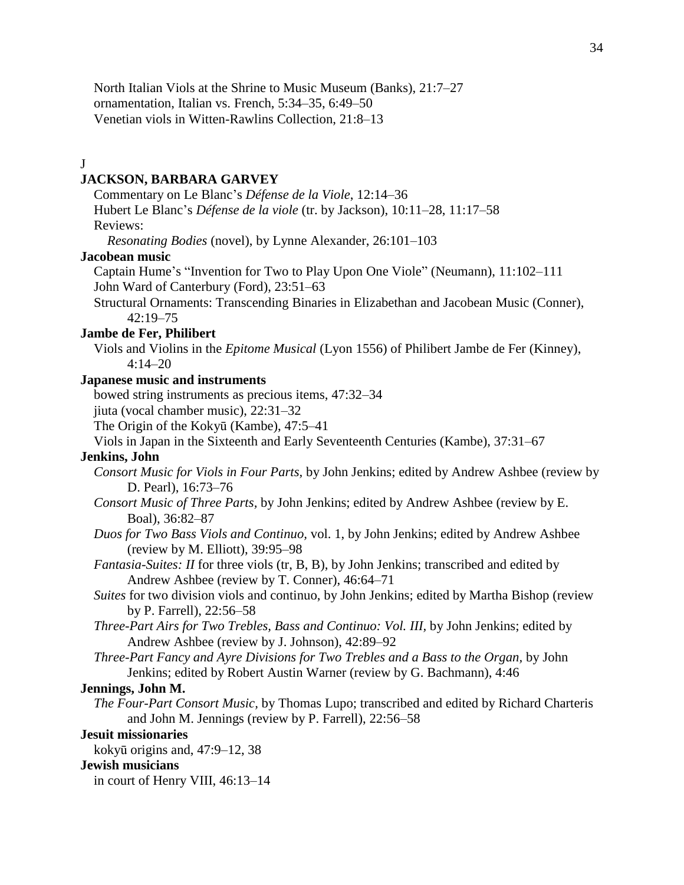North Italian Viols at the Shrine to Music Museum (Banks), 21:7–27
ornamentation, Italian vs. French, 5:34–35, 6:49–50
Venetian viols in Witten-Rawlins Collection, 21:8–13

J

**JACKSON, BARBARA GARVEY**

Commentary on Le Blanc's *Défense de la Viole*, 12:14–36
Hubert Le Blanc's *Défense de la viole* (tr. by Jackson), 10:11–28, 11:17–58
Reviews:
*Resonating Bodies* (novel), by Lynne Alexander, 26:101–103

**Jacobean music**

Captain Hume's "Invention for Two to Play Upon One Viole" (Neumann), 11:102–111
John Ward of Canterbury (Ford), 23:51–63
Structural Ornaments: Transcending Binaries in Elizabethan and Jacobean Music (Conner), 42:19–75

**Jambe de Fer, Philibert**

Viols and Violins in the *Epitome Musical* (Lyon 1556) of Philibert Jambe de Fer (Kinney), 4:14–20

**Japanese music and instruments**

bowed string instruments as precious items, 47:32–34
jiuta (vocal chamber music), 22:31–32
The Origin of the Kokyū (Kambe), 47:5–41
Viols in Japan in the Sixteenth and Early Seventeenth Centuries (Kambe), 37:31–67

**Jenkins, John**

*Consort Music for Viols in Four Parts*, by John Jenkins; edited by Andrew Ashbee (review by D. Pearl), 16:73–76
*Consort Music of Three Parts*, by John Jenkins; edited by Andrew Ashbee (review by E. Boal), 36:82–87
*Duos for Two Bass Viols and Continuo*, vol. 1, by John Jenkins; edited by Andrew Ashbee (review by M. Elliott), 39:95–98
*Fantasia-Suites: II* for three viols (tr, B, B), by John Jenkins; transcribed and edited by Andrew Ashbee (review by T. Conner), 46:64–71
*Suites* for two division viols and continuo, by John Jenkins; edited by Martha Bishop (review by P. Farrell), 22:56–58
*Three-Part Airs for Two Trebles, Bass and Continuo: Vol. III*, by John Jenkins; edited by Andrew Ashbee (review by J. Johnson), 42:89–92
*Three-Part Fancy and Ayre Divisions for Two Trebles and a Bass to the Organ*, by John Jenkins; edited by Robert Austin Warner (review by G. Bachmann), 4:46

**Jennings, John M.**

*The Four-Part Consort Music*, by Thomas Lupo; transcribed and edited by Richard Charteris and John M. Jennings (review by P. Farrell), 22:56–58

**Jesuit missionaries**

kokyū origins and, 47:9–12, 38

**Jewish musicians**

in court of Henry VIII, 46:13–14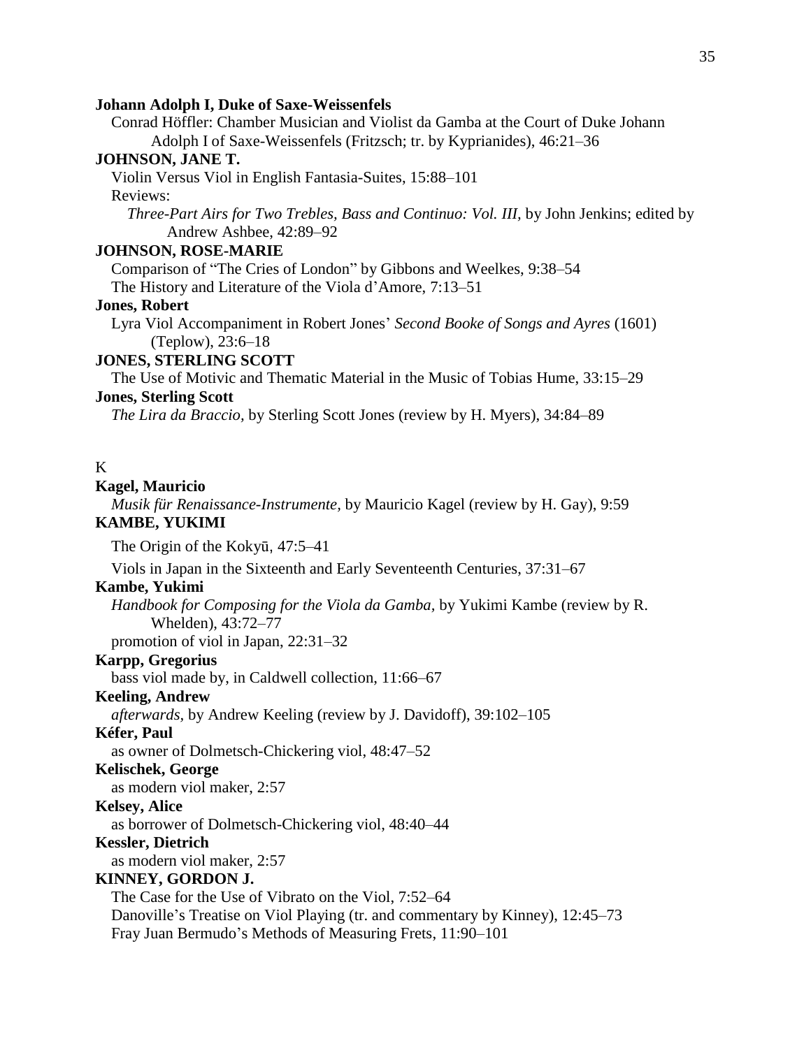**Johann Adolph I, Duke of Saxe-Weissenfels**

Conrad Höffler: Chamber Musician and Violist da Gamba at the Court of Duke Johann Adolph I of Saxe-Weissenfels (Fritzsch; tr. by Kyprianides), 46:21–36

**JOHNSON, JANE T.**

Violin Versus Viol in English Fantasia-Suites, 15:88–101

Reviews:

*Three-Part Airs for Two Trebles, Bass and Continuo: Vol. III,* by John Jenkins; edited by Andrew Ashbee, 42:89–92

**JOHNSON, ROSE-MARIE**

Comparison of "The Cries of London" by Gibbons and Weelkes, 9:38–54

The History and Literature of the Viola d'Amore, 7:13–51

**Jones, Robert**

Lyra Viol Accompaniment in Robert Jones' *Second Booke of Songs and Ayres* (1601) (Teplow), 23:6–18

**JONES, STERLING SCOTT**

The Use of Motivic and Thematic Material in the Music of Tobias Hume, 33:15–29

**Jones, Sterling Scott**

*The Lira da Braccio,* by Sterling Scott Jones (review by H. Myers), 34:84–89

K

**Kagel, Mauricio**

*Musik für Renaissance-Instrumente,* by Mauricio Kagel (review by H. Gay), 9:59

**KAMBE, YUKIMI**

The Origin of the Kokyū, 47:5–41

Viols in Japan in the Sixteenth and Early Seventeenth Centuries, 37:31–67

**Kambe, Yukimi**

*Handbook for Composing for the Viola da Gamba,* by Yukimi Kambe (review by R. Whelden), 43:72–77

promotion of viol in Japan, 22:31–32

**Karpp, Gregorius**

bass viol made by, in Caldwell collection, 11:66–67

**Keeling, Andrew**

*afterwards,* by Andrew Keeling (review by J. Davidoff), 39:102–105

**Kéfer, Paul**

as owner of Dolmetsch-Chickering viol, 48:47–52

**Kelischek, George**

as modern viol maker, 2:57

**Kelsey, Alice**

as borrower of Dolmetsch-Chickering viol, 48:40–44

**Kessler, Dietrich**

as modern viol maker, 2:57

**KINNEY, GORDON J.**

The Case for the Use of Vibrato on the Viol, 7:52–64

Danoville's Treatise on Viol Playing (tr. and commentary by Kinney), 12:45–73

Fray Juan Bermudo's Methods of Measuring Frets, 11:90–101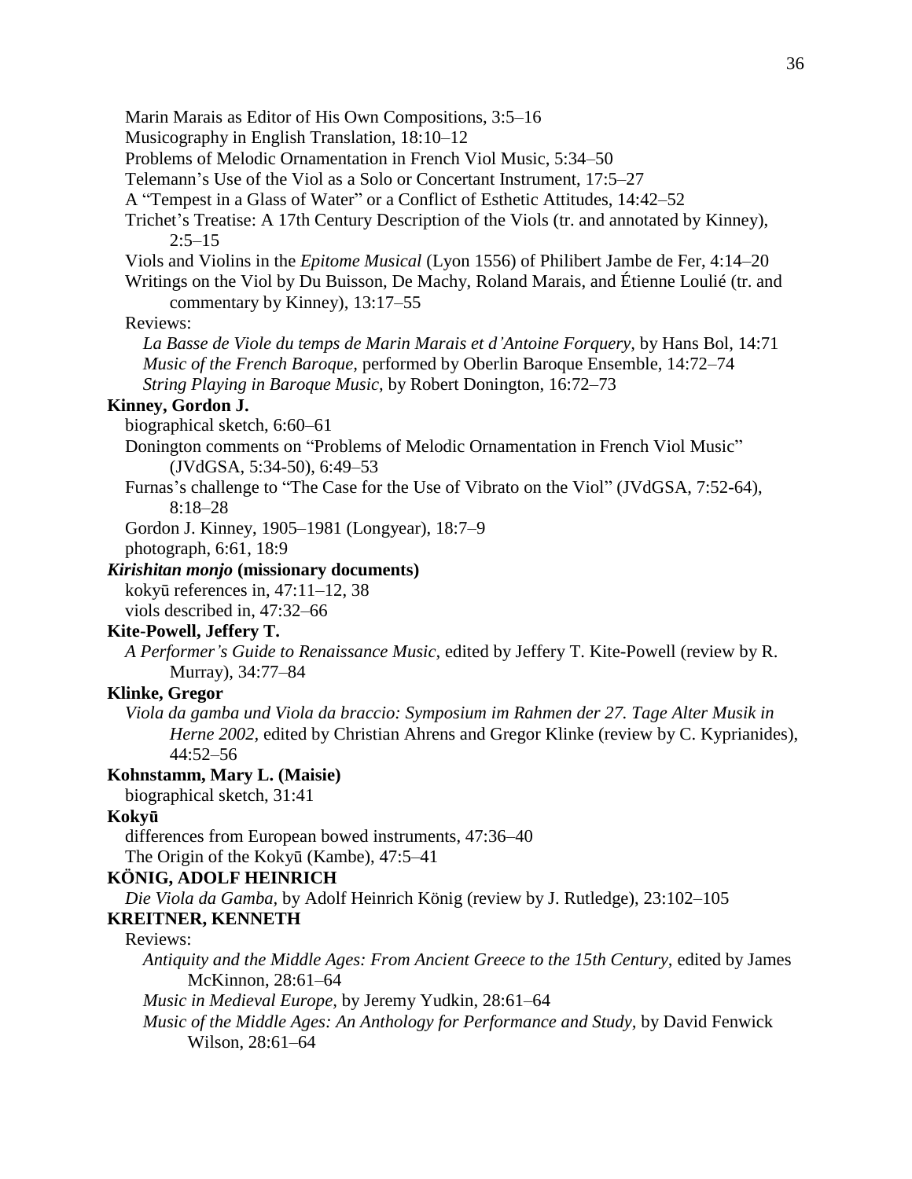Marin Marais as Editor of His Own Compositions, 3:5–16

Musicography in English Translation, 18:10–12

Problems of Melodic Ornamentation in French Viol Music, 5:34–50

Telemann's Use of the Viol as a Solo or Concertant Instrument, 17:5–27

A "Tempest in a Glass of Water" or a Conflict of Esthetic Attitudes, 14:42–52

Trichet's Treatise: A 17th Century Description of the Viols (tr. and annotated by Kinney), 2:5–15

Viols and Violins in the *Epitome Musical* (Lyon 1556) of Philibert Jambe de Fer, 4:14–20

Writings on the Viol by Du Buisson, De Machy, Roland Marais, and Étienne Loulié (tr. and commentary by Kinney), 13:17–55

Reviews:

*La Basse de Viole du temps de Marin Marais et d'Antoine Forquery,* by Hans Bol, 14:71

*Music of the French Baroque,* performed by Oberlin Baroque Ensemble, 14:72–74

*String Playing in Baroque Music,* by Robert Donington, 16:72–73

**Kinney, Gordon J.**

biographical sketch, 6:60–61

Donington comments on "Problems of Melodic Ornamentation in French Viol Music" (JVdGSA, 5:34-50), 6:49–53

Furnas's challenge to "The Case for the Use of Vibrato on the Viol" (JVdGSA, 7:52-64), 8:18–28

Gordon J. Kinney, 1905–1981 (Longyear), 18:7–9

photograph, 6:61, 18:9

***Kirishitan monjo* (missionary documents)**

kokyū references in, 47:11–12, 38

viols described in, 47:32–66

**Kite-Powell, Jeffery T.**

*A Performer's Guide to Renaissance Music,* edited by Jeffery T. Kite-Powell (review by R. Murray), 34:77–84

**Klinke, Gregor**

*Viola da gamba und Viola da braccio: Symposium im Rahmen der 27. Tage Alter Musik in Herne 2002,* edited by Christian Ahrens and Gregor Klinke (review by C. Kyprianides), 44:52–56

**Kohnstamm, Mary L. (Maisie)**

biographical sketch, 31:41

**Kokyū**

differences from European bowed instruments, 47:36–40

The Origin of the Kokyū (Kambe), 47:5–41

**KÖNIG, ADOLF HEINRICH**

*Die Viola da Gamba,* by Adolf Heinrich König (review by J. Rutledge), 23:102–105

**KREITNER, KENNETH**

Reviews:

*Antiquity and the Middle Ages: From Ancient Greece to the 15th Century,* edited by James McKinnon, 28:61–64

*Music in Medieval Europe,* by Jeremy Yudkin, 28:61–64

*Music of the Middle Ages: An Anthology for Performance and Study,* by David Fenwick Wilson, 28:61–64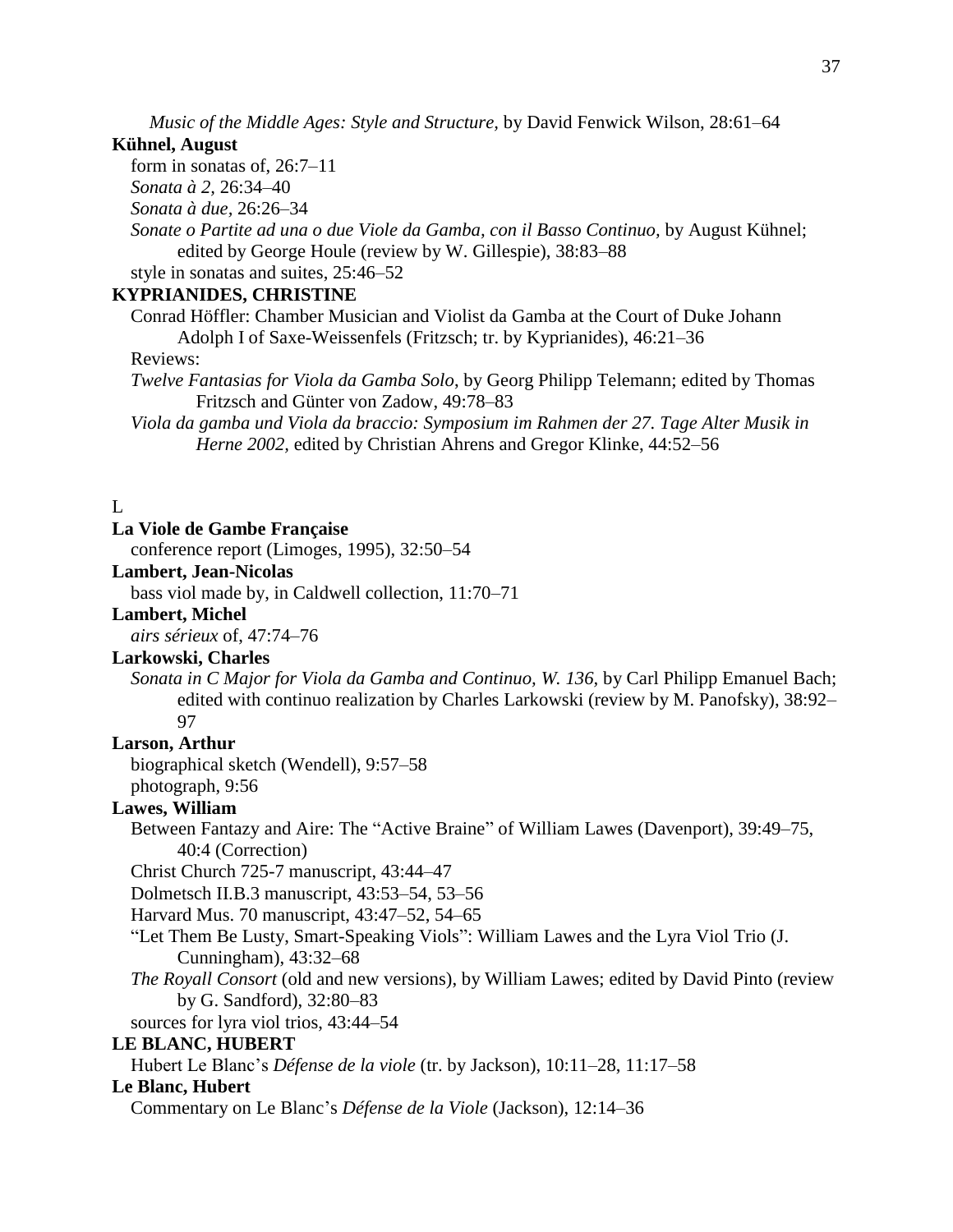*Music of the Middle Ages: Style and Structure,* by David Fenwick Wilson, 28:61–64

**Kühnel, August**

form in sonatas of, 26:7–11

*Sonata à 2,* 26:34–40

*Sonata à due,* 26:26–34

*Sonate o Partite ad una o due Viole da Gamba, con il Basso Continuo*, by August Kühnel; edited by George Houle (review by W. Gillespie), 38:83–88

style in sonatas and suites, 25:46–52

**KYPRIANIDES, CHRISTINE**

Conrad Höffler: Chamber Musician and Violist da Gamba at the Court of Duke Johann Adolph I of Saxe-Weissenfels (Fritzsch; tr. by Kyprianides), 46:21–36

Reviews:

*Twelve Fantasias for Viola da Gamba Solo*, by Georg Philipp Telemann; edited by Thomas Fritzsch and Günter von Zadow, 49:78–83

*Viola da gamba und Viola da braccio: Symposium im Rahmen der 27. Tage Alter Musik in Herne 2002,* edited by Christian Ahrens and Gregor Klinke, 44:52–56

L

**La Viole de Gambe Française**

conference report (Limoges, 1995), 32:50–54

**Lambert, Jean-Nicolas**

bass viol made by, in Caldwell collection, 11:70–71

**Lambert, Michel**

*airs sérieux* of, 47:74–76

**Larkowski, Charles**

*Sonata in C Major for Viola da Gamba and Continuo, W. 136,* by Carl Philipp Emanuel Bach; edited with continuo realization by Charles Larkowski (review by M. Panofsky), 38:92–97

**Larson, Arthur**

biographical sketch (Wendell), 9:57–58

photograph, 9:56

**Lawes, William**

Between Fantazy and Aire: The "Active Braine" of William Lawes (Davenport), 39:49–75, 40:4 (Correction)

Christ Church 725-7 manuscript, 43:44–47

Dolmetsch II.B.3 manuscript, 43:53–54, 53–56

Harvard Mus. 70 manuscript, 43:47–52, 54–65

"Let Them Be Lusty, Smart-Speaking Viols": William Lawes and the Lyra Viol Trio (J. Cunningham), 43:32–68

*The Royall Consort* (old and new versions), by William Lawes; edited by David Pinto (review by G. Sandford), 32:80–83

sources for lyra viol trios, 43:44–54

**LE BLANC, HUBERT**

Hubert Le Blanc's *Défense de la viole* (tr. by Jackson), 10:11–28, 11:17–58

**Le Blanc, Hubert**

Commentary on Le Blanc's *Défense de la Viole* (Jackson), 12:14–36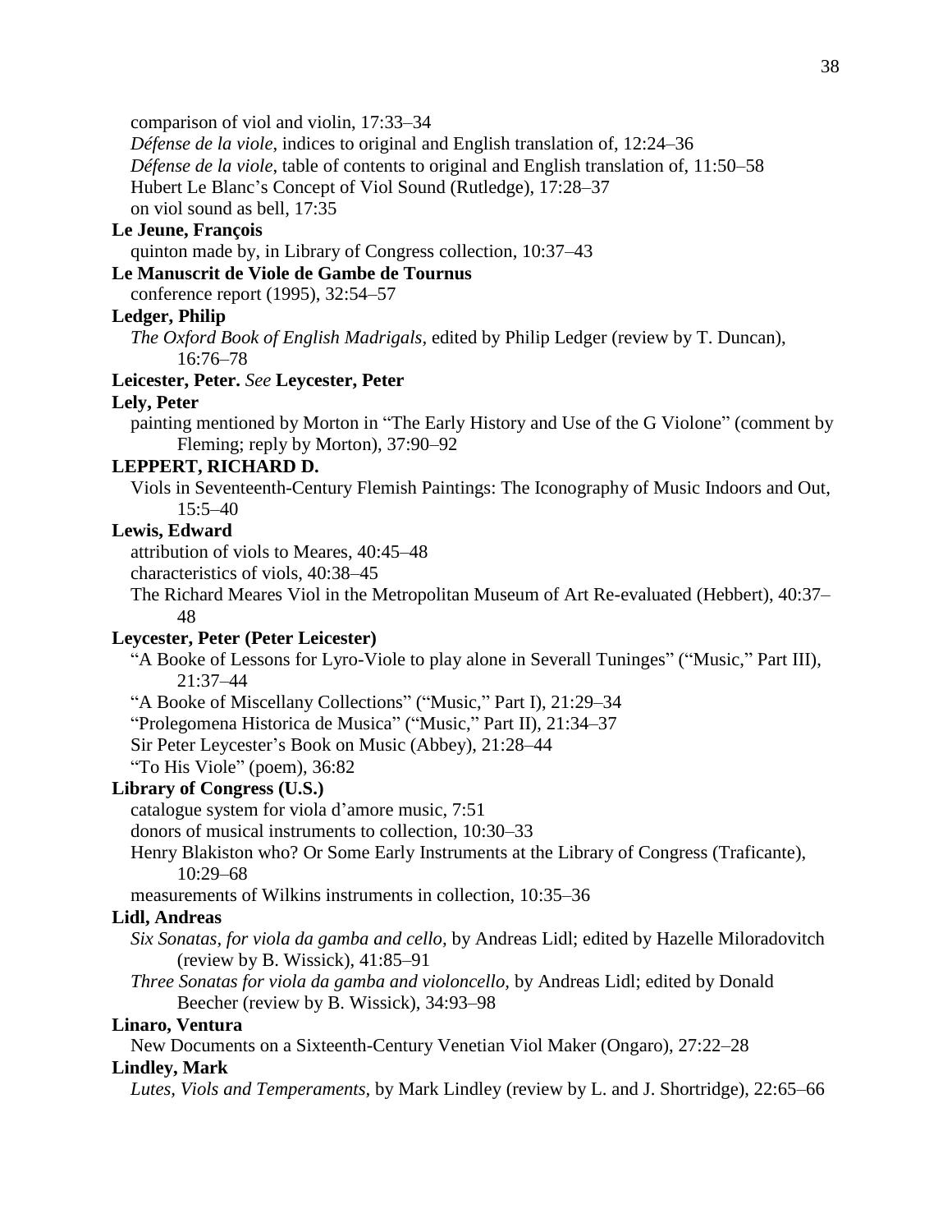comparison of viol and violin, 17:33–34

*Défense de la viole*, indices to original and English translation of, 12:24–36

*Défense de la viole*, table of contents to original and English translation of, 11:50–58

Hubert Le Blanc's Concept of Viol Sound (Rutledge), 17:28–37

on viol sound as bell, 17:35

**Le Jeune, François**

quinton made by, in Library of Congress collection, 10:37–43

**Le Manuscrit de Viole de Gambe de Tournus**

conference report (1995), 32:54–57

**Ledger, Philip**

*The Oxford Book of English Madrigals*, edited by Philip Ledger (review by T. Duncan), 16:76–78

**Leicester, Peter.** *See* **Leycester, Peter**

**Lely, Peter**

painting mentioned by Morton in "The Early History and Use of the G Violone" (comment by Fleming; reply by Morton), 37:90–92

**LEPPERT, RICHARD D.**

Viols in Seventeenth-Century Flemish Paintings: The Iconography of Music Indoors and Out, 15:5–40

**Lewis, Edward**

attribution of viols to Meares, 40:45–48

characteristics of viols, 40:38–45

The Richard Meares Viol in the Metropolitan Museum of Art Re-evaluated (Hebbert), 40:37–48

**Leycester, Peter (Peter Leicester)**

"A Booke of Lessons for Lyro-Viole to play alone in Severall Tuninges" ("Music," Part III), 21:37–44

"A Booke of Miscellany Collections" ("Music," Part I), 21:29–34

"Prolegomena Historica de Musica" ("Music," Part II), 21:34–37

Sir Peter Leycester's Book on Music (Abbey), 21:28–44

"To His Viole" (poem), 36:82

**Library of Congress (U.S.)**

catalogue system for viola d'amore music, 7:51

donors of musical instruments to collection, 10:30–33

Henry Blakiston who? Or Some Early Instruments at the Library of Congress (Traficante), 10:29–68

measurements of Wilkins instruments in collection, 10:35–36

**Lidl, Andreas**

*Six Sonatas, for viola da gamba and cello*, by Andreas Lidl; edited by Hazelle Miloradovitch (review by B. Wissick), 41:85–91

*Three Sonatas for viola da gamba and violoncello*, by Andreas Lidl; edited by Donald Beecher (review by B. Wissick), 34:93–98

**Linaro, Ventura**

New Documents on a Sixteenth-Century Venetian Viol Maker (Ongaro), 27:22–28

**Lindley, Mark**

*Lutes, Viols and Temperaments*, by Mark Lindley (review by L. and J. Shortridge), 22:65–66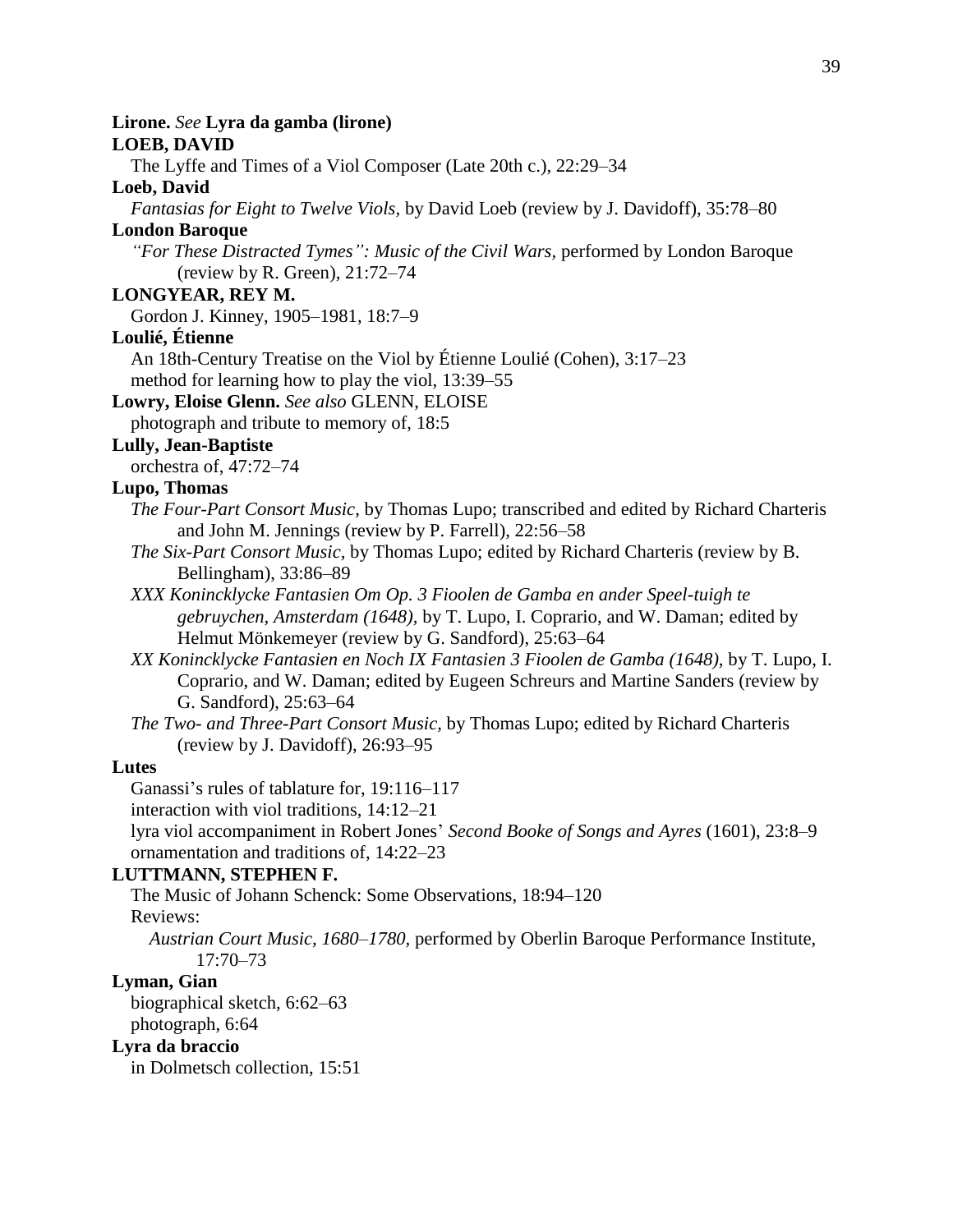**Lirone.** *See* **Lyra da gamba (lirone)**

**LOEB, DAVID**

The Lyffe and Times of a Viol Composer (Late 20th c.), 22:29–34

**Loeb, David**

*Fantasias for Eight to Twelve Viols*, by David Loeb (review by J. Davidoff), 35:78–80

**London Baroque**

*"For These Distracted Tymes": Music of the Civil Wars*, performed by London Baroque (review by R. Green), 21:72–74

**LONGYEAR, REY M.**

Gordon J. Kinney, 1905–1981, 18:7–9

**Loulié, Étienne**

An 18th-Century Treatise on the Viol by Étienne Loulié (Cohen), 3:17–23

method for learning how to play the viol, 13:39–55

**Lowry, Eloise Glenn.** *See also* GLENN, ELOISE

photograph and tribute to memory of, 18:5

**Lully, Jean-Baptiste**

orchestra of, 47:72–74

**Lupo, Thomas**

*The Four-Part Consort Music*, by Thomas Lupo; transcribed and edited by Richard Charteris and John M. Jennings (review by P. Farrell), 22:56–58

*The Six-Part Consort Music*, by Thomas Lupo; edited by Richard Charteris (review by B. Bellingham), 33:86–89

*XXX Konincklycke Fantasien Om Op. 3 Fioolen de Gamba en ander Speel-tuigh te gebruychen, Amsterdam (1648),* by T. Lupo, I. Coprario, and W. Daman; edited by Helmut Mönkemeyer (review by G. Sandford), 25:63–64

*XX Konincklycke Fantasien en Noch IX Fantasien 3 Fioolen de Gamba (1648),* by T. Lupo, I. Coprario, and W. Daman; edited by Eugeen Schreurs and Martine Sanders (review by G. Sandford), 25:63–64

*The Two- and Three-Part Consort Music,* by Thomas Lupo; edited by Richard Charteris (review by J. Davidoff), 26:93–95

**Lutes**

Ganassi's rules of tablature for, 19:116–117

interaction with viol traditions, 14:12–21

lyra viol accompaniment in Robert Jones' *Second Booke of Songs and Ayres* (1601), 23:8–9

ornamentation and traditions of, 14:22–23

**LUTTMANN, STEPHEN F.**

The Music of Johann Schenck: Some Observations, 18:94–120

Reviews:

*Austrian Court Music, 1680–1780,* performed by Oberlin Baroque Performance Institute, 17:70–73

**Lyman, Gian**

biographical sketch, 6:62–63

photograph, 6:64

**Lyra da braccio**

in Dolmetsch collection, 15:51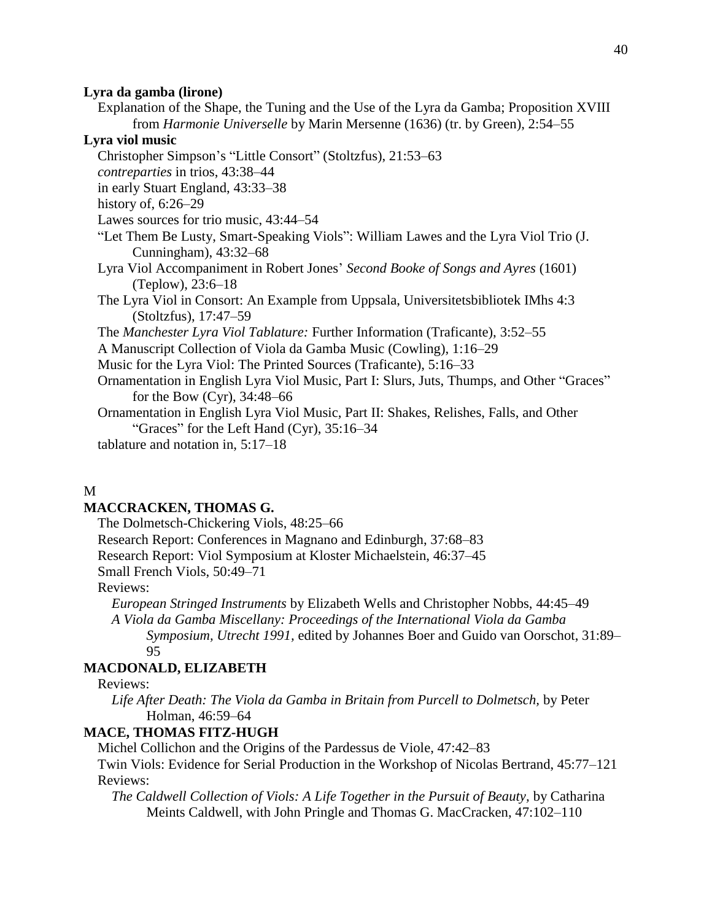**Lyra da gamba (lirone)**

Explanation of the Shape, the Tuning and the Use of the Lyra da Gamba; Proposition XVIII from *Harmonie Universelle* by Marin Mersenne (1636) (tr. by Green), 2:54–55

**Lyra viol music**

Christopher Simpson's "Little Consort" (Stoltzfus), 21:53–63

*contreparties* in trios, 43:38–44

in early Stuart England, 43:33–38

history of, 6:26–29

Lawes sources for trio music, 43:44–54

"Let Them Be Lusty, Smart-Speaking Viols": William Lawes and the Lyra Viol Trio (J. Cunningham), 43:32–68

Lyra Viol Accompaniment in Robert Jones' *Second Booke of Songs and Ayres* (1601) (Teplow), 23:6–18

The Lyra Viol in Consort: An Example from Uppsala, Universitetsbibliotek IMhs 4:3 (Stoltzfus), 17:47–59

The *Manchester Lyra Viol Tablature:* Further Information (Traficante), 3:52–55

A Manuscript Collection of Viola da Gamba Music (Cowling), 1:16–29

Music for the Lyra Viol: The Printed Sources (Traficante), 5:16–33

Ornamentation in English Lyra Viol Music, Part I: Slurs, Juts, Thumps, and Other "Graces" for the Bow (Cyr), 34:48–66

Ornamentation in English Lyra Viol Music, Part II: Shakes, Relishes, Falls, and Other "Graces" for the Left Hand (Cyr), 35:16–34

tablature and notation in, 5:17–18

M

**MACCRACKEN, THOMAS G.**

The Dolmetsch-Chickering Viols, 48:25–66

Research Report: Conferences in Magnano and Edinburgh, 37:68–83

Research Report: Viol Symposium at Kloster Michaelstein, 46:37–45

Small French Viols, 50:49–71

Reviews:

*European Stringed Instruments* by Elizabeth Wells and Christopher Nobbs, 44:45–49

*A Viola da Gamba Miscellany: Proceedings of the International Viola da Gamba Symposium, Utrecht 1991*, edited by Johannes Boer and Guido van Oorschot, 31:89–95

**MACDONALD, ELIZABETH**

Reviews:

*Life After Death: The Viola da Gamba in Britain from Purcell to Dolmetsch*, by Peter Holman, 46:59–64

**MACE, THOMAS FITZ-HUGH**

Michel Collichon and the Origins of the Pardessus de Viole, 47:42–83

Twin Viols: Evidence for Serial Production in the Workshop of Nicolas Bertrand, 45:77–121

Reviews:

*The Caldwell Collection of Viols: A Life Together in the Pursuit of Beauty*, by Catharina Meints Caldwell, with John Pringle and Thomas G. MacCracken, 47:102–110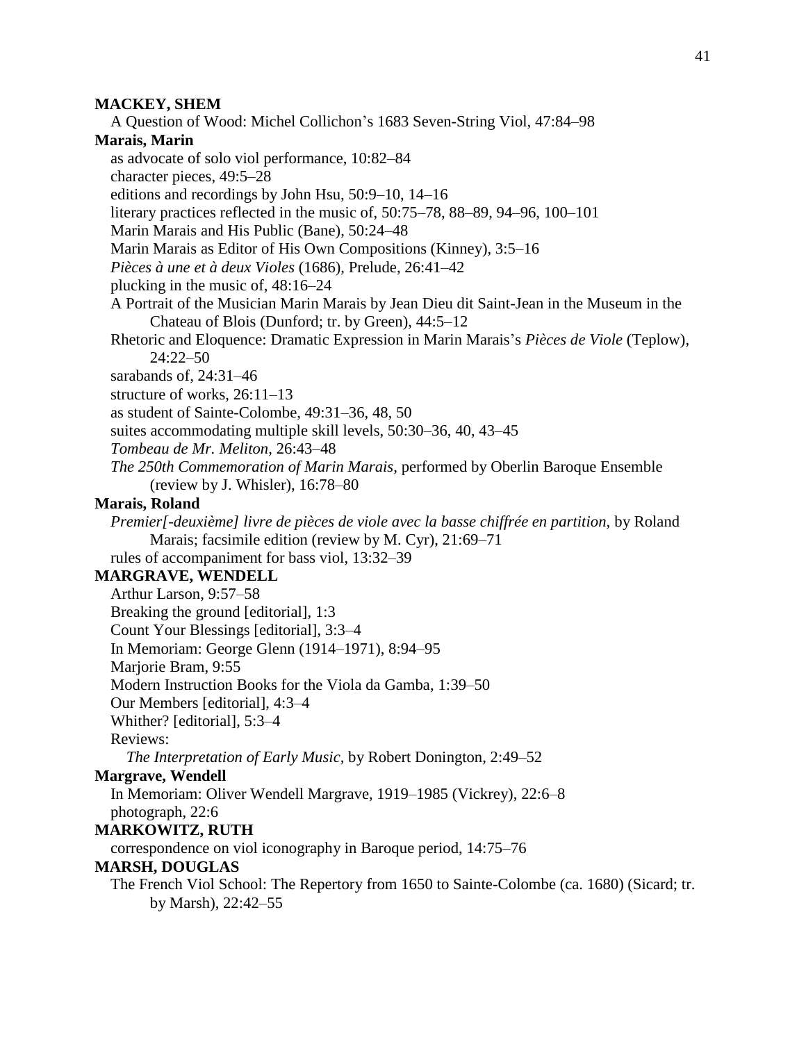**MACKEY, SHEM**

A Question of Wood: Michel Collichon's 1683 Seven-String Viol, 47:84–98

**Marais, Marin**

as advocate of solo viol performance, 10:82–84
character pieces, 49:5–28
editions and recordings by John Hsu, 50:9–10, 14–16
literary practices reflected in the music of, 50:75–78, 88–89, 94–96, 100–101
Marin Marais and His Public (Bane), 50:24–48
Marin Marais as Editor of His Own Compositions (Kinney), 3:5–16
*Pièces à une et à deux Violes* (1686), Prelude, 26:41–42
plucking in the music of, 48:16–24
A Portrait of the Musician Marin Marais by Jean Dieu dit Saint-Jean in the Museum in the Chateau of Blois (Dunford; tr. by Green), 44:5–12
Rhetoric and Eloquence: Dramatic Expression in Marin Marais's *Pièces de Viole* (Teplow), 24:22–50
sarabands of, 24:31–46
structure of works, 26:11–13
as student of Sainte-Colombe, 49:31–36, 48, 50
suites accommodating multiple skill levels, 50:30–36, 40, 43–45
*Tombeau de Mr. Meliton,* 26:43–48
*The 250th Commemoration of Marin Marais,* performed by Oberlin Baroque Ensemble (review by J. Whisler), 16:78–80

**Marais, Roland**

*Premier[-deuxième] livre de pièces de viole avec la basse chiffrée en partition,* by Roland Marais; facsimile edition (review by M. Cyr), 21:69–71
rules of accompaniment for bass viol, 13:32–39

**MARGRAVE, WENDELL**

Arthur Larson, 9:57–58
Breaking the ground [editorial], 1:3
Count Your Blessings [editorial], 3:3–4
In Memoriam: George Glenn (1914–1971), 8:94–95
Marjorie Bram, 9:55
Modern Instruction Books for the Viola da Gamba, 1:39–50
Our Members [editorial], 4:3–4
Whither? [editorial], 5:3–4
Reviews:
*The Interpretation of Early Music,* by Robert Donington, 2:49–52

**Margrave, Wendell**

In Memoriam: Oliver Wendell Margrave, 1919–1985 (Vickrey), 22:6–8
photograph, 22:6

**MARKOWITZ, RUTH**

correspondence on viol iconography in Baroque period, 14:75–76

**MARSH, DOUGLAS**

The French Viol School: The Repertory from 1650 to Sainte-Colombe (ca. 1680) (Sicard; tr. by Marsh), 22:42–55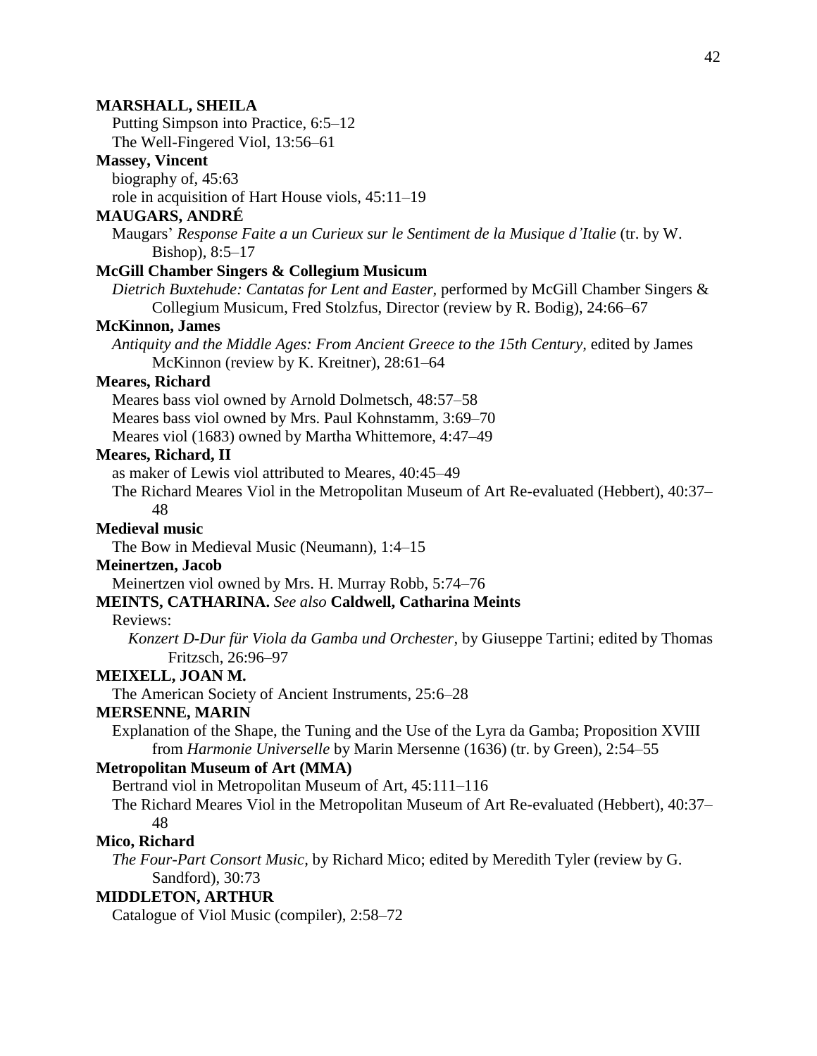**MARSHALL, SHEILA**

Putting Simpson into Practice, 6:5–12

The Well-Fingered Viol, 13:56–61

**Massey, Vincent**

biography of, 45:63

role in acquisition of Hart House viols, 45:11–19

**MAUGARS, ANDRÉ**

Maugars' *Response Faite a un Curieux sur le Sentiment de la Musique d'Italie* (tr. by W. Bishop), 8:5–17

**McGill Chamber Singers & Collegium Musicum**

*Dietrich Buxtehude: Cantatas for Lent and Easter*, performed by McGill Chamber Singers & Collegium Musicum, Fred Stolzfus, Director (review by R. Bodig), 24:66–67

**McKinnon, James**

*Antiquity and the Middle Ages: From Ancient Greece to the 15th Century*, edited by James McKinnon (review by K. Kreitner), 28:61–64

**Meares, Richard**

Meares bass viol owned by Arnold Dolmetsch, 48:57–58

Meares bass viol owned by Mrs. Paul Kohnstamm, 3:69–70

Meares viol (1683) owned by Martha Whittemore, 4:47–49

**Meares, Richard, II**

as maker of Lewis viol attributed to Meares, 40:45–49

The Richard Meares Viol in the Metropolitan Museum of Art Re-evaluated (Hebbert), 40:37–48

**Medieval music**

The Bow in Medieval Music (Neumann), 1:4–15

**Meinertzen, Jacob**

Meinertzen viol owned by Mrs. H. Murray Robb, 5:74–76

**MEINTS, CATHARINA.** *See also* **Caldwell, Catharina Meints**

Reviews:

*Konzert D-Dur für Viola da Gamba und Orchester*, by Giuseppe Tartini; edited by Thomas Fritzsch, 26:96–97

**MEIXELL, JOAN M.**

The American Society of Ancient Instruments, 25:6–28

**MERSENNE, MARIN**

Explanation of the Shape, the Tuning and the Use of the Lyra da Gamba; Proposition XVIII from *Harmonie Universelle* by Marin Mersenne (1636) (tr. by Green), 2:54–55

**Metropolitan Museum of Art (MMA)**

Bertrand viol in Metropolitan Museum of Art, 45:111–116

The Richard Meares Viol in the Metropolitan Museum of Art Re-evaluated (Hebbert), 40:37–48

**Mico, Richard**

*The Four-Part Consort Music*, by Richard Mico; edited by Meredith Tyler (review by G. Sandford), 30:73

**MIDDLETON, ARTHUR**

Catalogue of Viol Music (compiler), 2:58–72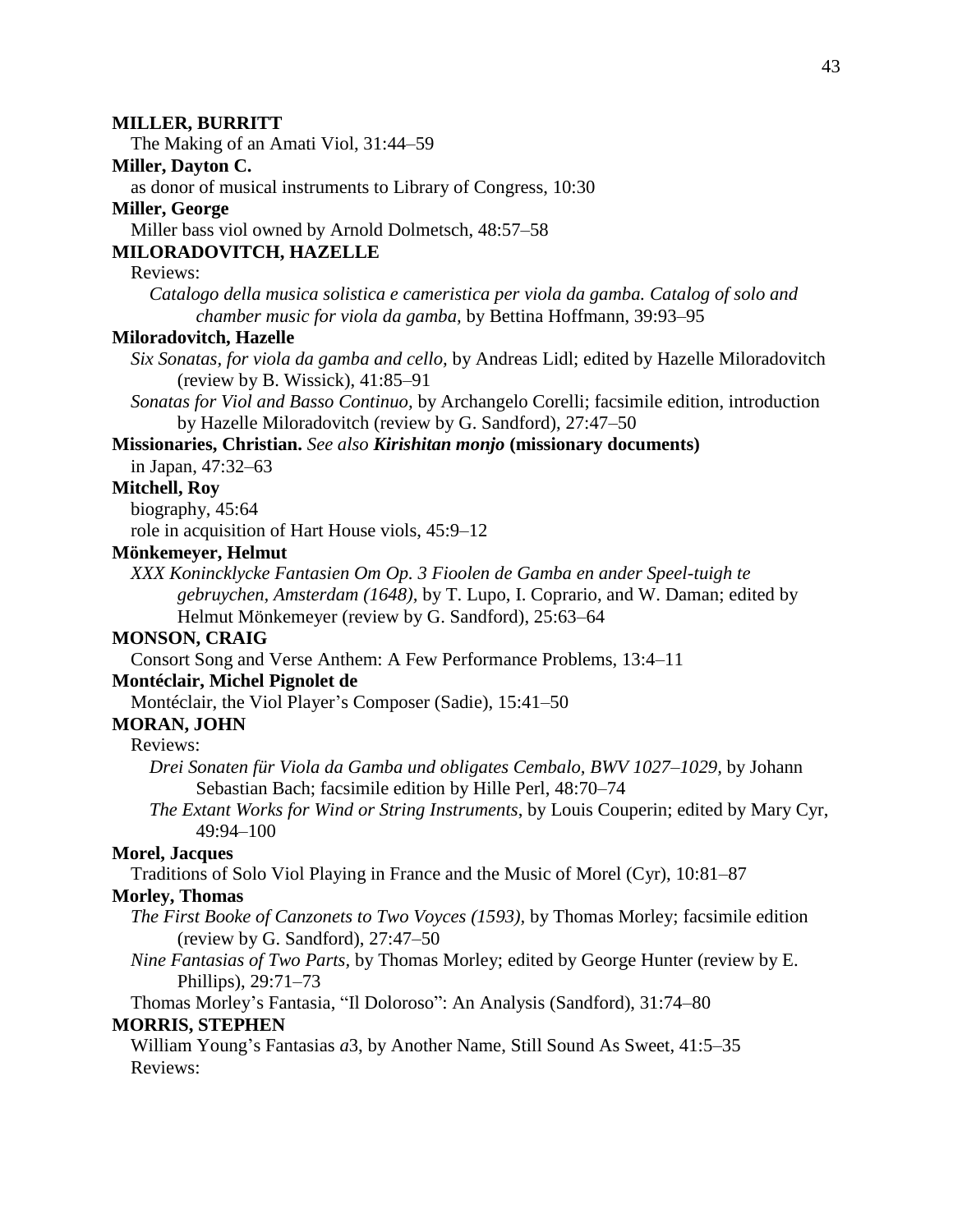**MILLER, BURRITT**

The Making of an Amati Viol, 31:44–59

**Miller, Dayton C.**

as donor of musical instruments to Library of Congress, 10:30

**Miller, George**

Miller bass viol owned by Arnold Dolmetsch, 48:57–58

**MILORADOVITCH, HAZELLE**

Reviews:

*Catalogo della musica solistica e cameristica per viola da gamba. Catalog of solo and chamber music for viola da gamba,* by Bettina Hoffmann, 39:93–95

**Miloradovitch, Hazelle**

*Six Sonatas, for viola da gamba and cello,* by Andreas Lidl; edited by Hazelle Miloradovitch (review by B. Wissick), 41:85–91

*Sonatas for Viol and Basso Continuo,* by Archangelo Corelli; facsimile edition, introduction by Hazelle Miloradovitch (review by G. Sandford), 27:47–50

**Missionaries, Christian.** *See also* ***Kirishitan monjo*** **(missionary documents)**

in Japan, 47:32–63

**Mitchell, Roy**

biography, 45:64

role in acquisition of Hart House viols, 45:9–12

**Mönkemeyer, Helmut**

*XXX Konincklycke Fantasien Om Op. 3 Fioolen de Gamba en ander Speel-tuigh te gebruychen, Amsterdam (1648),* by T. Lupo, I. Coprario, and W. Daman; edited by Helmut Mönkemeyer (review by G. Sandford), 25:63–64

**MONSON, CRAIG**

Consort Song and Verse Anthem: A Few Performance Problems, 13:4–11

**Montéclair, Michel Pignolet de**

Montéclair, the Viol Player's Composer (Sadie), 15:41–50

**MORAN, JOHN**

Reviews:

*Drei Sonaten für Viola da Gamba und obligates Cembalo, BWV 1027–1029,* by Johann Sebastian Bach; facsimile edition by Hille Perl, 48:70–74

*The Extant Works for Wind or String Instruments*, by Louis Couperin; edited by Mary Cyr, 49:94–100

**Morel, Jacques**

Traditions of Solo Viol Playing in France and the Music of Morel (Cyr), 10:81–87

**Morley, Thomas**

*The First Booke of Canzonets to Two Voyces (1593),* by Thomas Morley; facsimile edition (review by G. Sandford), 27:47–50

*Nine Fantasias of Two Parts,* by Thomas Morley; edited by George Hunter (review by E. Phillips), 29:71–73

Thomas Morley's Fantasia, "Il Doloroso": An Analysis (Sandford), 31:74–80

**MORRIS, STEPHEN**

William Young's Fantasias *a*3, by Another Name, Still Sound As Sweet, 41:5–35

Reviews: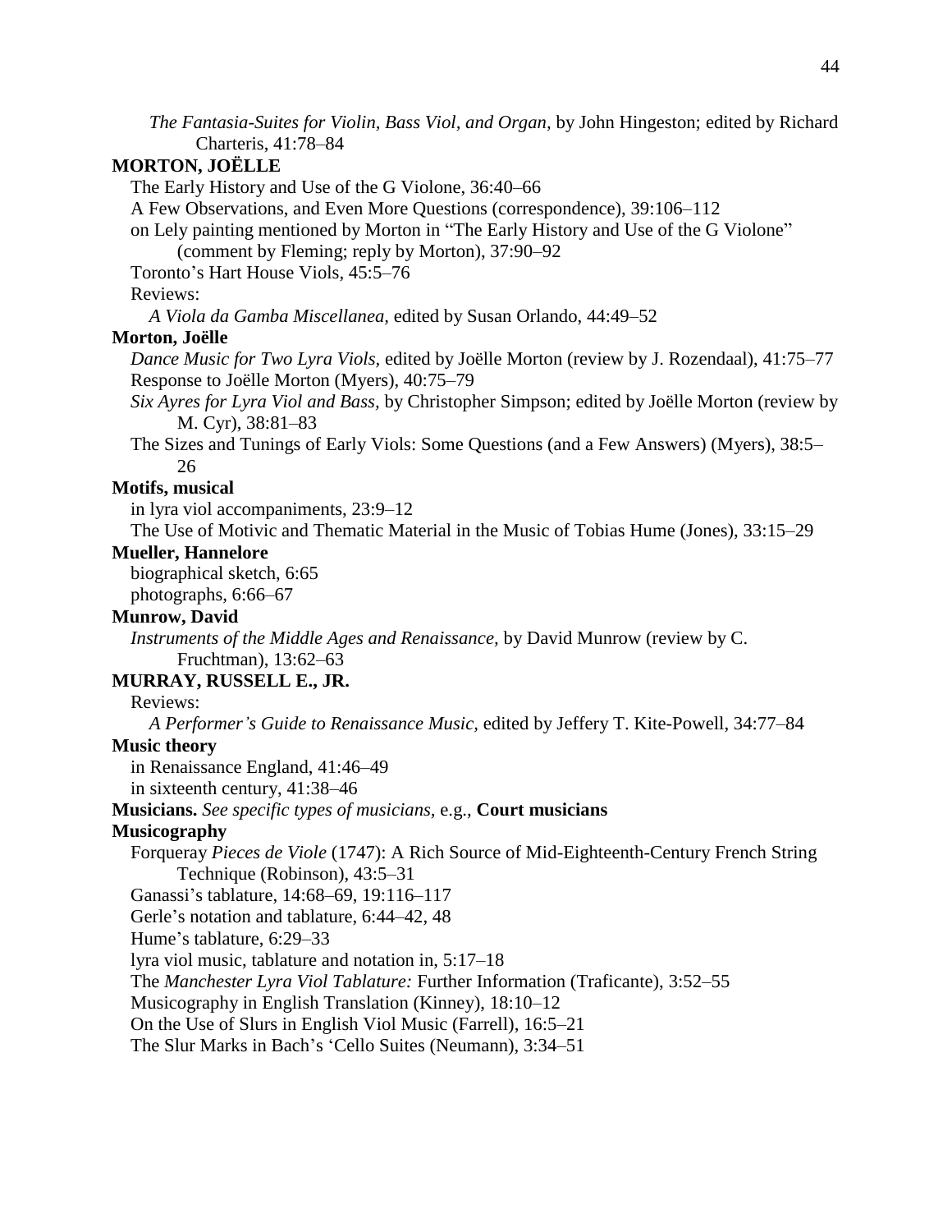*The Fantasia-Suites for Violin, Bass Viol, and Organ*, by John Hingeston; edited by Richard Charteris, 41:78–84

**MORTON, JOËLLE**

The Early History and Use of the G Violone, 36:40–66

A Few Observations, and Even More Questions (correspondence), 39:106–112

on Lely painting mentioned by Morton in "The Early History and Use of the G Violone" (comment by Fleming; reply by Morton), 37:90–92

Toronto's Hart House Viols, 45:5–76

Reviews:

*A Viola da Gamba Miscellanea,* edited by Susan Orlando, 44:49–52

**Morton, Joëlle**

*Dance Music for Two Lyra Viols,* edited by Joëlle Morton (review by J. Rozendaal), 41:75–77

Response to Joëlle Morton (Myers), 40:75–79

*Six Ayres for Lyra Viol and Bass,* by Christopher Simpson; edited by Joëlle Morton (review by M. Cyr), 38:81–83

The Sizes and Tunings of Early Viols: Some Questions (and a Few Answers) (Myers), 38:5–26

**Motifs, musical**

in lyra viol accompaniments, 23:9–12

The Use of Motivic and Thematic Material in the Music of Tobias Hume (Jones), 33:15–29

**Mueller, Hannelore**

biographical sketch, 6:65

photographs, 6:66–67

**Munrow, David**

*Instruments of the Middle Ages and Renaissance,* by David Munrow (review by C. Fruchtman), 13:62–63

**MURRAY, RUSSELL E., JR.**

Reviews:

*A Performer's Guide to Renaissance Music,* edited by Jeffery T. Kite-Powell, 34:77–84

**Music theory**

in Renaissance England, 41:46–49

in sixteenth century, 41:38–46

**Musicians.** *See specific types of musicians,* e.g., **Court musicians**

**Musicography**

Forqueray *Pieces de Viole* (1747): A Rich Source of Mid-Eighteenth-Century French String Technique (Robinson), 43:5–31

Ganassi's tablature, 14:68–69, 19:116–117

Gerle's notation and tablature, 6:44–42, 48

Hume's tablature, 6:29–33

lyra viol music, tablature and notation in, 5:17–18

The *Manchester Lyra Viol Tablature:* Further Information (Traficante), 3:52–55

Musicography in English Translation (Kinney), 18:10–12

On the Use of Slurs in English Viol Music (Farrell), 16:5–21

The Slur Marks in Bach's 'Cello Suites (Neumann), 3:34–51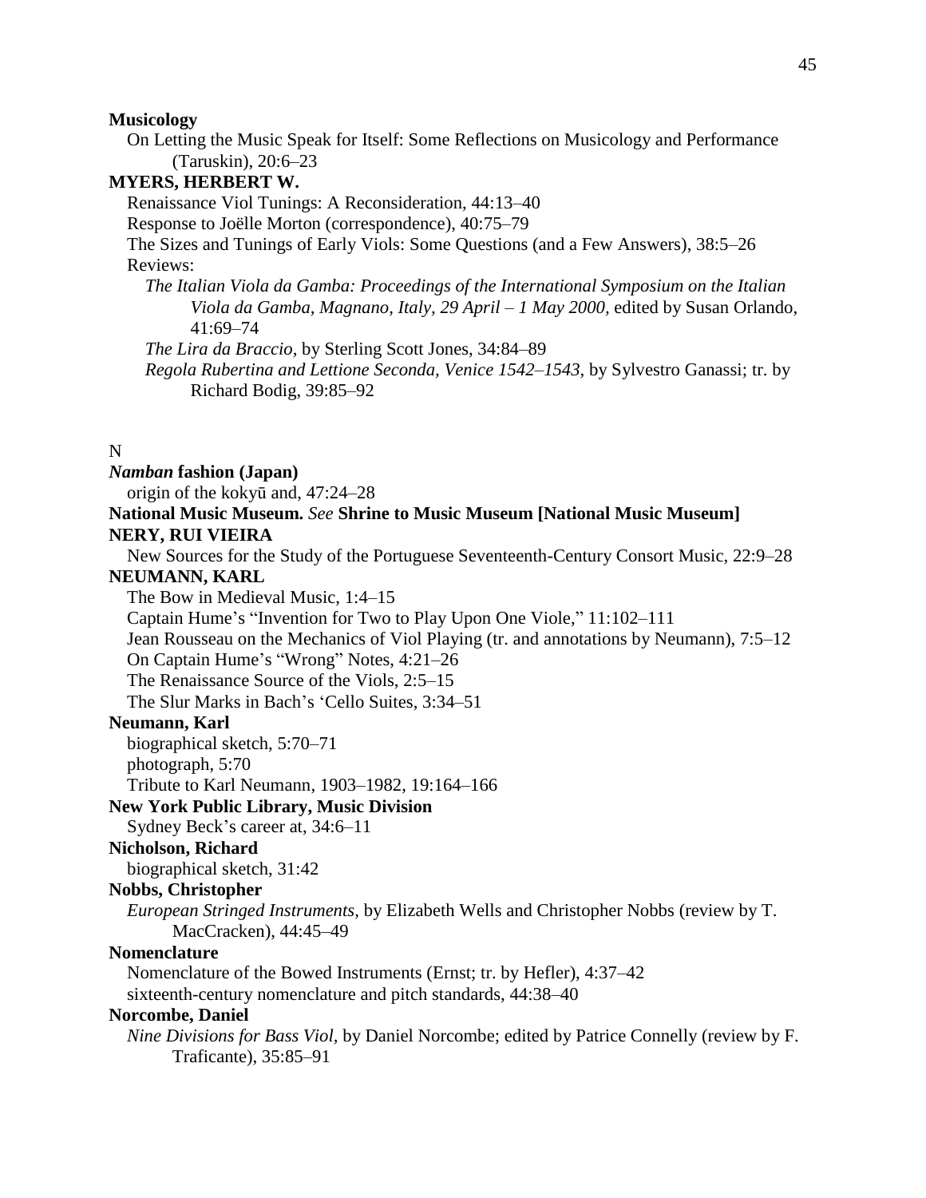**Musicology**

On Letting the Music Speak for Itself: Some Reflections on Musicology and Performance (Taruskin), 20:6–23

**MYERS, HERBERT W.**

Renaissance Viol Tunings: A Reconsideration, 44:13–40

Response to Joëlle Morton (correspondence), 40:75–79

The Sizes and Tunings of Early Viols: Some Questions (and a Few Answers), 38:5–26

Reviews:

*The Italian Viola da Gamba: Proceedings of the International Symposium on the Italian Viola da Gamba, Magnano, Italy, 29 April – 1 May 2000,* edited by Susan Orlando, 41:69–74

*The Lira da Braccio,* by Sterling Scott Jones, 34:84–89

*Regola Rubertina and Lettione Seconda, Venice 1542–1543,* by Sylvestro Ganassi; tr. by Richard Bodig, 39:85–92

N

***Namban* fashion (Japan)**

origin of the kokyū and, 47:24–28

**National Music Museum.** *See* **Shrine to Music Museum [National Music Museum]**

**NERY, RUI VIEIRA**

New Sources for the Study of the Portuguese Seventeenth-Century Consort Music, 22:9–28

**NEUMANN, KARL**

The Bow in Medieval Music, 1:4–15

Captain Hume's "Invention for Two to Play Upon One Viole," 11:102–111

Jean Rousseau on the Mechanics of Viol Playing (tr. and annotations by Neumann), 7:5–12

On Captain Hume's "Wrong" Notes, 4:21–26

The Renaissance Source of the Viols, 2:5–15

The Slur Marks in Bach's 'Cello Suites, 3:34–51

**Neumann, Karl**

biographical sketch, 5:70–71

photograph, 5:70

Tribute to Karl Neumann, 1903–1982, 19:164–166

**New York Public Library, Music Division**

Sydney Beck's career at, 34:6–11

**Nicholson, Richard**

biographical sketch, 31:42

**Nobbs, Christopher**

*European Stringed Instruments,* by Elizabeth Wells and Christopher Nobbs (review by T. MacCracken), 44:45–49

**Nomenclature**

Nomenclature of the Bowed Instruments (Ernst; tr. by Hefler), 4:37–42

sixteenth-century nomenclature and pitch standards, 44:38–40

**Norcombe, Daniel**

*Nine Divisions for Bass Viol,* by Daniel Norcombe; edited by Patrice Connelly (review by F. Traficante), 35:85–91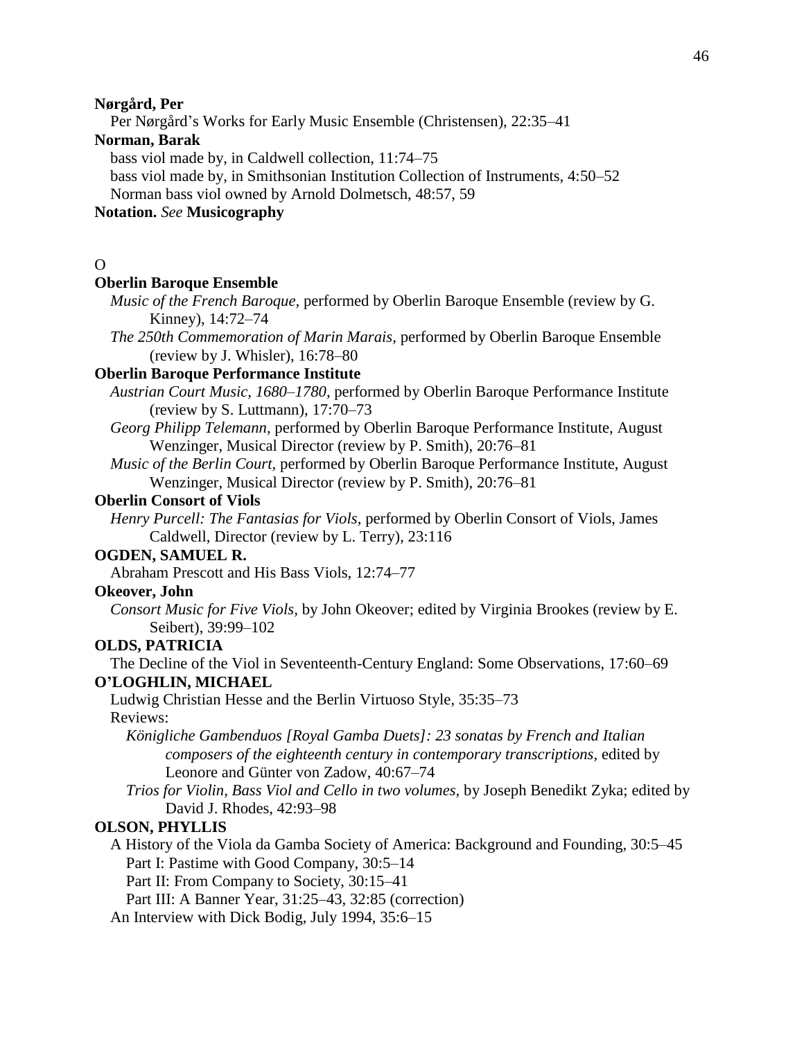**Nørgård, Per**

Per Nørgård's Works for Early Music Ensemble (Christensen), 22:35–41

**Norman, Barak**

bass viol made by, in Caldwell collection, 11:74–75

bass viol made by, in Smithsonian Institution Collection of Instruments, 4:50–52

Norman bass viol owned by Arnold Dolmetsch, 48:57, 59

**Notation.** *See* **Musicography**

O

**Oberlin Baroque Ensemble**

*Music of the French Baroque,* performed by Oberlin Baroque Ensemble (review by G. Kinney), 14:72–74

*The 250th Commemoration of Marin Marais,* performed by Oberlin Baroque Ensemble (review by J. Whisler), 16:78–80

**Oberlin Baroque Performance Institute**

*Austrian Court Music, 1680–1780,* performed by Oberlin Baroque Performance Institute (review by S. Luttmann), 17:70–73

*Georg Philipp Telemann,* performed by Oberlin Baroque Performance Institute, August Wenzinger, Musical Director (review by P. Smith), 20:76–81

*Music of the Berlin Court,* performed by Oberlin Baroque Performance Institute, August Wenzinger, Musical Director (review by P. Smith), 20:76–81

**Oberlin Consort of Viols**

*Henry Purcell: The Fantasias for Viols,* performed by Oberlin Consort of Viols, James Caldwell, Director (review by L. Terry), 23:116

**OGDEN, SAMUEL R.**

Abraham Prescott and His Bass Viols, 12:74–77

**Okeover, John**

*Consort Music for Five Viols,* by John Okeover; edited by Virginia Brookes (review by E. Seibert), 39:99–102

**OLDS, PATRICIA**

The Decline of the Viol in Seventeenth-Century England: Some Observations, 17:60–69

**O'LOGHLIN, MICHAEL**

Ludwig Christian Hesse and the Berlin Virtuoso Style, 35:35–73

Reviews:

*Königliche Gambenduos [Royal Gamba Duets]: 23 sonatas by French and Italian composers of the eighteenth century in contemporary transcriptions,* edited by Leonore and Günter von Zadow, 40:67–74

*Trios for Violin, Bass Viol and Cello in two volumes,* by Joseph Benedikt Zyka; edited by David J. Rhodes, 42:93–98

**OLSON, PHYLLIS**

A History of the Viola da Gamba Society of America: Background and Founding, 30:5–45

Part I: Pastime with Good Company, 30:5–14

Part II: From Company to Society, 30:15–41

Part III: A Banner Year, 31:25–43, 32:85 (correction)

An Interview with Dick Bodig, July 1994, 35:6–15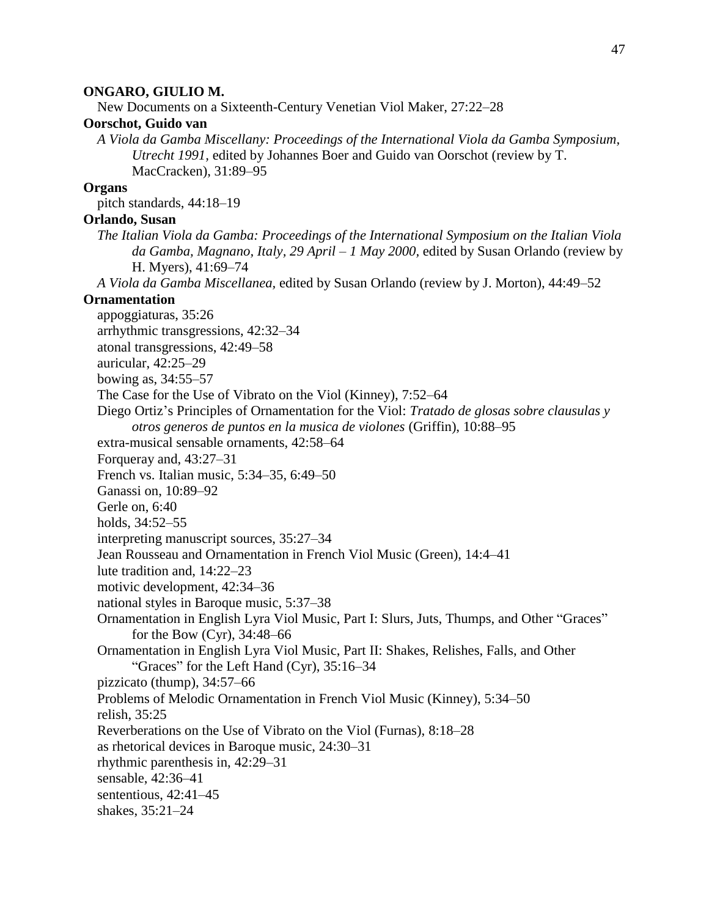**ONGARO, GIULIO M.**

New Documents on a Sixteenth-Century Venetian Viol Maker, 27:22–28

**Oorschot, Guido van**

*A Viola da Gamba Miscellany: Proceedings of the International Viola da Gamba Symposium, Utrecht 1991,* edited by Johannes Boer and Guido van Oorschot (review by T. MacCracken), 31:89–95

**Organs**

pitch standards, 44:18–19

**Orlando, Susan**

*The Italian Viola da Gamba: Proceedings of the International Symposium on the Italian Viola da Gamba, Magnano, Italy, 29 April – 1 May 2000,* edited by Susan Orlando (review by H. Myers), 41:69–74

*A Viola da Gamba Miscellanea,* edited by Susan Orlando (review by J. Morton), 44:49–52

**Ornamentation**

appoggiaturas, 35:26

arrhythmic transgressions, 42:32–34

atonal transgressions, 42:49–58

auricular, 42:25–29

bowing as, 34:55–57

The Case for the Use of Vibrato on the Viol (Kinney), 7:52–64

Diego Ortiz's Principles of Ornamentation for the Viol: *Tratado de glosas sobre clausulas y otros generos de puntos en la musica de violones* (Griffin), 10:88–95

extra-musical sensable ornaments, 42:58–64

Forqueray and, 43:27–31

French vs. Italian music, 5:34–35, 6:49–50

Ganassi on, 10:89–92

Gerle on, 6:40

holds, 34:52–55

interpreting manuscript sources, 35:27–34

Jean Rousseau and Ornamentation in French Viol Music (Green), 14:4–41

lute tradition and, 14:22–23

motivic development, 42:34–36

national styles in Baroque music, 5:37–38

Ornamentation in English Lyra Viol Music, Part I: Slurs, Juts, Thumps, and Other "Graces" for the Bow (Cyr), 34:48–66

Ornamentation in English Lyra Viol Music, Part II: Shakes, Relishes, Falls, and Other "Graces" for the Left Hand (Cyr), 35:16–34

pizzicato (thump), 34:57–66

Problems of Melodic Ornamentation in French Viol Music (Kinney), 5:34–50

relish, 35:25

Reverberations on the Use of Vibrato on the Viol (Furnas), 8:18–28

as rhetorical devices in Baroque music, 24:30–31

rhythmic parenthesis in, 42:29–31

sensable, 42:36–41

sententious, 42:41–45

shakes, 35:21–24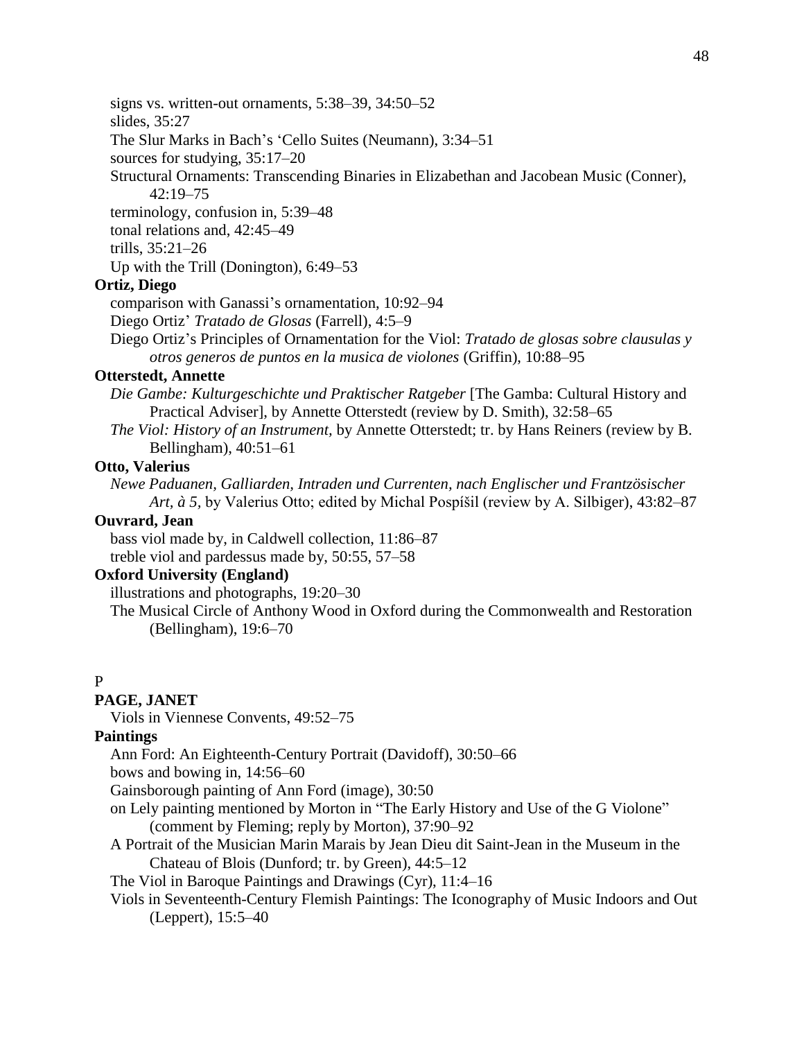signs vs. written-out ornaments, 5:38–39, 34:50–52

slides, 35:27

The Slur Marks in Bach's 'Cello Suites (Neumann), 3:34–51

sources for studying, 35:17–20

Structural Ornaments: Transcending Binaries in Elizabethan and Jacobean Music (Conner), 42:19–75

terminology, confusion in, 5:39–48

tonal relations and, 42:45–49

trills, 35:21–26

Up with the Trill (Donington), 6:49–53

**Ortiz, Diego**

comparison with Ganassi's ornamentation, 10:92–94

Diego Ortiz' *Tratado de Glosas* (Farrell), 4:5–9

Diego Ortiz's Principles of Ornamentation for the Viol: *Tratado de glosas sobre clausulas y otros generos de puntos en la musica de violones* (Griffin), 10:88–95

**Otterstedt, Annette**

*Die Gambe: Kulturgeschichte und Praktischer Ratgeber* [The Gamba: Cultural History and Practical Adviser], by Annette Otterstedt (review by D. Smith), 32:58–65

*The Viol: History of an Instrument*, by Annette Otterstedt; tr. by Hans Reiners (review by B. Bellingham), 40:51–61

**Otto, Valerius**

*Newe Paduanen, Galliarden, Intraden und Currenten, nach Englischer und Frantzösischer Art, à 5,* by Valerius Otto; edited by Michal Pospíšil (review by A. Silbiger), 43:82–87

**Ouvrard, Jean**

bass viol made by, in Caldwell collection, 11:86–87

treble viol and pardessus made by, 50:55, 57–58

**Oxford University (England)**

illustrations and photographs, 19:20–30

The Musical Circle of Anthony Wood in Oxford during the Commonwealth and Restoration (Bellingham), 19:6–70

P

**PAGE, JANET**

Viols in Viennese Convents, 49:52–75

**Paintings**

Ann Ford: An Eighteenth-Century Portrait (Davidoff), 30:50–66

bows and bowing in, 14:56–60

Gainsborough painting of Ann Ford (image), 30:50

on Lely painting mentioned by Morton in "The Early History and Use of the G Violone" (comment by Fleming; reply by Morton), 37:90–92

A Portrait of the Musician Marin Marais by Jean Dieu dit Saint-Jean in the Museum in the Chateau of Blois (Dunford; tr. by Green), 44:5–12

The Viol in Baroque Paintings and Drawings (Cyr), 11:4–16

Viols in Seventeenth-Century Flemish Paintings: The Iconography of Music Indoors and Out (Leppert), 15:5–40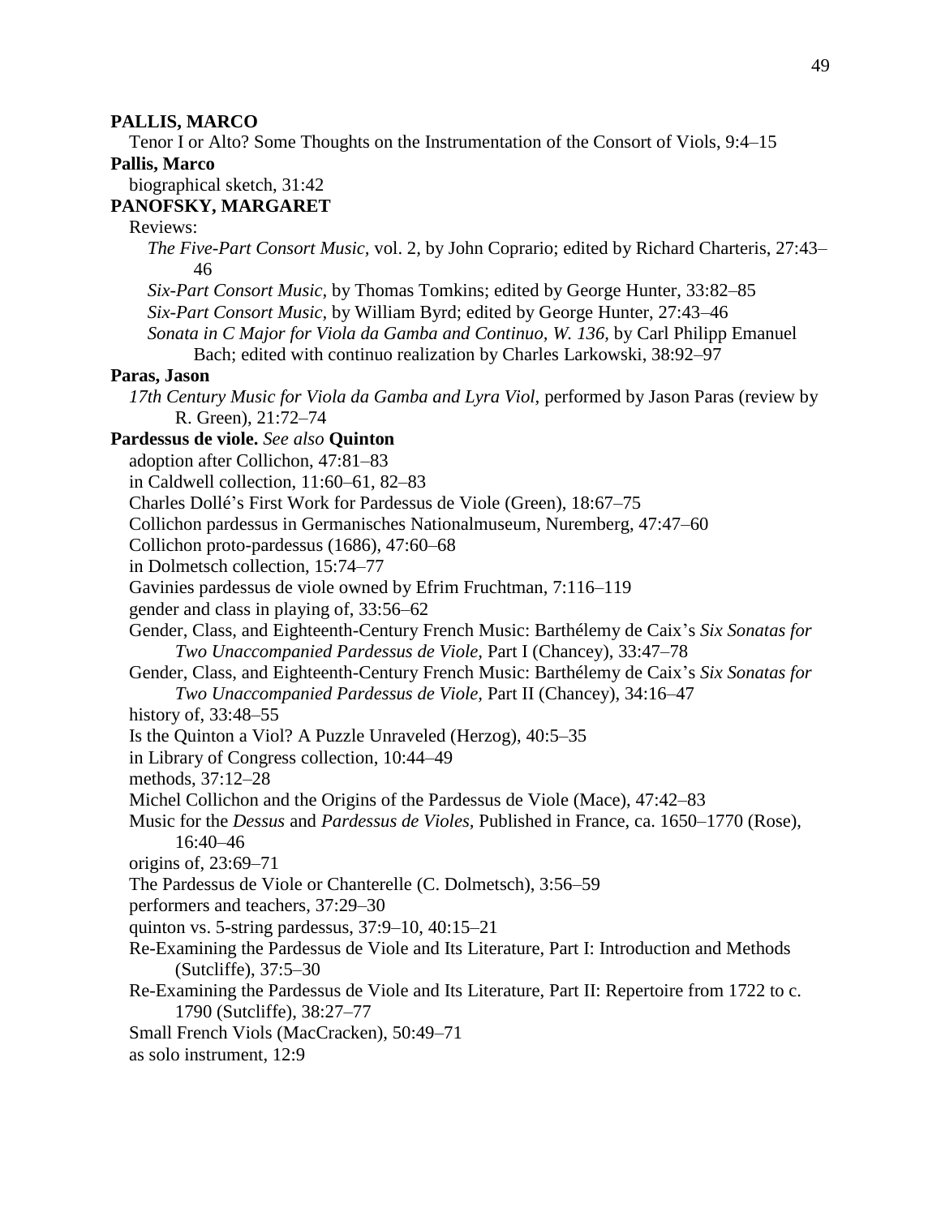**PALLIS, MARCO**

Tenor I or Alto? Some Thoughts on the Instrumentation of the Consort of Viols, 9:4–15

**Pallis, Marco**

biographical sketch, 31:42

**PANOFSKY, MARGARET**

Reviews:

*The Five-Part Consort Music*, vol. 2, by John Coprario; edited by Richard Charteris, 27:43–46

*Six-Part Consort Music*, by Thomas Tomkins; edited by George Hunter, 33:82–85

*Six-Part Consort Music*, by William Byrd; edited by George Hunter, 27:43–46

*Sonata in C Major for Viola da Gamba and Continuo, W. 136*, by Carl Philipp Emanuel Bach; edited with continuo realization by Charles Larkowski, 38:92–97

**Paras, Jason**

*17th Century Music for Viola da Gamba and Lyra Viol*, performed by Jason Paras (review by R. Green), 21:72–74

**Pardessus de viole.** *See also* **Quinton**

adoption after Collichon, 47:81–83

in Caldwell collection, 11:60–61, 82–83

Charles Dollé's First Work for Pardessus de Viole (Green), 18:67–75

Collichon pardessus in Germanisches Nationalmuseum, Nuremberg, 47:47–60

Collichon proto-pardessus (1686), 47:60–68

in Dolmetsch collection, 15:74–77

Gavinies pardessus de viole owned by Efrim Fruchtman, 7:116–119

gender and class in playing of, 33:56–62

Gender, Class, and Eighteenth-Century French Music: Barthélemy de Caix's *Six Sonatas for Two Unaccompanied Pardessus de Viole*, Part I (Chancey), 33:47–78

Gender, Class, and Eighteenth-Century French Music: Barthélemy de Caix's *Six Sonatas for Two Unaccompanied Pardessus de Viole,* Part II (Chancey), 34:16–47

history of, 33:48–55

Is the Quinton a Viol? A Puzzle Unraveled (Herzog), 40:5–35

in Library of Congress collection, 10:44–49

methods, 37:12–28

Michel Collichon and the Origins of the Pardessus de Viole (Mace), 47:42–83

Music for the *Dessus* and *Pardessus de Violes*, Published in France, ca. 1650–1770 (Rose), 16:40–46

origins of, 23:69–71

The Pardessus de Viole or Chanterelle (C. Dolmetsch), 3:56–59

performers and teachers, 37:29–30

quinton vs. 5-string pardessus, 37:9–10, 40:15–21

Re-Examining the Pardessus de Viole and Its Literature, Part I: Introduction and Methods (Sutcliffe), 37:5–30

Re-Examining the Pardessus de Viole and Its Literature, Part II: Repertoire from 1722 to c. 1790 (Sutcliffe), 38:27–77

Small French Viols (MacCracken), 50:49–71

as solo instrument, 12:9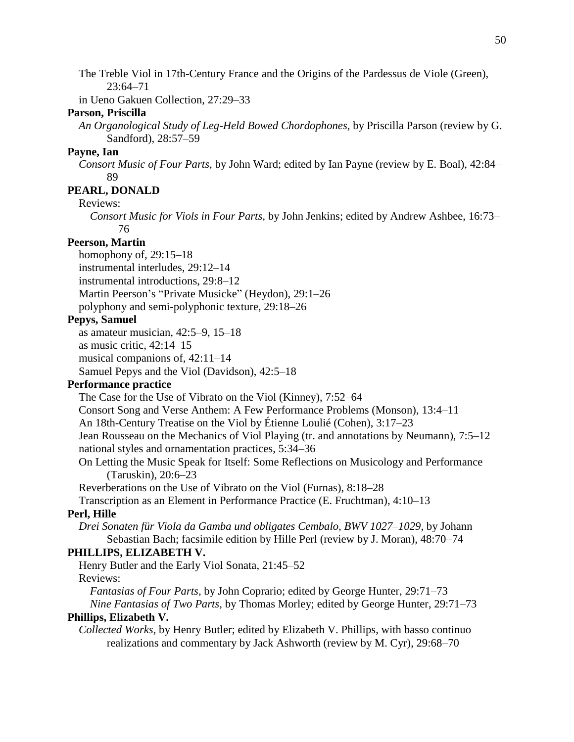The Treble Viol in 17th-Century France and the Origins of the Pardessus de Viole (Green), 23:64–71

in Ueno Gakuen Collection, 27:29–33

**Parson, Priscilla**

*An Organological Study of Leg-Held Bowed Chordophones,* by Priscilla Parson (review by G. Sandford), 28:57–59

**Payne, Ian**

*Consort Music of Four Parts,* by John Ward; edited by Ian Payne (review by E. Boal), 42:84–89

**PEARL, DONALD**

Reviews:

*Consort Music for Viols in Four Parts,* by John Jenkins; edited by Andrew Ashbee, 16:73–76

**Peerson, Martin**

homophony of, 29:15–18

instrumental interludes, 29:12–14

instrumental introductions, 29:8–12

Martin Peerson's "Private Musicke" (Heydon), 29:1–26

polyphony and semi-polyphonic texture, 29:18–26

**Pepys, Samuel**

as amateur musician, 42:5–9, 15–18

as music critic, 42:14–15

musical companions of, 42:11–14

Samuel Pepys and the Viol (Davidson), 42:5–18

**Performance practice**

The Case for the Use of Vibrato on the Viol (Kinney), 7:52–64

Consort Song and Verse Anthem: A Few Performance Problems (Monson), 13:4–11

An 18th-Century Treatise on the Viol by Étienne Loulié (Cohen), 3:17–23

Jean Rousseau on the Mechanics of Viol Playing (tr. and annotations by Neumann), 7:5–12

national styles and ornamentation practices, 5:34–36

On Letting the Music Speak for Itself: Some Reflections on Musicology and Performance (Taruskin), 20:6–23

Reverberations on the Use of Vibrato on the Viol (Furnas), 8:18–28

Transcription as an Element in Performance Practice (E. Fruchtman), 4:10–13

**Perl, Hille**

*Drei Sonaten für Viola da Gamba und obligates Cembalo, BWV 1027–1029,* by Johann Sebastian Bach; facsimile edition by Hille Perl (review by J. Moran), 48:70–74

**PHILLIPS, ELIZABETH V.**

Henry Butler and the Early Viol Sonata, 21:45–52

Reviews:

*Fantasias of Four Parts,* by John Coprario; edited by George Hunter, 29:71–73

*Nine Fantasias of Two Parts,* by Thomas Morley; edited by George Hunter, 29:71–73

**Phillips, Elizabeth V.**

*Collected Works,* by Henry Butler; edited by Elizabeth V. Phillips, with basso continuo realizations and commentary by Jack Ashworth (review by M. Cyr), 29:68–70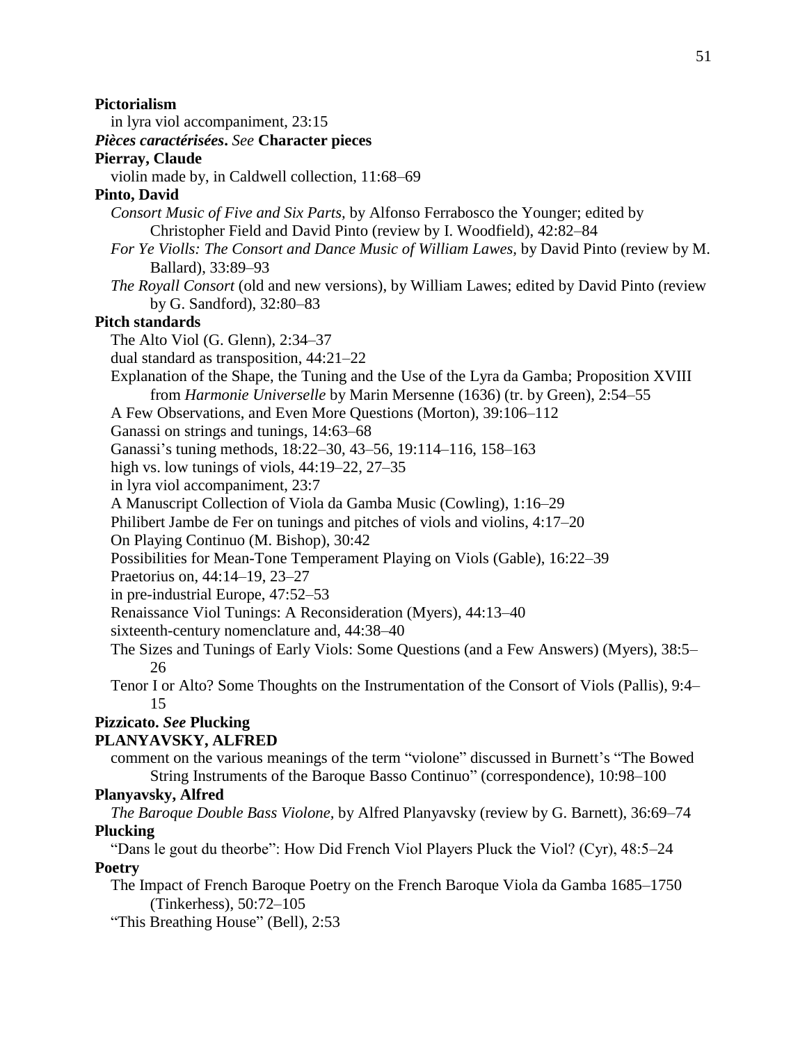**Pictorialism**

in lyra viol accompaniment, 23:15

***Pièces caractérisées*.** *See* **Character pieces**

**Pierray, Claude**

violin made by, in Caldwell collection, 11:68–69

**Pinto, David**

*Consort Music of Five and Six Parts,* by Alfonso Ferrabosco the Younger; edited by Christopher Field and David Pinto (review by I. Woodfield), 42:82–84

*For Ye Violls: The Consort and Dance Music of William Lawes,* by David Pinto (review by M. Ballard), 33:89–93

*The Royall Consort* (old and new versions), by William Lawes; edited by David Pinto (review by G. Sandford), 32:80–83

**Pitch standards**

The Alto Viol (G. Glenn), 2:34–37

dual standard as transposition, 44:21–22

Explanation of the Shape, the Tuning and the Use of the Lyra da Gamba; Proposition XVIII from *Harmonie Universelle* by Marin Mersenne (1636) (tr. by Green), 2:54–55

A Few Observations, and Even More Questions (Morton), 39:106–112

Ganassi on strings and tunings, 14:63–68

Ganassi's tuning methods, 18:22–30, 43–56, 19:114–116, 158–163

high vs. low tunings of viols, 44:19–22, 27–35

in lyra viol accompaniment, 23:7

A Manuscript Collection of Viola da Gamba Music (Cowling), 1:16–29

Philibert Jambe de Fer on tunings and pitches of viols and violins, 4:17–20

On Playing Continuo (M. Bishop), 30:42

Possibilities for Mean-Tone Temperament Playing on Viols (Gable), 16:22–39

Praetorius on, 44:14–19, 23–27

in pre-industrial Europe, 47:52–53

Renaissance Viol Tunings: A Reconsideration (Myers), 44:13–40

sixteenth-century nomenclature and, 44:38–40

The Sizes and Tunings of Early Viols: Some Questions (and a Few Answers) (Myers), 38:5–26

Tenor I or Alto? Some Thoughts on the Instrumentation of the Consort of Viols (Pallis), 9:4–15

**Pizzicato.** *See* **Plucking**

**PLANYAVSKY, ALFRED**

comment on the various meanings of the term "violone" discussed in Burnett's "The Bowed String Instruments of the Baroque Basso Continuo" (correspondence), 10:98–100

**Planyavsky, Alfred**

*The Baroque Double Bass Violone,* by Alfred Planyavsky (review by G. Barnett), 36:69–74

**Plucking**

"Dans le gout du theorbe": How Did French Viol Players Pluck the Viol? (Cyr), 48:5–24

**Poetry**

The Impact of French Baroque Poetry on the French Baroque Viola da Gamba 1685–1750 (Tinkerhess), 50:72–105

"This Breathing House" (Bell), 2:53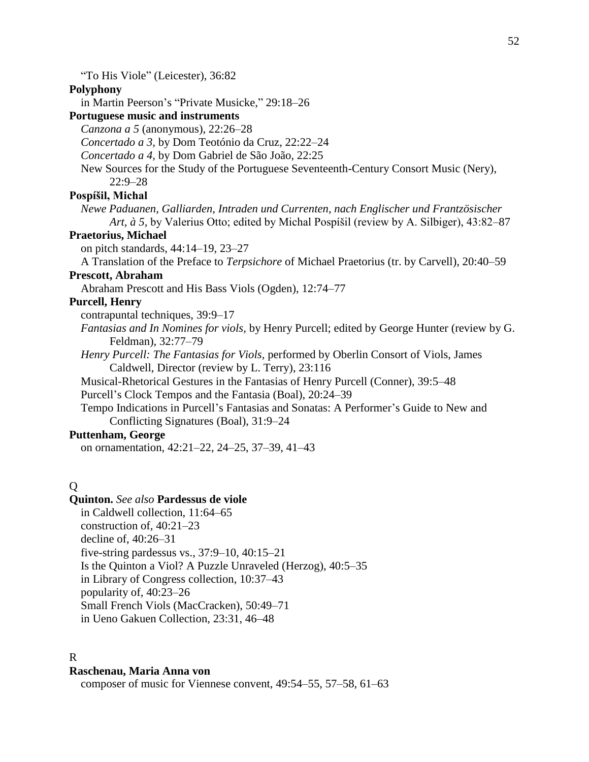"To His Viole" (Leicester), 36:82

**Polyphony**

in Martin Peerson's "Private Musicke," 29:18–26

**Portuguese music and instruments**

*Canzona a 5* (anonymous), 22:26–28

*Concertado a 3,* by Dom Teotónio da Cruz, 22:22–24

*Concertado a 4,* by Dom Gabriel de São João, 22:25

New Sources for the Study of the Portuguese Seventeenth-Century Consort Music (Nery), 22:9–28

**Pospíšil, Michal**

*Newe Paduanen, Galliarden, Intraden und Currenten, nach Englischer und Frantzösischer Art, à 5,* by Valerius Otto; edited by Michal Pospíšil (review by A. Silbiger), 43:82–87

**Praetorius, Michael**

on pitch standards, 44:14–19, 23–27

A Translation of the Preface to *Terpsichore* of Michael Praetorius (tr. by Carvell), 20:40–59

**Prescott, Abraham**

Abraham Prescott and His Bass Viols (Ogden), 12:74–77

**Purcell, Henry**

contrapuntal techniques, 39:9–17

*Fantasias and In Nomines for viols,* by Henry Purcell; edited by George Hunter (review by G. Feldman), 32:77–79

*Henry Purcell: The Fantasias for Viols,* performed by Oberlin Consort of Viols, James Caldwell, Director (review by L. Terry), 23:116

Musical-Rhetorical Gestures in the Fantasias of Henry Purcell (Conner), 39:5–48

Purcell's Clock Tempos and the Fantasia (Boal), 20:24–39

Tempo Indications in Purcell's Fantasias and Sonatas: A Performer's Guide to New and Conflicting Signatures (Boal), 31:9–24

**Puttenham, George**

on ornamentation, 42:21–22, 24–25, 37–39, 41–43

Q

**Quinton.** *See also* **Pardessus de viole**

in Caldwell collection, 11:64–65

construction of, 40:21–23

decline of, 40:26–31

five-string pardessus vs., 37:9–10, 40:15–21

Is the Quinton a Viol? A Puzzle Unraveled (Herzog), 40:5–35

in Library of Congress collection, 10:37–43

popularity of, 40:23–26

Small French Viols (MacCracken), 50:49–71

in Ueno Gakuen Collection, 23:31, 46–48

R

**Raschenau, Maria Anna von**

composer of music for Viennese convent, 49:54–55, 57–58, 61–63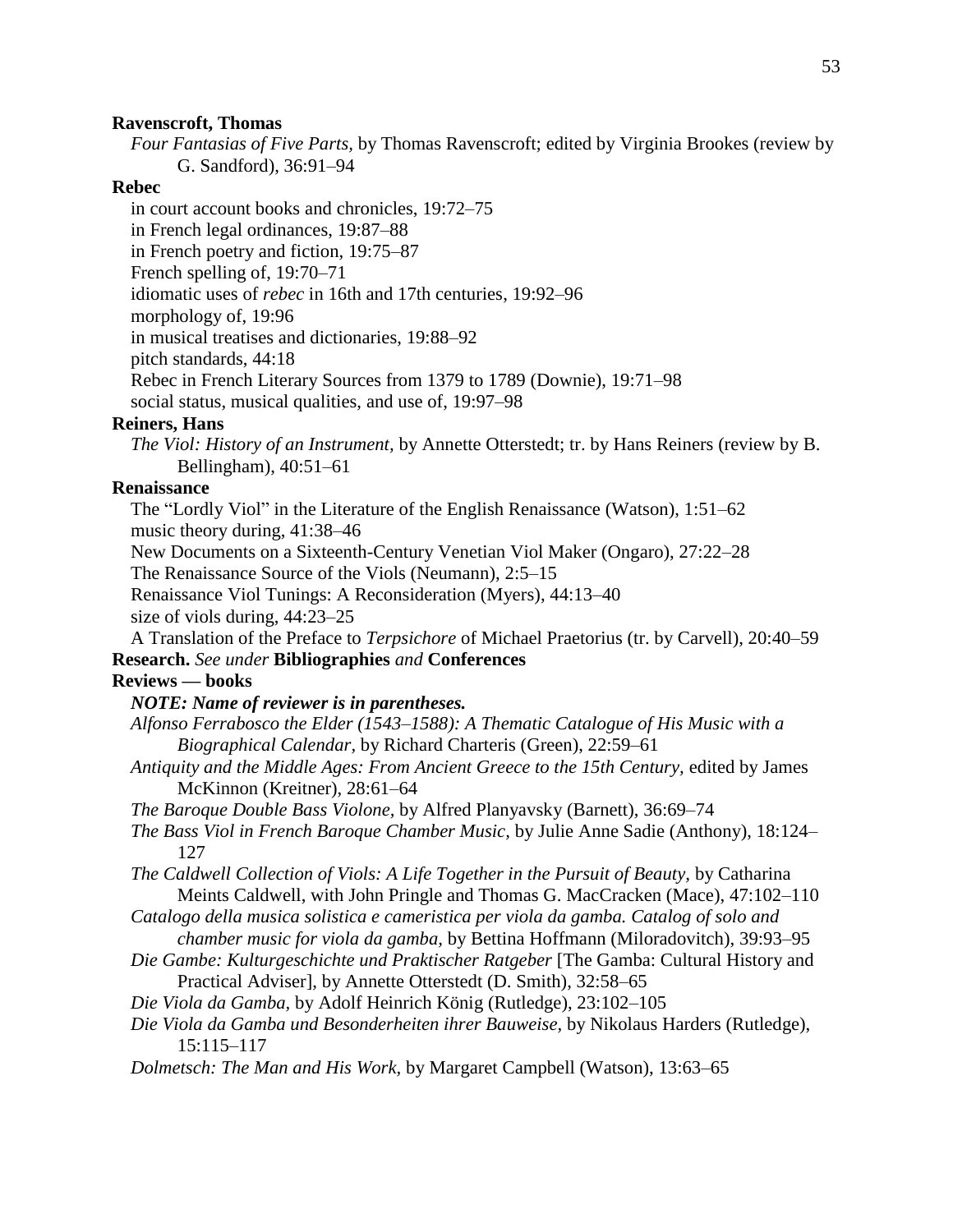**Ravenscroft, Thomas**

*Four Fantasias of Five Parts,* by Thomas Ravenscroft; edited by Virginia Brookes (review by G. Sandford), 36:91–94

**Rebec**

in court account books and chronicles, 19:72–75

in French legal ordinances, 19:87–88

in French poetry and fiction, 19:75–87

French spelling of, 19:70–71

idiomatic uses of *rebec* in 16th and 17th centuries, 19:92–96

morphology of, 19:96

in musical treatises and dictionaries, 19:88–92

pitch standards, 44:18

Rebec in French Literary Sources from 1379 to 1789 (Downie), 19:71–98

social status, musical qualities, and use of, 19:97–98

**Reiners, Hans**

*The Viol: History of an Instrument,* by Annette Otterstedt; tr. by Hans Reiners (review by B. Bellingham), 40:51–61

**Renaissance**

The "Lordly Viol" in the Literature of the English Renaissance (Watson), 1:51–62

music theory during, 41:38–46

New Documents on a Sixteenth-Century Venetian Viol Maker (Ongaro), 27:22–28

The Renaissance Source of the Viols (Neumann), 2:5–15

Renaissance Viol Tunings: A Reconsideration (Myers), 44:13–40

size of viols during, 44:23–25

A Translation of the Preface to *Terpsichore* of Michael Praetorius (tr. by Carvell), 20:40–59

**Research.** *See under* **Bibliographies** *and* **Conferences**

**Reviews — books**

***NOTE: Name of reviewer is in parentheses.***

*Alfonso Ferrabosco the Elder (1543–1588): A Thematic Catalogue of His Music with a Biographical Calendar,* by Richard Charteris (Green), 22:59–61

*Antiquity and the Middle Ages: From Ancient Greece to the 15th Century,* edited by James McKinnon (Kreitner), 28:61–64

*The Baroque Double Bass Violone,* by Alfred Planyavsky (Barnett), 36:69–74

*The Bass Viol in French Baroque Chamber Music*, by Julie Anne Sadie (Anthony), 18:124–127

*The Caldwell Collection of Viols: A Life Together in the Pursuit of Beauty,* by Catharina Meints Caldwell, with John Pringle and Thomas G. MacCracken (Mace), 47:102–110

*Catalogo della musica solistica e cameristica per viola da gamba. Catalog of solo and chamber music for viola da gamba,* by Bettina Hoffmann (Miloradovitch), 39:93–95

*Die Gambe: Kulturgeschichte und Praktischer Ratgeber* [The Gamba: Cultural History and Practical Adviser], by Annette Otterstedt (D. Smith), 32:58–65

*Die Viola da Gamba,* by Adolf Heinrich König (Rutledge), 23:102–105

*Die Viola da Gamba und Besonderheiten ihrer Bauweise,* by Nikolaus Harders (Rutledge), 15:115–117

*Dolmetsch: The Man and His Work,* by Margaret Campbell (Watson), 13:63–65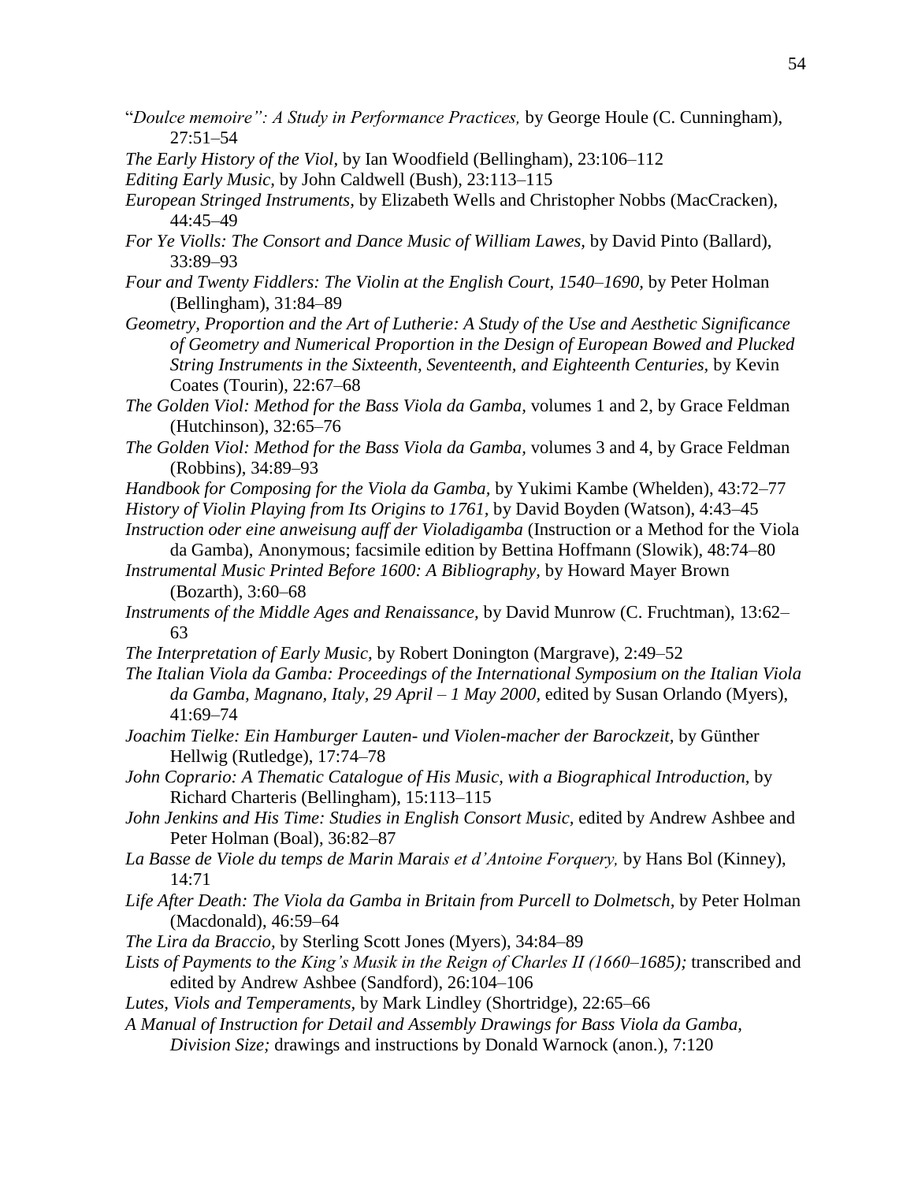"*Doulce memoire": A Study in Performance Practices,* by George Houle (C. Cunningham), 27:51–54

*The Early History of the Viol*, by Ian Woodfield (Bellingham), 23:106–112

*Editing Early Music*, by John Caldwell (Bush), 23:113–115

*European Stringed Instruments*, by Elizabeth Wells and Christopher Nobbs (MacCracken), 44:45–49

*For Ye Violls: The Consort and Dance Music of William Lawes,* by David Pinto (Ballard), 33:89–93

*Four and Twenty Fiddlers: The Violin at the English Court, 1540–1690,* by Peter Holman (Bellingham), 31:84–89

*Geometry, Proportion and the Art of Lutherie: A Study of the Use and Aesthetic Significance of Geometry and Numerical Proportion in the Design of European Bowed and Plucked String Instruments in the Sixteenth, Seventeenth, and Eighteenth Centuries,* by Kevin Coates (Tourin), 22:67–68

*The Golden Viol: Method for the Bass Viola da Gamba,* volumes 1 and 2, by Grace Feldman (Hutchinson), 32:65–76

*The Golden Viol: Method for the Bass Viola da Gamba,* volumes 3 and 4, by Grace Feldman (Robbins), 34:89–93

*Handbook for Composing for the Viola da Gamba,* by Yukimi Kambe (Whelden), 43:72–77

*History of Violin Playing from Its Origins to 1761,* by David Boyden (Watson), 4:43–45

*Instruction oder eine anweisung auff der Violadigamba* (Instruction or a Method for the Viola da Gamba), Anonymous; facsimile edition by Bettina Hoffmann (Slowik), 48:74–80

*Instrumental Music Printed Before 1600: A Bibliography,* by Howard Mayer Brown (Bozarth), 3:60–68

*Instruments of the Middle Ages and Renaissance,* by David Munrow (C. Fruchtman), 13:62–63

*The Interpretation of Early Music*, by Robert Donington (Margrave), 2:49–52

*The Italian Viola da Gamba: Proceedings of the International Symposium on the Italian Viola da Gamba, Magnano, Italy, 29 April – 1 May 2000*, edited by Susan Orlando (Myers), 41:69–74

*Joachim Tielke: Ein Hamburger Lauten- und Violen-macher der Barockzeit,* by Günther Hellwig (Rutledge), 17:74–78

*John Coprario: A Thematic Catalogue of His Music, with a Biographical Introduction,* by Richard Charteris (Bellingham), 15:113–115

*John Jenkins and His Time: Studies in English Consort Music,* edited by Andrew Ashbee and Peter Holman (Boal), 36:82–87

*La Basse de Viole du temps de Marin Marais et d'Antoine Forquery,* by Hans Bol (Kinney), 14:71

*Life After Death: The Viola da Gamba in Britain from Purcell to Dolmetsch,* by Peter Holman (Macdonald), 46:59–64

*The Lira da Braccio,* by Sterling Scott Jones (Myers), 34:84–89

*Lists of Payments to the King's Musik in the Reign of Charles II (1660–1685);* transcribed and edited by Andrew Ashbee (Sandford), 26:104–106

*Lutes, Viols and Temperaments,* by Mark Lindley (Shortridge), 22:65–66

*A Manual of Instruction for Detail and Assembly Drawings for Bass Viola da Gamba, Division Size;* drawings and instructions by Donald Warnock (anon.), 7:120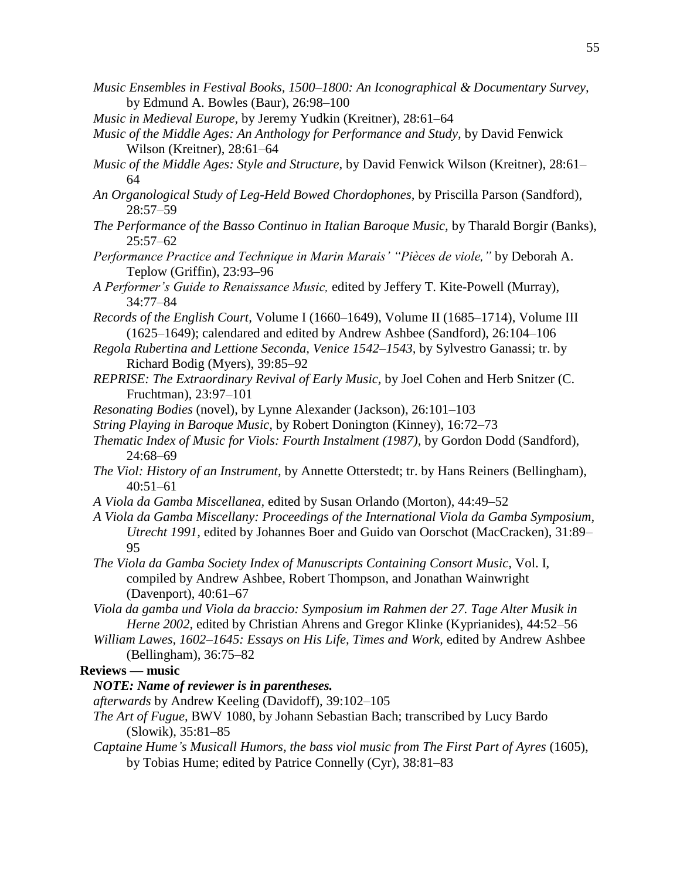*Music Ensembles in Festival Books, 1500–1800: An Iconographical & Documentary Survey,* by Edmund A. Bowles (Baur), 26:98–100

*Music in Medieval Europe,* by Jeremy Yudkin (Kreitner), 28:61–64

*Music of the Middle Ages: An Anthology for Performance and Study,* by David Fenwick Wilson (Kreitner), 28:61–64

*Music of the Middle Ages: Style and Structure,* by David Fenwick Wilson (Kreitner), 28:61–64

*An Organological Study of Leg-Held Bowed Chordophones,* by Priscilla Parson (Sandford), 28:57–59

*The Performance of the Basso Continuo in Italian Baroque Music,* by Tharald Borgir (Banks), 25:57–62

*Performance Practice and Technique in Marin Marais' "Pièces de viole,"* by Deborah A. Teplow (Griffin), 23:93–96

*A Performer's Guide to Renaissance Music,* edited by Jeffery T. Kite-Powell (Murray), 34:77–84

*Records of the English Court,* Volume I (1660–1649), Volume II (1685–1714), Volume III (1625–1649); calendared and edited by Andrew Ashbee (Sandford), 26:104–106

*Regola Rubertina and Lettione Seconda, Venice 1542–1543,* by Sylvestro Ganassi; tr. by Richard Bodig (Myers), 39:85–92

*REPRISE: The Extraordinary Revival of Early Music,* by Joel Cohen and Herb Snitzer (C. Fruchtman), 23:97–101

*Resonating Bodies* (novel), by Lynne Alexander (Jackson), 26:101–103

*String Playing in Baroque Music,* by Robert Donington (Kinney), 16:72–73

*Thematic Index of Music for Viols: Fourth Instalment (1987),* by Gordon Dodd (Sandford), 24:68–69

*The Viol: History of an Instrument,* by Annette Otterstedt; tr. by Hans Reiners (Bellingham), 40:51–61

*A Viola da Gamba Miscellanea,* edited by Susan Orlando (Morton), 44:49–52

*A Viola da Gamba Miscellany: Proceedings of the International Viola da Gamba Symposium, Utrecht 1991,* edited by Johannes Boer and Guido van Oorschot (MacCracken), 31:89–95

*The Viola da Gamba Society Index of Manuscripts Containing Consort Music,* Vol. I, compiled by Andrew Ashbee, Robert Thompson, and Jonathan Wainwright (Davenport), 40:61–67

*Viola da gamba und Viola da braccio: Symposium im Rahmen der 27. Tage Alter Musik in Herne 2002,* edited by Christian Ahrens and Gregor Klinke (Kyprianides), 44:52–56

*William Lawes, 1602–1645: Essays on His Life, Times and Work,* edited by Andrew Ashbee (Bellingham), 36:75–82

**Reviews — music**

***NOTE: Name of reviewer is in parentheses.***

*afterwards* by Andrew Keeling (Davidoff), 39:102–105

*The Art of Fugue,* BWV 1080, by Johann Sebastian Bach; transcribed by Lucy Bardo (Slowik), 35:81–85

*Captaine Hume's Musicall Humors, the bass viol music from The First Part of Ayres* (1605), by Tobias Hume; edited by Patrice Connelly (Cyr), 38:81–83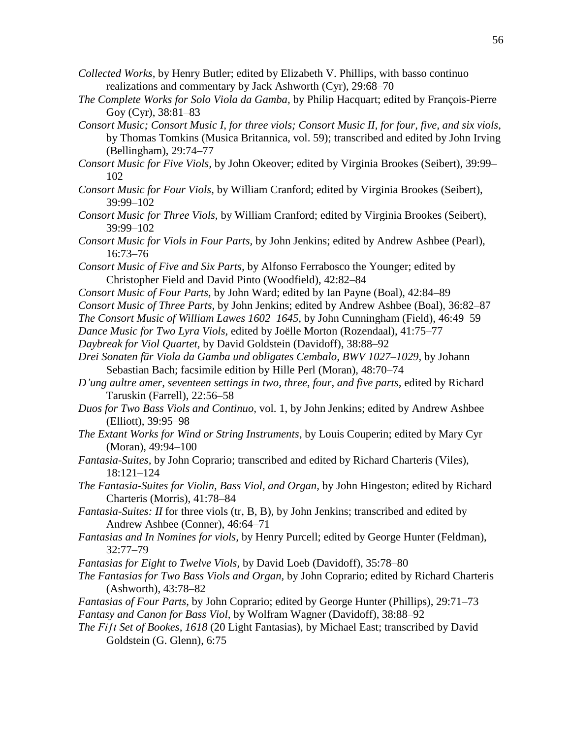*Collected Works*, by Henry Butler; edited by Elizabeth V. Phillips, with basso continuo realizations and commentary by Jack Ashworth (Cyr), 29:68–70

*The Complete Works for Solo Viola da Gamba*, by Philip Hacquart; edited by François-Pierre Goy (Cyr), 38:81–83

*Consort Music; Consort Music I, for three viols; Consort Music II, for four, five, and six viols*, by Thomas Tomkins (Musica Britannica, vol. 59); transcribed and edited by John Irving (Bellingham), 29:74–77

*Consort Music for Five Viols*, by John Okeover; edited by Virginia Brookes (Seibert), 39:99–102

*Consort Music for Four Viols*, by William Cranford; edited by Virginia Brookes (Seibert), 39:99–102

*Consort Music for Three Viols*, by William Cranford; edited by Virginia Brookes (Seibert), 39:99–102

*Consort Music for Viols in Four Parts*, by John Jenkins; edited by Andrew Ashbee (Pearl), 16:73–76

*Consort Music of Five and Six Parts*, by Alfonso Ferrabosco the Younger; edited by Christopher Field and David Pinto (Woodfield), 42:82–84

*Consort Music of Four Parts*, by John Ward; edited by Ian Payne (Boal), 42:84–89

*Consort Music of Three Parts*, by John Jenkins; edited by Andrew Ashbee (Boal), 36:82–87

*The Consort Music of William Lawes 1602–1645*, by John Cunningham (Field), 46:49–59

*Dance Music for Two Lyra Viols*, edited by Joëlle Morton (Rozendaal), 41:75–77

*Daybreak for Viol Quartet*, by David Goldstein (Davidoff), 38:88–92

*Drei Sonaten für Viola da Gamba und obligates Cembalo, BWV 1027–1029*, by Johann Sebastian Bach; facsimile edition by Hille Perl (Moran), 48:70–74

*D'ung aultre amer, seventeen settings in two, three, four, and five parts*, edited by Richard Taruskin (Farrell), 22:56–58

*Duos for Two Bass Viols and Continuo*, vol. 1, by John Jenkins; edited by Andrew Ashbee (Elliott), 39:95–98

*The Extant Works for Wind or String Instruments*, by Louis Couperin; edited by Mary Cyr (Moran), 49:94–100

*Fantasia-Suites*, by John Coprario; transcribed and edited by Richard Charteris (Viles), 18:121–124

*The Fantasia-Suites for Violin, Bass Viol, and Organ*, by John Hingeston; edited by Richard Charteris (Morris), 41:78–84

*Fantasia-Suites: II* for three viols (tr, B, B), by John Jenkins; transcribed and edited by Andrew Ashbee (Conner), 46:64–71

*Fantasias and In Nomines for viols*, by Henry Purcell; edited by George Hunter (Feldman), 32:77–79

*Fantasias for Eight to Twelve Viols*, by David Loeb (Davidoff), 35:78–80

*The Fantasias for Two Bass Viols and Organ*, by John Coprario; edited by Richard Charteris (Ashworth), 43:78–82

*Fantasias of Four Parts*, by John Coprario; edited by George Hunter (Phillips), 29:71–73

*Fantasy and Canon for Bass Viol*, by Wolfram Wagner (Davidoff), 38:88–92

*The Fift Set of Bookes, 1618* (20 Light Fantasias), by Michael East; transcribed by David Goldstein (G. Glenn), 6:75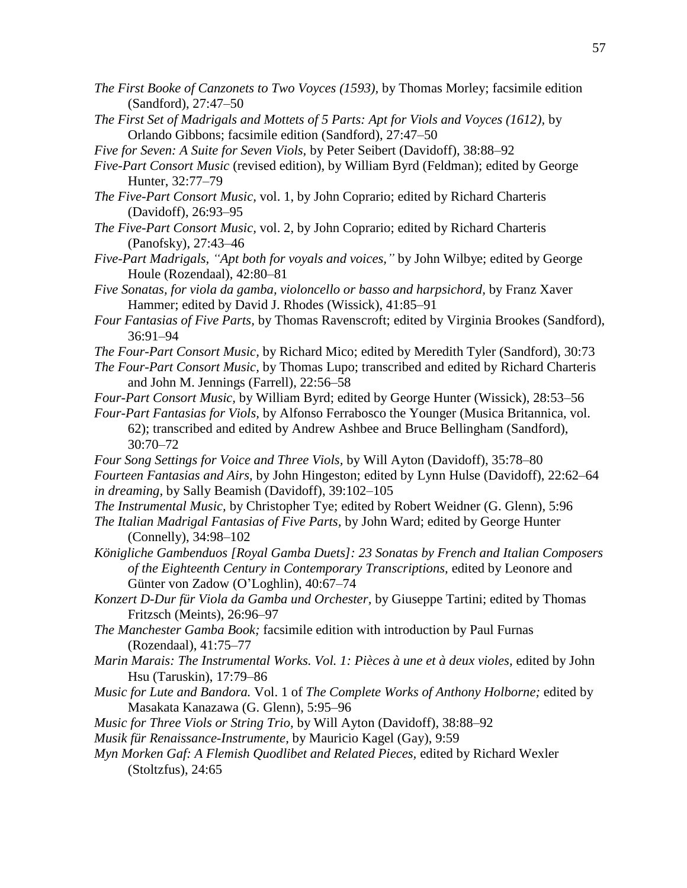*The First Booke of Canzonets to Two Voyces (1593),* by Thomas Morley; facsimile edition (Sandford), 27:47–50

*The First Set of Madrigals and Mottets of 5 Parts: Apt for Viols and Voyces (1612),* by Orlando Gibbons; facsimile edition (Sandford), 27:47–50

*Five for Seven: A Suite for Seven Viols,* by Peter Seibert (Davidoff), 38:88–92

*Five-Part Consort Music* (revised edition), by William Byrd (Feldman); edited by George Hunter, 32:77–79

*The Five-Part Consort Music,* vol. 1, by John Coprario; edited by Richard Charteris (Davidoff), 26:93–95

*The Five-Part Consort Music,* vol. 2, by John Coprario; edited by Richard Charteris (Panofsky), 27:43–46

*Five-Part Madrigals, "Apt both for voyals and voices,"* by John Wilbye; edited by George Houle (Rozendaal), 42:80–81

*Five Sonatas, for viola da gamba, violoncello or basso and harpsichord,* by Franz Xaver Hammer; edited by David J. Rhodes (Wissick), 41:85–91

*Four Fantasias of Five Parts,* by Thomas Ravenscroft; edited by Virginia Brookes (Sandford), 36:91–94

*The Four-Part Consort Music,* by Richard Mico; edited by Meredith Tyler (Sandford), 30:73

*The Four-Part Consort Music,* by Thomas Lupo; transcribed and edited by Richard Charteris and John M. Jennings (Farrell), 22:56–58

*Four-Part Consort Music,* by William Byrd; edited by George Hunter (Wissick), 28:53–56

*Four-Part Fantasias for Viols,* by Alfonso Ferrabosco the Younger (Musica Britannica, vol. 62); transcribed and edited by Andrew Ashbee and Bruce Bellingham (Sandford), 30:70–72

*Four Song Settings for Voice and Three Viols,* by Will Ayton (Davidoff), 35:78–80

*Fourteen Fantasias and Airs,* by John Hingeston; edited by Lynn Hulse (Davidoff), 22:62–64

*in dreaming,* by Sally Beamish (Davidoff), 39:102–105

*The Instrumental Music,* by Christopher Tye; edited by Robert Weidner (G. Glenn), 5:96

*The Italian Madrigal Fantasias of Five Parts,* by John Ward; edited by George Hunter (Connelly), 34:98–102

*Königliche Gambenduos [Royal Gamba Duets]: 23 Sonatas by French and Italian Composers of the Eighteenth Century in Contemporary Transcriptions,* edited by Leonore and Günter von Zadow (O'Loghlin), 40:67–74

*Konzert D-Dur für Viola da Gamba und Orchester,* by Giuseppe Tartini; edited by Thomas Fritzsch (Meints), 26:96–97

*The Manchester Gamba Book;* facsimile edition with introduction by Paul Furnas (Rozendaal), 41:75–77

*Marin Marais: The Instrumental Works. Vol. 1: Pièces à une et à deux violes,* edited by John Hsu (Taruskin), 17:79–86

*Music for Lute and Bandora.* Vol. 1 of *The Complete Works of Anthony Holborne;* edited by Masakata Kanazawa (G. Glenn), 5:95–96

*Music for Three Viols or String Trio,* by Will Ayton (Davidoff), 38:88–92

*Musik für Renaissance-Instrumente,* by Mauricio Kagel (Gay), 9:59

*Myn Morken Gaf: A Flemish Quodlibet and Related Pieces,* edited by Richard Wexler (Stoltzfus), 24:65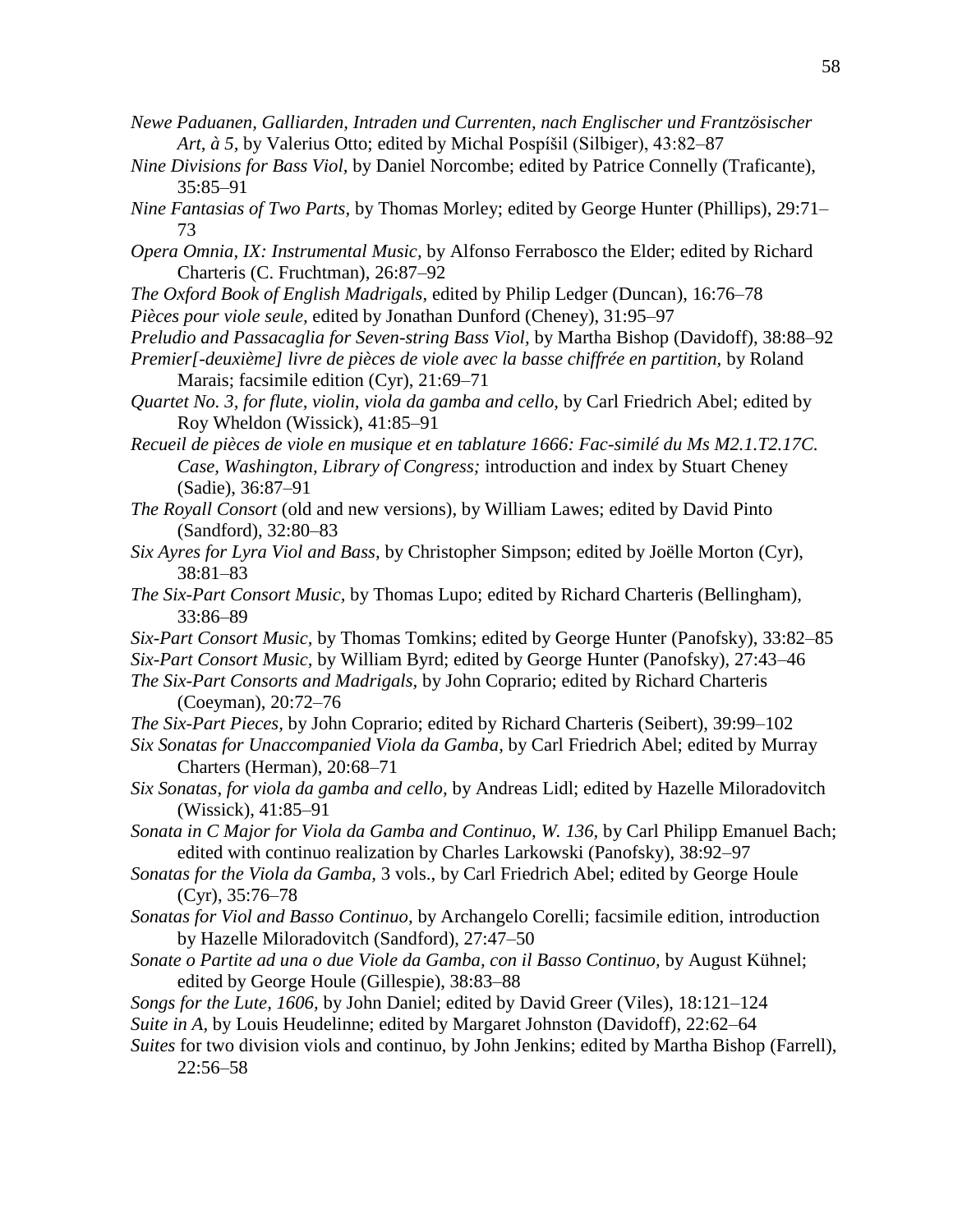*Newe Paduanen, Galliarden, Intraden und Currenten, nach Englischer und Frantzösischer Art, à 5*, by Valerius Otto; edited by Michal Pospíšil (Silbiger), 43:82–87

*Nine Divisions for Bass Viol*, by Daniel Norcombe; edited by Patrice Connelly (Traficante), 35:85–91

*Nine Fantasias of Two Parts*, by Thomas Morley; edited by George Hunter (Phillips), 29:71–73

*Opera Omnia, IX: Instrumental Music*, by Alfonso Ferrabosco the Elder; edited by Richard Charteris (C. Fruchtman), 26:87–92

*The Oxford Book of English Madrigals*, edited by Philip Ledger (Duncan), 16:76–78

*Pièces pour viole seule*, edited by Jonathan Dunford (Cheney), 31:95–97

*Preludio and Passacaglia for Seven-string Bass Viol*, by Martha Bishop (Davidoff), 38:88–92

*Premier[-deuxième] livre de pièces de viole avec la basse chiffrée en partition*, by Roland Marais; facsimile edition (Cyr), 21:69–71

*Quartet No. 3, for flute, violin, viola da gamba and cello*, by Carl Friedrich Abel; edited by Roy Wheldon (Wissick), 41:85–91

*Recueil de pièces de viole en musique et en tablature 1666: Fac-similé du Ms M2.1.T2.17C. Case, Washington, Library of Congress;* introduction and index by Stuart Cheney (Sadie), 36:87–91

*The Royall Consort* (old and new versions), by William Lawes; edited by David Pinto (Sandford), 32:80–83

*Six Ayres for Lyra Viol and Bass*, by Christopher Simpson; edited by Joëlle Morton (Cyr), 38:81–83

*The Six-Part Consort Music*, by Thomas Lupo; edited by Richard Charteris (Bellingham), 33:86–89

*Six-Part Consort Music*, by Thomas Tomkins; edited by George Hunter (Panofsky), 33:82–85

*Six-Part Consort Music*, by William Byrd; edited by George Hunter (Panofsky), 27:43–46

*The Six-Part Consorts and Madrigals*, by John Coprario; edited by Richard Charteris (Coeyman), 20:72–76

*The Six-Part Pieces*, by John Coprario; edited by Richard Charteris (Seibert), 39:99–102

*Six Sonatas for Unaccompanied Viola da Gamba*, by Carl Friedrich Abel; edited by Murray Charters (Herman), 20:68–71

*Six Sonatas, for viola da gamba and cello*, by Andreas Lidl; edited by Hazelle Miloradovitch (Wissick), 41:85–91

*Sonata in C Major for Viola da Gamba and Continuo, W. 136*, by Carl Philipp Emanuel Bach; edited with continuo realization by Charles Larkowski (Panofsky), 38:92–97

*Sonatas for the Viola da Gamba*, 3 vols., by Carl Friedrich Abel; edited by George Houle (Cyr), 35:76–78

*Sonatas for Viol and Basso Continuo*, by Archangelo Corelli; facsimile edition, introduction by Hazelle Miloradovitch (Sandford), 27:47–50

*Sonate o Partite ad una o due Viole da Gamba, con il Basso Continuo*, by August Kühnel; edited by George Houle (Gillespie), 38:83–88

*Songs for the Lute, 1606*, by John Daniel; edited by David Greer (Viles), 18:121–124

*Suite in A*, by Louis Heudelinne; edited by Margaret Johnston (Davidoff), 22:62–64

*Suites* for two division viols and continuo, by John Jenkins; edited by Martha Bishop (Farrell), 22:56–58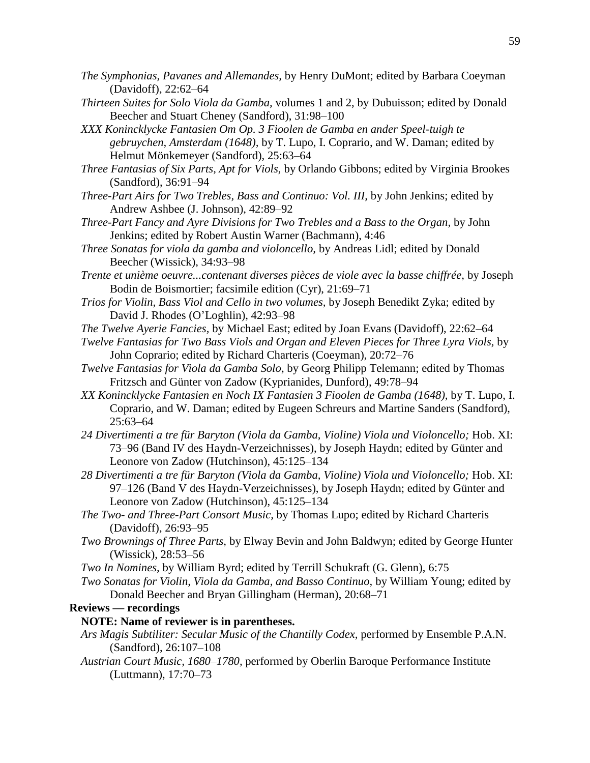*The Symphonias, Pavanes and Allemandes,* by Henry DuMont; edited by Barbara Coeyman (Davidoff), 22:62–64

*Thirteen Suites for Solo Viola da Gamba,* volumes 1 and 2, by Dubuisson; edited by Donald Beecher and Stuart Cheney (Sandford), 31:98–100

*XXX Konincklycke Fantasien Om Op. 3 Fioolen de Gamba en ander Speel-tuigh te gebruychen, Amsterdam (1648),* by T. Lupo, I. Coprario, and W. Daman; edited by Helmut Mönkemeyer (Sandford), 25:63–64

*Three Fantasias of Six Parts, Apt for Viols,* by Orlando Gibbons; edited by Virginia Brookes (Sandford), 36:91–94

*Three-Part Airs for Two Trebles, Bass and Continuo: Vol. III,* by John Jenkins; edited by Andrew Ashbee (J. Johnson), 42:89–92

*Three-Part Fancy and Ayre Divisions for Two Trebles and a Bass to the Organ,* by John Jenkins; edited by Robert Austin Warner (Bachmann), 4:46

*Three Sonatas for viola da gamba and violoncello,* by Andreas Lidl; edited by Donald Beecher (Wissick), 34:93–98

*Trente et unième oeuvre...contenant diverses pièces de viole avec la basse chiffrée,* by Joseph Bodin de Boismortier; facsimile edition (Cyr), 21:69–71

*Trios for Violin, Bass Viol and Cello in two volumes,* by Joseph Benedikt Zyka; edited by David J. Rhodes (O'Loghlin), 42:93–98

*The Twelve Ayerie Fancies,* by Michael East; edited by Joan Evans (Davidoff), 22:62–64

*Twelve Fantasias for Two Bass Viols and Organ and Eleven Pieces for Three Lyra Viols,* by John Coprario; edited by Richard Charteris (Coeyman), 20:72–76

*Twelve Fantasias for Viola da Gamba Solo*, by Georg Philipp Telemann; edited by Thomas Fritzsch and Günter von Zadow (Kyprianides, Dunford), 49:78–94

*XX Konincklycke Fantasien en Noch IX Fantasien 3 Fioolen de Gamba (1648),* by T. Lupo, I. Coprario, and W. Daman; edited by Eugeen Schreurs and Martine Sanders (Sandford), 25:63–64

*24 Divertimenti a tre für Baryton (Viola da Gamba, Violine) Viola und Violoncello;* Hob. XI: 73–96 (Band IV des Haydn-Verzeichnisses), by Joseph Haydn; edited by Günter and Leonore von Zadow (Hutchinson), 45:125–134

*28 Divertimenti a tre für Baryton (Viola da Gamba, Violine) Viola und Violoncello;* Hob. XI: 97–126 (Band V des Haydn-Verzeichnisses), by Joseph Haydn; edited by Günter and Leonore von Zadow (Hutchinson), 45:125–134

*The Two- and Three-Part Consort Music,* by Thomas Lupo; edited by Richard Charteris (Davidoff), 26:93–95

*Two Brownings of Three Parts,* by Elway Bevin and John Baldwyn; edited by George Hunter (Wissick), 28:53–56

*Two In Nomines,* by William Byrd; edited by Terrill Schukraft (G. Glenn), 6:75

*Two Sonatas for Violin, Viola da Gamba, and Basso Continuo,* by William Young; edited by Donald Beecher and Bryan Gillingham (Herman), 20:68–71

**Reviews — recordings**

**NOTE: Name of reviewer is in parentheses.**

*Ars Magis Subtiliter: Secular Music of the Chantilly Codex,* performed by Ensemble P.A.N. (Sandford), 26:107–108

*Austrian Court Music, 1680–1780,* performed by Oberlin Baroque Performance Institute (Luttmann), 17:70–73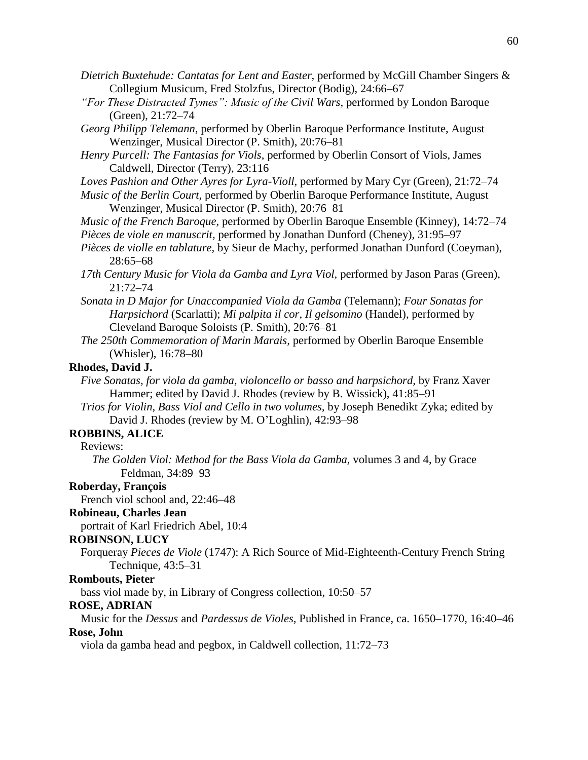*Dietrich Buxtehude: Cantatas for Lent and Easter,* performed by McGill Chamber Singers & Collegium Musicum, Fred Stolzfus, Director (Bodig), 24:66–67

*"For These Distracted Tymes": Music of the Civil Wars,* performed by London Baroque (Green), 21:72–74

*Georg Philipp Telemann,* performed by Oberlin Baroque Performance Institute, August Wenzinger, Musical Director (P. Smith), 20:76–81

*Henry Purcell: The Fantasias for Viols,* performed by Oberlin Consort of Viols, James Caldwell, Director (Terry), 23:116

*Loves Pashion and Other Ayres for Lyra-Violl,* performed by Mary Cyr (Green), 21:72–74

*Music of the Berlin Court,* performed by Oberlin Baroque Performance Institute, August Wenzinger, Musical Director (P. Smith), 20:76–81

*Music of the French Baroque,* performed by Oberlin Baroque Ensemble (Kinney), 14:72–74

*Pièces de viole en manuscrit,* performed by Jonathan Dunford (Cheney), 31:95–97

*Pièces de violle en tablature,* by Sieur de Machy, performed Jonathan Dunford (Coeyman), 28:65–68

*17th Century Music for Viola da Gamba and Lyra Viol,* performed by Jason Paras (Green), 21:72–74

*Sonata in D Major for Unaccompanied Viola da Gamba* (Telemann); *Four Sonatas for Harpsichord* (Scarlatti); *Mi palpita il cor, Il gelsomino* (Handel), performed by Cleveland Baroque Soloists (P. Smith), 20:76–81

*The 250th Commemoration of Marin Marais,* performed by Oberlin Baroque Ensemble (Whisler), 16:78–80

**Rhodes, David J.**

*Five Sonatas, for viola da gamba, violoncello or basso and harpsichord,* by Franz Xaver Hammer; edited by David J. Rhodes (review by B. Wissick), 41:85–91

*Trios for Violin, Bass Viol and Cello in two volumes,* by Joseph Benedikt Zyka; edited by David J. Rhodes (review by M. O'Loghlin), 42:93–98

**ROBBINS, ALICE**

Reviews:

*The Golden Viol: Method for the Bass Viola da Gamba,* volumes 3 and 4, by Grace Feldman, 34:89–93

**Roberday, François**

French viol school and, 22:46–48

**Robineau, Charles Jean**

portrait of Karl Friedrich Abel, 10:4

**ROBINSON, LUCY**

Forqueray *Pieces de Viole* (1747): A Rich Source of Mid-Eighteenth-Century French String Technique, 43:5–31

**Rombouts, Pieter**

bass viol made by, in Library of Congress collection, 10:50–57

**ROSE, ADRIAN**

Music for the *Dessus* and *Pardessus de Violes,* Published in France, ca. 1650–1770, 16:40–46

**Rose, John**

viola da gamba head and pegbox, in Caldwell collection, 11:72–73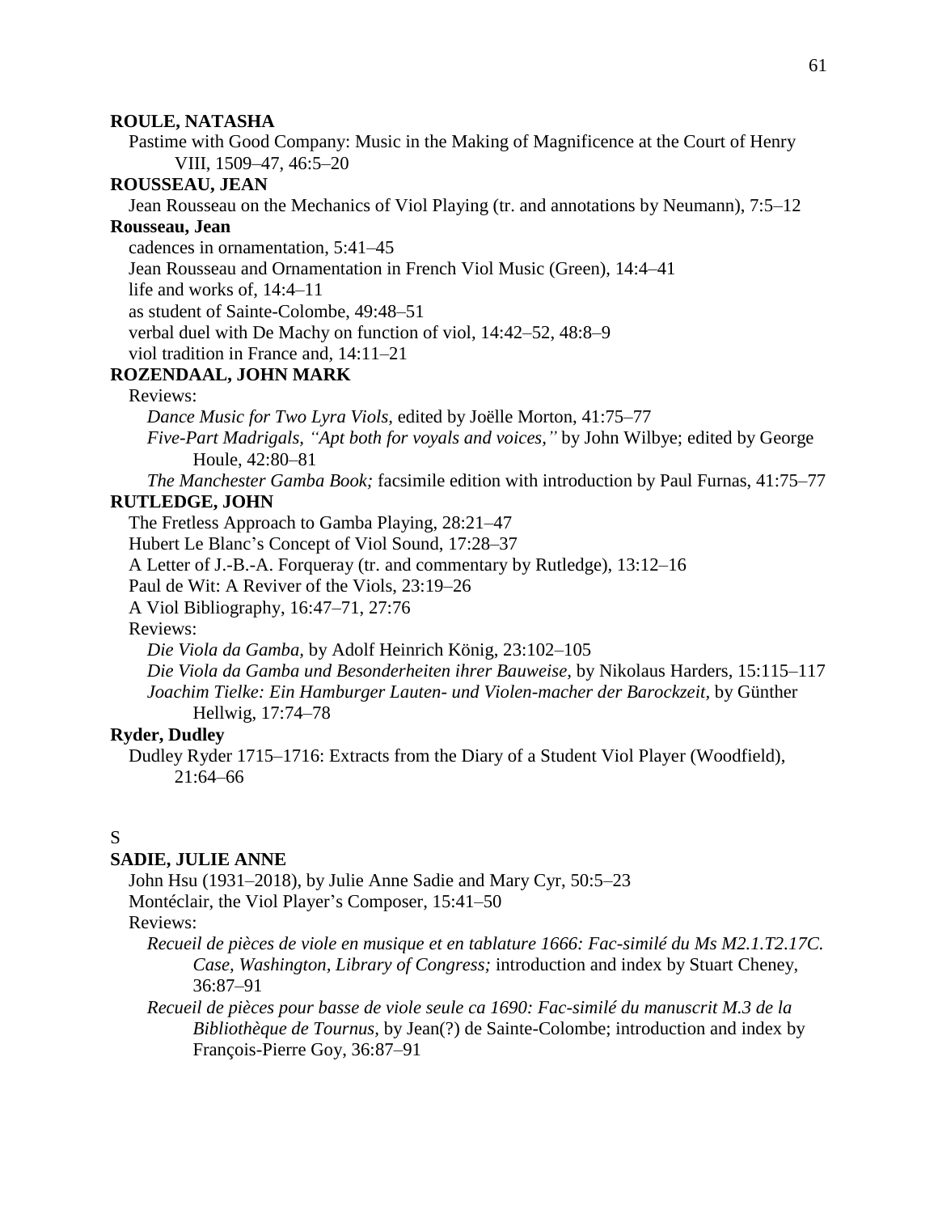**ROULE, NATASHA**

Pastime with Good Company: Music in the Making of Magnificence at the Court of Henry VIII, 1509–47, 46:5–20

**ROUSSEAU, JEAN**

Jean Rousseau on the Mechanics of Viol Playing (tr. and annotations by Neumann), 7:5–12

**Rousseau, Jean**

cadences in ornamentation, 5:41–45

Jean Rousseau and Ornamentation in French Viol Music (Green), 14:4–41

life and works of, 14:4–11

as student of Sainte-Colombe, 49:48–51

verbal duel with De Machy on function of viol, 14:42–52, 48:8–9

viol tradition in France and, 14:11–21

**ROZENDAAL, JOHN MARK**

Reviews:

*Dance Music for Two Lyra Viols,* edited by Joëlle Morton, 41:75–77

*Five-Part Madrigals, "Apt both for voyals and voices,"* by John Wilbye; edited by George Houle, 42:80–81

*The Manchester Gamba Book;* facsimile edition with introduction by Paul Furnas, 41:75–77

**RUTLEDGE, JOHN**

The Fretless Approach to Gamba Playing, 28:21–47

Hubert Le Blanc's Concept of Viol Sound, 17:28–37

A Letter of J.-B.-A. Forqueray (tr. and commentary by Rutledge), 13:12–16

Paul de Wit: A Reviver of the Viols, 23:19–26

A Viol Bibliography, 16:47–71, 27:76

Reviews:

*Die Viola da Gamba,* by Adolf Heinrich König, 23:102–105

*Die Viola da Gamba und Besonderheiten ihrer Bauweise,* by Nikolaus Harders, 15:115–117

*Joachim Tielke: Ein Hamburger Lauten- und Violen-macher der Barockzeit,* by Günther Hellwig, 17:74–78

**Ryder, Dudley**

Dudley Ryder 1715–1716: Extracts from the Diary of a Student Viol Player (Woodfield), 21:64–66

S

**SADIE, JULIE ANNE**

John Hsu (1931–2018), by Julie Anne Sadie and Mary Cyr, 50:5–23

Montéclair, the Viol Player's Composer, 15:41–50

Reviews:

*Recueil de pièces de viole en musique et en tablature 1666: Fac-similé du Ms M2.1.T2.17C. Case, Washington, Library of Congress;* introduction and index by Stuart Cheney, 36:87–91

*Recueil de pièces pour basse de viole seule ca 1690: Fac-similé du manuscrit M.3 de la Bibliothèque de Tournus,* by Jean(?) de Sainte-Colombe; introduction and index by François-Pierre Goy, 36:87–91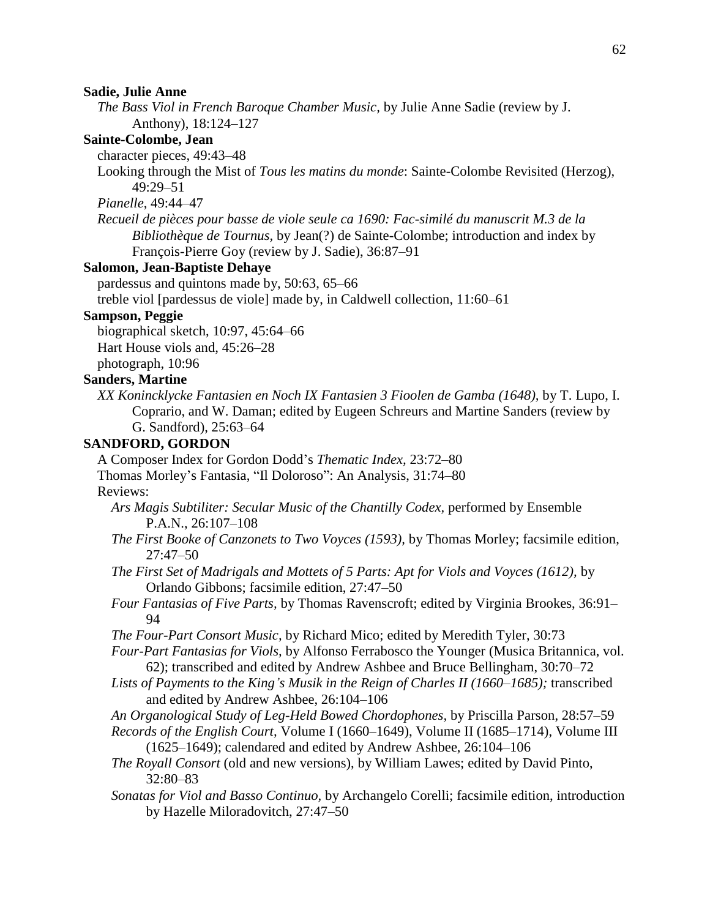**Sadie, Julie Anne**

*The Bass Viol in French Baroque Chamber Music*, by Julie Anne Sadie (review by J. Anthony), 18:124–127

**Sainte-Colombe, Jean**

character pieces, 49:43–48

Looking through the Mist of *Tous les matins du monde*: Sainte-Colombe Revisited (Herzog), 49:29–51

*Pianelle*, 49:44–47

*Recueil de pièces pour basse de viole seule ca 1690: Fac-similé du manuscrit M.3 de la Bibliothèque de Tournus*, by Jean(?) de Sainte-Colombe; introduction and index by François-Pierre Goy (review by J. Sadie), 36:87–91

**Salomon, Jean-Baptiste Dehaye**

pardessus and quintons made by, 50:63, 65–66

treble viol [pardessus de viole] made by, in Caldwell collection, 11:60–61

**Sampson, Peggie**

biographical sketch, 10:97, 45:64–66

Hart House viols and, 45:26–28

photograph, 10:96

**Sanders, Martine**

*XX Konincklycke Fantasien en Noch IX Fantasien 3 Fioolen de Gamba (1648)*, by T. Lupo, I. Coprario, and W. Daman; edited by Eugeen Schreurs and Martine Sanders (review by G. Sandford), 25:63–64

**SANDFORD, GORDON**

A Composer Index for Gordon Dodd's *Thematic Index*, 23:72–80

Thomas Morley's Fantasia, "Il Doloroso": An Analysis, 31:74–80

Reviews:

*Ars Magis Subtiliter: Secular Music of the Chantilly Codex*, performed by Ensemble P.A.N., 26:107–108

*The First Booke of Canzonets to Two Voyces (1593)*, by Thomas Morley; facsimile edition, 27:47–50

*The First Set of Madrigals and Mottets of 5 Parts: Apt for Viols and Voyces (1612)*, by Orlando Gibbons; facsimile edition, 27:47–50

*Four Fantasias of Five Parts*, by Thomas Ravenscroft; edited by Virginia Brookes, 36:91–94

*The Four-Part Consort Music*, by Richard Mico; edited by Meredith Tyler, 30:73

*Four-Part Fantasias for Viols*, by Alfonso Ferrabosco the Younger (Musica Britannica, vol. 62); transcribed and edited by Andrew Ashbee and Bruce Bellingham, 30:70–72

*Lists of Payments to the King's Musik in the Reign of Charles II (1660–1685);* transcribed and edited by Andrew Ashbee, 26:104–106

*An Organological Study of Leg-Held Bowed Chordophones*, by Priscilla Parson, 28:57–59

*Records of the English Court*, Volume I (1660–1649), Volume II (1685–1714), Volume III (1625–1649); calendared and edited by Andrew Ashbee, 26:104–106

*The Royall Consort* (old and new versions), by William Lawes; edited by David Pinto, 32:80–83

*Sonatas for Viol and Basso Continuo*, by Archangelo Corelli; facsimile edition, introduction by Hazelle Miloradovitch, 27:47–50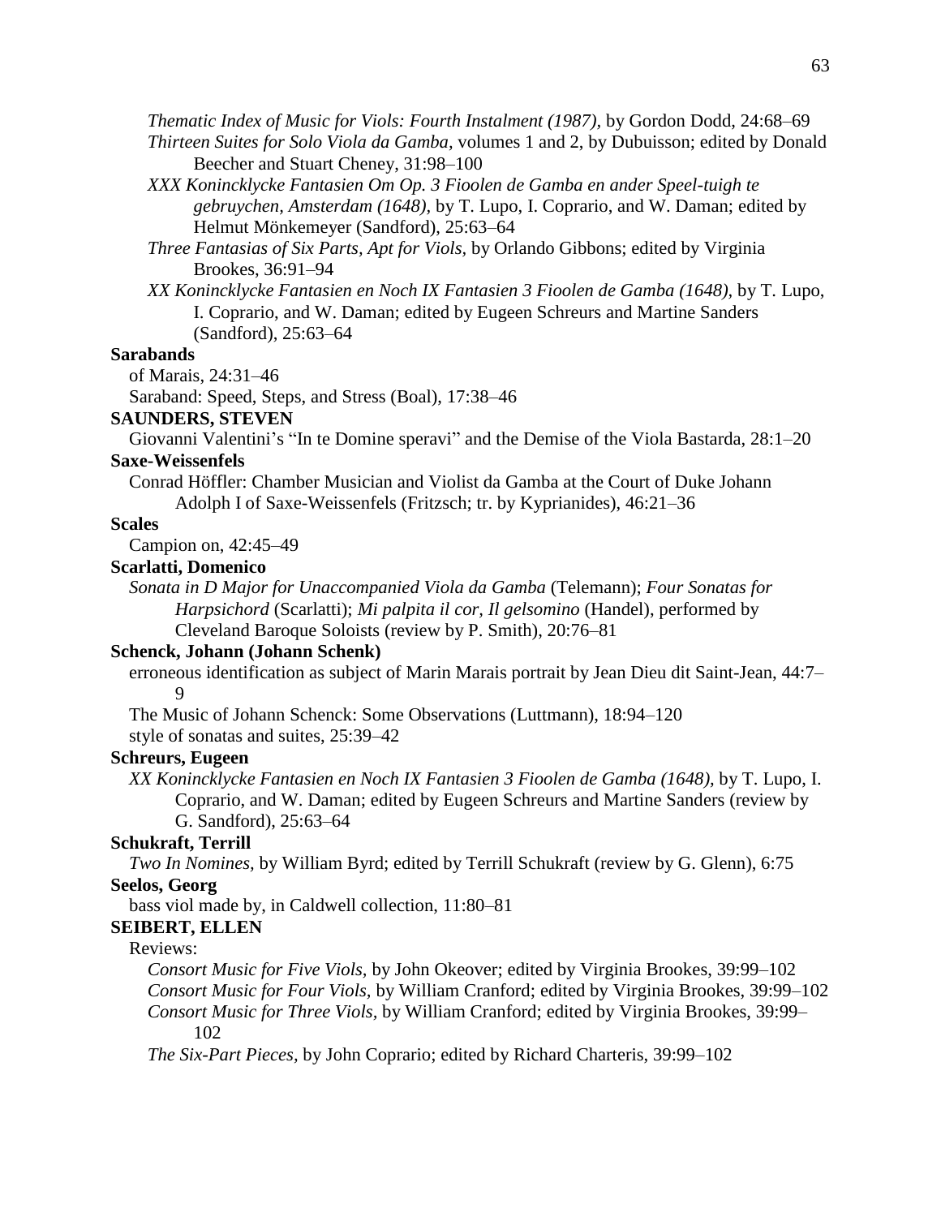*Thematic Index of Music for Viols: Fourth Instalment (1987),* by Gordon Dodd, 24:68–69

*Thirteen Suites for Solo Viola da Gamba,* volumes 1 and 2, by Dubuisson; edited by Donald Beecher and Stuart Cheney, 31:98–100

*XXX Konincklycke Fantasien Om Op. 3 Fioolen de Gamba en ander Speel-tuigh te gebruychen, Amsterdam (1648),* by T. Lupo, I. Coprario, and W. Daman; edited by Helmut Mönkemeyer (Sandford), 25:63–64

*Three Fantasias of Six Parts, Apt for Viols,* by Orlando Gibbons; edited by Virginia Brookes, 36:91–94

*XX Konincklycke Fantasien en Noch IX Fantasien 3 Fioolen de Gamba (1648),* by T. Lupo, I. Coprario, and W. Daman; edited by Eugeen Schreurs and Martine Sanders (Sandford), 25:63–64

**Sarabands**

of Marais, 24:31–46

Saraband: Speed, Steps, and Stress (Boal), 17:38–46

**SAUNDERS, STEVEN**

Giovanni Valentini's "In te Domine speravi" and the Demise of the Viola Bastarda, 28:1–20

**Saxe-Weissenfels**

Conrad Höffler: Chamber Musician and Violist da Gamba at the Court of Duke Johann Adolph I of Saxe-Weissenfels (Fritzsch; tr. by Kyprianides), 46:21–36

**Scales**

Campion on, 42:45–49

**Scarlatti, Domenico**

*Sonata in D Major for Unaccompanied Viola da Gamba* (Telemann); *Four Sonatas for Harpsichord* (Scarlatti); *Mi palpita il cor, Il gelsomino* (Handel), performed by Cleveland Baroque Soloists (review by P. Smith), 20:76–81

**Schenck, Johann (Johann Schenk)**

erroneous identification as subject of Marin Marais portrait by Jean Dieu dit Saint-Jean, 44:7–9

The Music of Johann Schenck: Some Observations (Luttmann), 18:94–120

style of sonatas and suites, 25:39–42

**Schreurs, Eugeen**

*XX Konincklycke Fantasien en Noch IX Fantasien 3 Fioolen de Gamba (1648),* by T. Lupo, I. Coprario, and W. Daman; edited by Eugeen Schreurs and Martine Sanders (review by G. Sandford), 25:63–64

**Schukraft, Terrill**

*Two In Nomines,* by William Byrd; edited by Terrill Schukraft (review by G. Glenn), 6:75

**Seelos, Georg**

bass viol made by, in Caldwell collection, 11:80–81

**SEIBERT, ELLEN**

Reviews:

*Consort Music for Five Viols,* by John Okeover; edited by Virginia Brookes, 39:99–102

*Consort Music for Four Viols,* by William Cranford; edited by Virginia Brookes, 39:99–102

*Consort Music for Three Viols,* by William Cranford; edited by Virginia Brookes, 39:99–102

*The Six-Part Pieces,* by John Coprario; edited by Richard Charteris, 39:99–102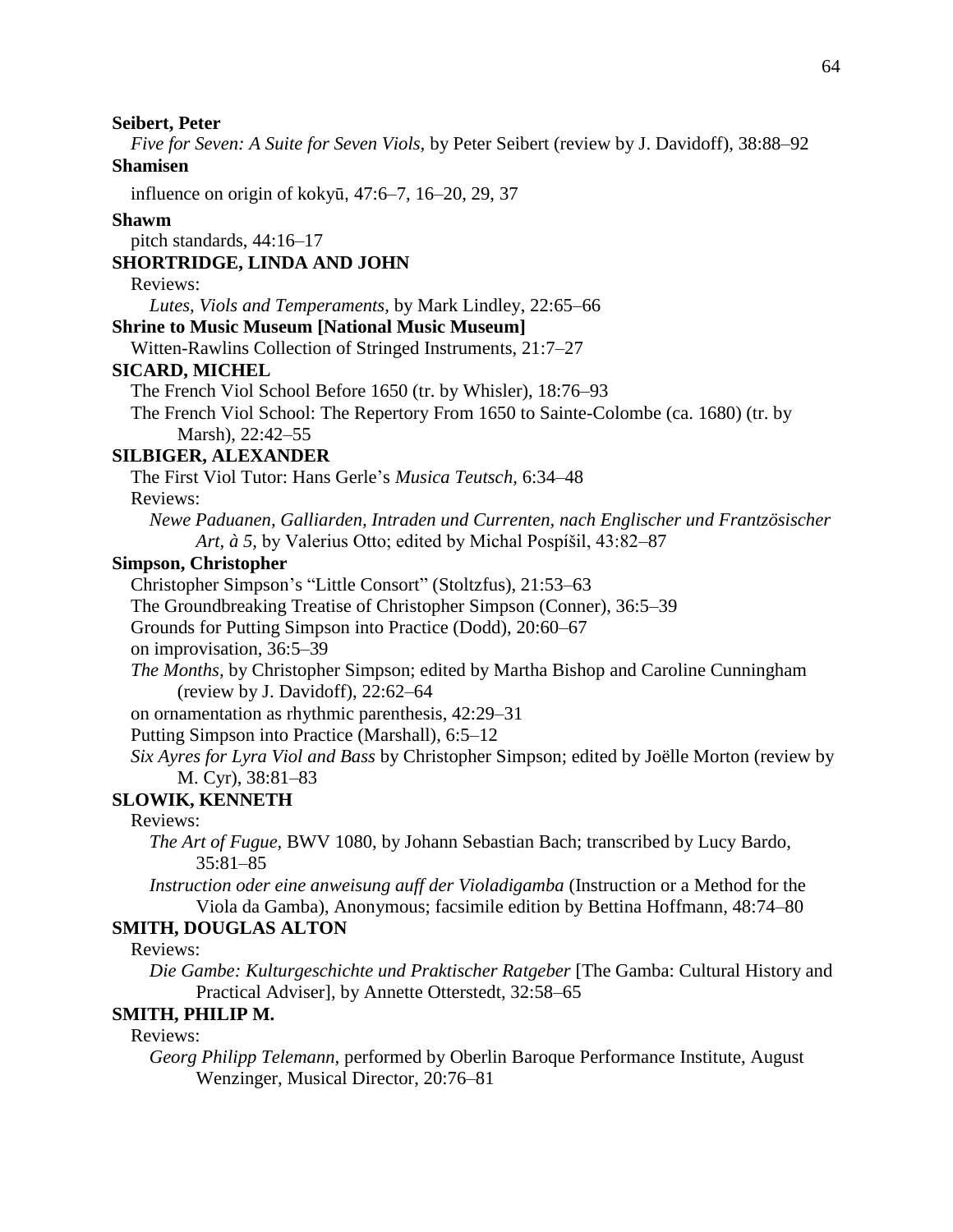**Seibert, Peter**

*Five for Seven: A Suite for Seven Viols*, by Peter Seibert (review by J. Davidoff), 38:88–92

**Shamisen**

influence on origin of kokyū, 47:6–7, 16–20, 29, 37

**Shawm**

pitch standards, 44:16–17

**SHORTRIDGE, LINDA AND JOHN**

Reviews:

*Lutes, Viols and Temperaments*, by Mark Lindley, 22:65–66

**Shrine to Music Museum [National Music Museum]**

Witten-Rawlins Collection of Stringed Instruments, 21:7–27

**SICARD, MICHEL**

The French Viol School Before 1650 (tr. by Whisler), 18:76–93

The French Viol School: The Repertory From 1650 to Sainte-Colombe (ca. 1680) (tr. by Marsh), 22:42–55

**SILBIGER, ALEXANDER**

The First Viol Tutor: Hans Gerle's *Musica Teutsch*, 6:34–48

Reviews:

*Newe Paduanen, Galliarden, Intraden und Currenten, nach Englischer und Frantzösischer Art, à 5*, by Valerius Otto; edited by Michal Pospíšil, 43:82–87

**Simpson, Christopher**

Christopher Simpson's "Little Consort" (Stoltzfus), 21:53–63

The Groundbreaking Treatise of Christopher Simpson (Conner), 36:5–39

Grounds for Putting Simpson into Practice (Dodd), 20:60–67

on improvisation, 36:5–39

*The Months*, by Christopher Simpson; edited by Martha Bishop and Caroline Cunningham (review by J. Davidoff), 22:62–64

on ornamentation as rhythmic parenthesis, 42:29–31

Putting Simpson into Practice (Marshall), 6:5–12

*Six Ayres for Lyra Viol and Bass* by Christopher Simpson; edited by Joëlle Morton (review by M. Cyr), 38:81–83

**SLOWIK, KENNETH**

Reviews:

*The Art of Fugue*, BWV 1080, by Johann Sebastian Bach; transcribed by Lucy Bardo, 35:81–85

*Instruction oder eine anweisung auff der Violadigamba* (Instruction or a Method for the Viola da Gamba), Anonymous; facsimile edition by Bettina Hoffmann, 48:74–80

**SMITH, DOUGLAS ALTON**

Reviews:

*Die Gambe: Kulturgeschichte und Praktischer Ratgeber* [The Gamba: Cultural History and Practical Adviser], by Annette Otterstedt, 32:58–65

**SMITH, PHILIP M.**

Reviews:

*Georg Philipp Telemann*, performed by Oberlin Baroque Performance Institute, August Wenzinger, Musical Director, 20:76–81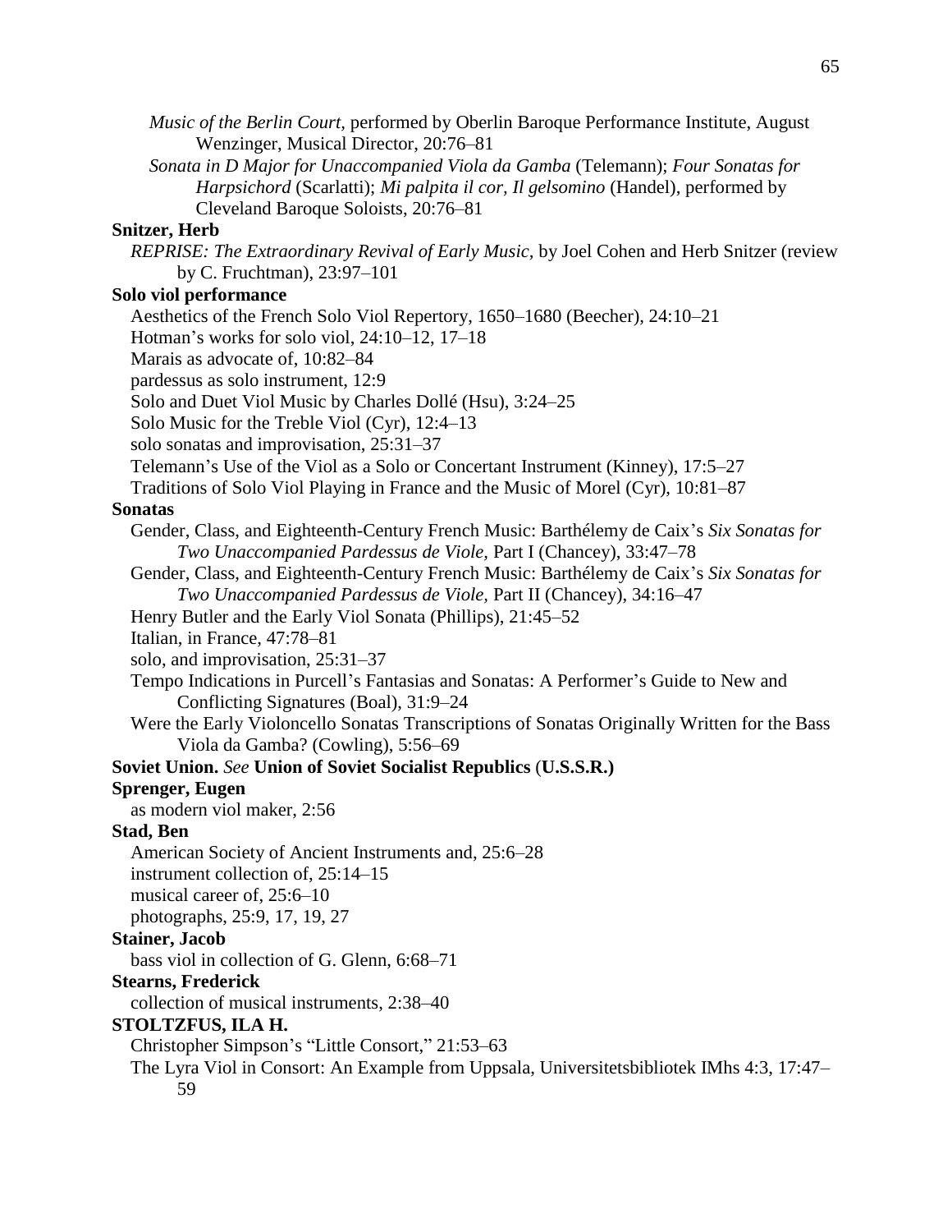*Music of the Berlin Court*, performed by Oberlin Baroque Performance Institute, August Wenzinger, Musical Director, 20:76–81

*Sonata in D Major for Unaccompanied Viola da Gamba* (Telemann); *Four Sonatas for Harpsichord* (Scarlatti); *Mi palpita il cor, Il gelsomino* (Handel), performed by Cleveland Baroque Soloists, 20:76–81

**Snitzer, Herb**

*REPRISE: The Extraordinary Revival of Early Music*, by Joel Cohen and Herb Snitzer (review by C. Fruchtman), 23:97–101

**Solo viol performance**

Aesthetics of the French Solo Viol Repertory, 1650–1680 (Beecher), 24:10–21

Hotman's works for solo viol, 24:10–12, 17–18

Marais as advocate of, 10:82–84

pardessus as solo instrument, 12:9

Solo and Duet Viol Music by Charles Dollé (Hsu), 3:24–25

Solo Music for the Treble Viol (Cyr), 12:4–13

solo sonatas and improvisation, 25:31–37

Telemann's Use of the Viol as a Solo or Concertant Instrument (Kinney), 17:5–27

Traditions of Solo Viol Playing in France and the Music of Morel (Cyr), 10:81–87

**Sonatas**

Gender, Class, and Eighteenth-Century French Music: Barthélemy de Caix's *Six Sonatas for Two Unaccompanied Pardessus de Viole,* Part I (Chancey), 33:47–78

Gender, Class, and Eighteenth-Century French Music: Barthélemy de Caix's *Six Sonatas for Two Unaccompanied Pardessus de Viole,* Part II (Chancey), 34:16–47

Henry Butler and the Early Viol Sonata (Phillips), 21:45–52

Italian, in France, 47:78–81

solo, and improvisation, 25:31–37

Tempo Indications in Purcell's Fantasias and Sonatas: A Performer's Guide to New and Conflicting Signatures (Boal), 31:9–24

Were the Early Violoncello Sonatas Transcriptions of Sonatas Originally Written for the Bass Viola da Gamba? (Cowling), 5:56–69

**Soviet Union.** *See* **Union of Soviet Socialist Republics** (**U.S.S.R.)**

**Sprenger, Eugen**

as modern viol maker, 2:56

**Stad, Ben**

American Society of Ancient Instruments and, 25:6–28

instrument collection of, 25:14–15

musical career of, 25:6–10

photographs, 25:9, 17, 19, 27

**Stainer, Jacob**

bass viol in collection of G. Glenn, 6:68–71

**Stearns, Frederick**

collection of musical instruments, 2:38–40

**STOLTZFUS, ILA H.**

Christopher Simpson's "Little Consort," 21:53–63

The Lyra Viol in Consort: An Example from Uppsala, Universitetsbibliotek IMhs 4:3, 17:47–59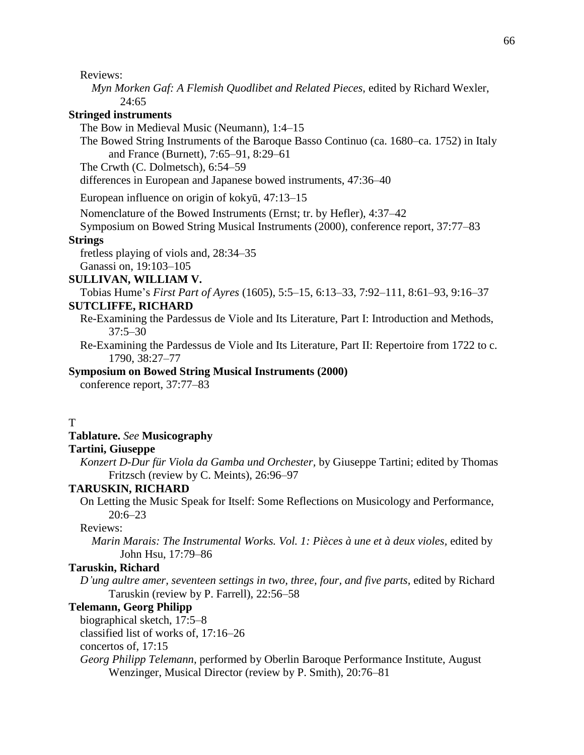Reviews:

*Myn Morken Gaf: A Flemish Quodlibet and Related Pieces,* edited by Richard Wexler, 24:65

**Stringed instruments**

The Bow in Medieval Music (Neumann), 1:4–15

The Bowed String Instruments of the Baroque Basso Continuo (ca. 1680–ca. 1752) in Italy and France (Burnett), 7:65–91, 8:29–61

The Crwth (C. Dolmetsch), 6:54–59

differences in European and Japanese bowed instruments, 47:36–40

European influence on origin of kokyū, 47:13–15

Nomenclature of the Bowed Instruments (Ernst; tr. by Hefler), 4:37–42

Symposium on Bowed String Musical Instruments (2000), conference report, 37:77–83

**Strings**

fretless playing of viols and, 28:34–35

Ganassi on, 19:103–105

**SULLIVAN, WILLIAM V.**

Tobias Hume's *First Part of Ayres* (1605), 5:5–15, 6:13–33, 7:92–111, 8:61–93, 9:16–37

**SUTCLIFFE, RICHARD**

Re-Examining the Pardessus de Viole and Its Literature, Part I: Introduction and Methods, 37:5–30

Re-Examining the Pardessus de Viole and Its Literature, Part II: Repertoire from 1722 to c. 1790, 38:27–77

**Symposium on Bowed String Musical Instruments (2000)**

conference report, 37:77–83

T

**Tablature.** *See* **Musicography**

**Tartini, Giuseppe**

*Konzert D-Dur für Viola da Gamba und Orchester*, by Giuseppe Tartini; edited by Thomas Fritzsch (review by C. Meints), 26:96–97

**TARUSKIN, RICHARD**

On Letting the Music Speak for Itself: Some Reflections on Musicology and Performance, 20:6–23

Reviews:

*Marin Marais: The Instrumental Works. Vol. 1: Pièces à une et à deux violes,* edited by John Hsu, 17:79–86

**Taruskin, Richard**

*D'ung aultre amer, seventeen settings in two, three, four, and five parts*, edited by Richard Taruskin (review by P. Farrell), 22:56–58

**Telemann, Georg Philipp**

biographical sketch, 17:5–8

classified list of works of, 17:16–26

concertos of, 17:15

*Georg Philipp Telemann,* performed by Oberlin Baroque Performance Institute, August Wenzinger, Musical Director (review by P. Smith), 20:76–81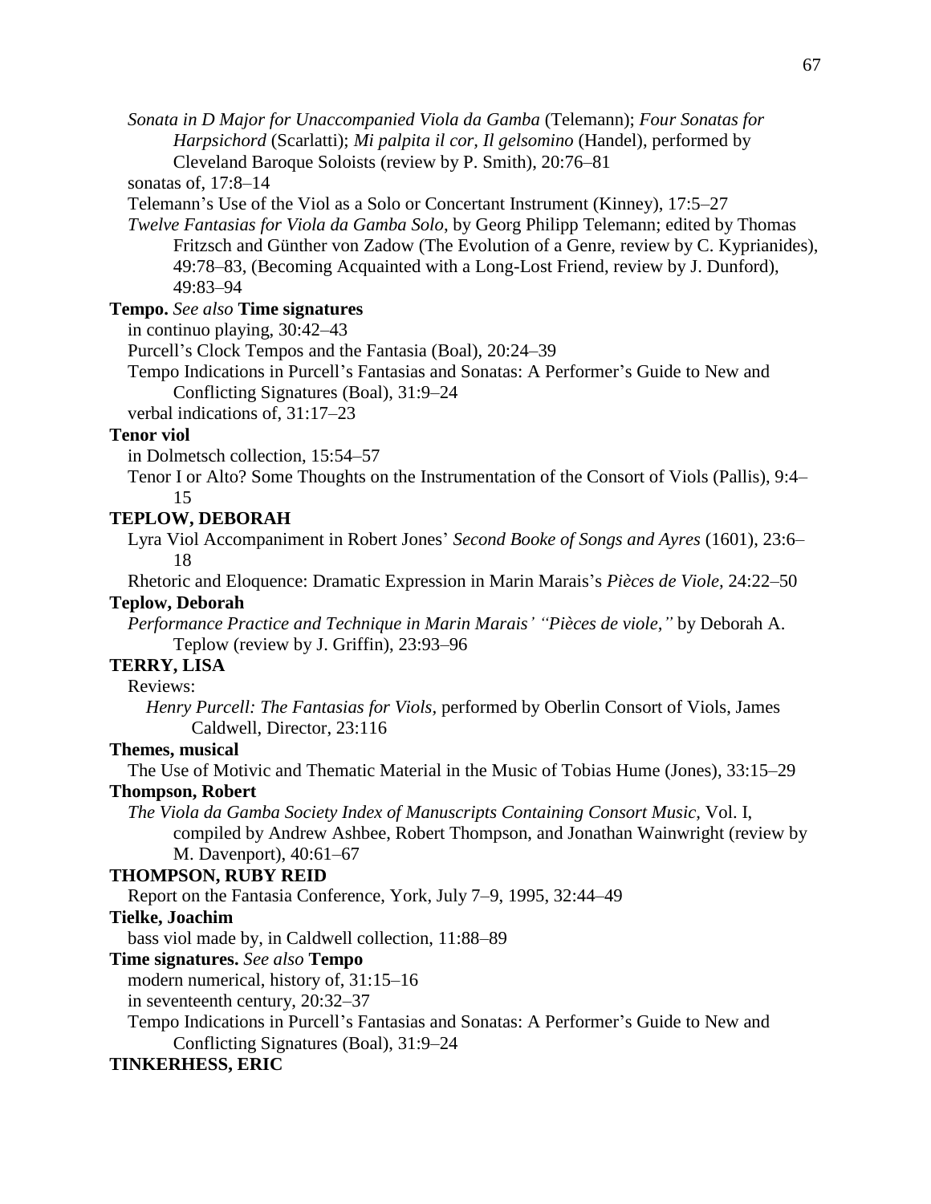*Sonata in D Major for Unaccompanied Viola da Gamba* (Telemann); *Four Sonatas for Harpsichord* (Scarlatti); *Mi palpita il cor, Il gelsomino* (Handel), performed by Cleveland Baroque Soloists (review by P. Smith), 20:76–81

sonatas of, 17:8–14

Telemann's Use of the Viol as a Solo or Concertant Instrument (Kinney), 17:5–27

*Twelve Fantasias for Viola da Gamba Solo*, by Georg Philipp Telemann; edited by Thomas Fritzsch and Günther von Zadow (The Evolution of a Genre, review by C. Kyprianides), 49:78–83, (Becoming Acquainted with a Long-Lost Friend, review by J. Dunford), 49:83–94

**Tempo.** *See also* **Time signatures**

in continuo playing, 30:42–43

Purcell's Clock Tempos and the Fantasia (Boal), 20:24–39

Tempo Indications in Purcell's Fantasias and Sonatas: A Performer's Guide to New and Conflicting Signatures (Boal), 31:9–24

verbal indications of, 31:17–23

**Tenor viol**

in Dolmetsch collection, 15:54–57

Tenor I or Alto? Some Thoughts on the Instrumentation of the Consort of Viols (Pallis), 9:4–15

**TEPLOW, DEBORAH**

Lyra Viol Accompaniment in Robert Jones' *Second Booke of Songs and Ayres* (1601), 23:6–18

Rhetoric and Eloquence: Dramatic Expression in Marin Marais's *Pièces de Viole,* 24:22–50

**Teplow, Deborah**

*Performance Practice and Technique in Marin Marais' "Pièces de viole,"* by Deborah A. Teplow (review by J. Griffin), 23:93–96

**TERRY, LISA**

Reviews:

*Henry Purcell: The Fantasias for Viols,* performed by Oberlin Consort of Viols, James Caldwell, Director, 23:116

**Themes, musical**

The Use of Motivic and Thematic Material in the Music of Tobias Hume (Jones), 33:15–29

**Thompson, Robert**

*The Viola da Gamba Society Index of Manuscripts Containing Consort Music*, Vol. I, compiled by Andrew Ashbee, Robert Thompson, and Jonathan Wainwright (review by M. Davenport), 40:61–67

**THOMPSON, RUBY REID**

Report on the Fantasia Conference, York, July 7–9, 1995, 32:44–49

**Tielke, Joachim**

bass viol made by, in Caldwell collection, 11:88–89

**Time signatures.** *See also* **Tempo**

modern numerical, history of, 31:15–16

in seventeenth century, 20:32–37

Tempo Indications in Purcell's Fantasias and Sonatas: A Performer's Guide to New and Conflicting Signatures (Boal), 31:9–24

**TINKERHESS, ERIC**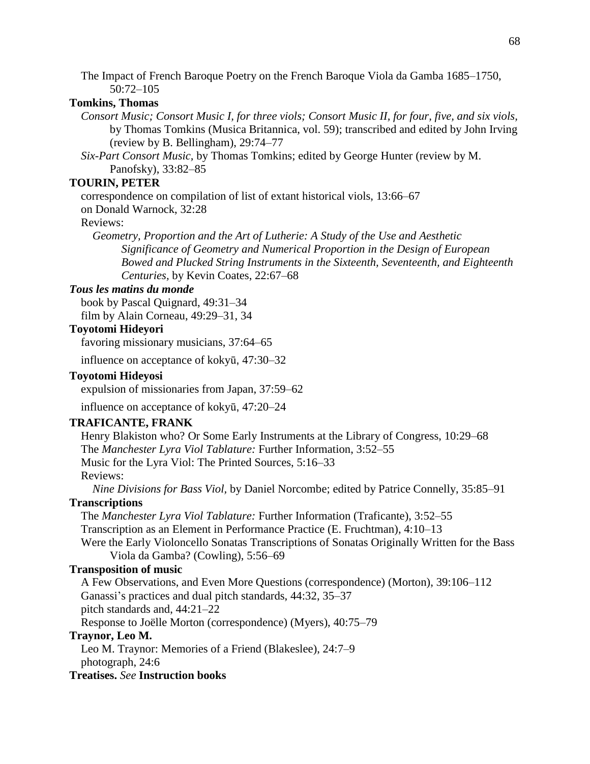The Impact of French Baroque Poetry on the French Baroque Viola da Gamba 1685–1750, 50:72–105

**Tomkins, Thomas**

*Consort Music; Consort Music I, for three viols; Consort Music II, for four, five, and six viols*, by Thomas Tomkins (Musica Britannica, vol. 59); transcribed and edited by John Irving (review by B. Bellingham), 29:74–77

*Six-Part Consort Music*, by Thomas Tomkins; edited by George Hunter (review by M. Panofsky), 33:82–85

**TOURIN, PETER**

correspondence on compilation of list of extant historical viols, 13:66–67

on Donald Warnock, 32:28

Reviews:

*Geometry, Proportion and the Art of Lutherie: A Study of the Use and Aesthetic Significance of Geometry and Numerical Proportion in the Design of European Bowed and Plucked String Instruments in the Sixteenth, Seventeenth, and Eighteenth Centuries*, by Kevin Coates, 22:67–68

***Tous les matins du monde***

book by Pascal Quignard, 49:31–34

film by Alain Corneau, 49:29–31, 34

**Toyotomi Hideyori**

favoring missionary musicians, 37:64–65

influence on acceptance of kokyū, 47:30–32

**Toyotomi Hideyosi**

expulsion of missionaries from Japan, 37:59–62

influence on acceptance of kokyū, 47:20–24

**TRAFICANTE, FRANK**

Henry Blakiston who? Or Some Early Instruments at the Library of Congress, 10:29–68

The *Manchester Lyra Viol Tablature:* Further Information, 3:52–55

Music for the Lyra Viol: The Printed Sources, 5:16–33

Reviews:

*Nine Divisions for Bass Viol*, by Daniel Norcombe; edited by Patrice Connelly, 35:85–91

**Transcriptions**

The *Manchester Lyra Viol Tablature:* Further Information (Traficante), 3:52–55

Transcription as an Element in Performance Practice (E. Fruchtman), 4:10–13

Were the Early Violoncello Sonatas Transcriptions of Sonatas Originally Written for the Bass Viola da Gamba? (Cowling), 5:56–69

**Transposition of music**

A Few Observations, and Even More Questions (correspondence) (Morton), 39:106–112

Ganassi's practices and dual pitch standards, 44:32, 35–37

pitch standards and, 44:21–22

Response to Joëlle Morton (correspondence) (Myers), 40:75–79

**Traynor, Leo M.**

Leo M. Traynor: Memories of a Friend (Blakeslee), 24:7–9

photograph, 24:6

**Treatises.** *See* **Instruction books**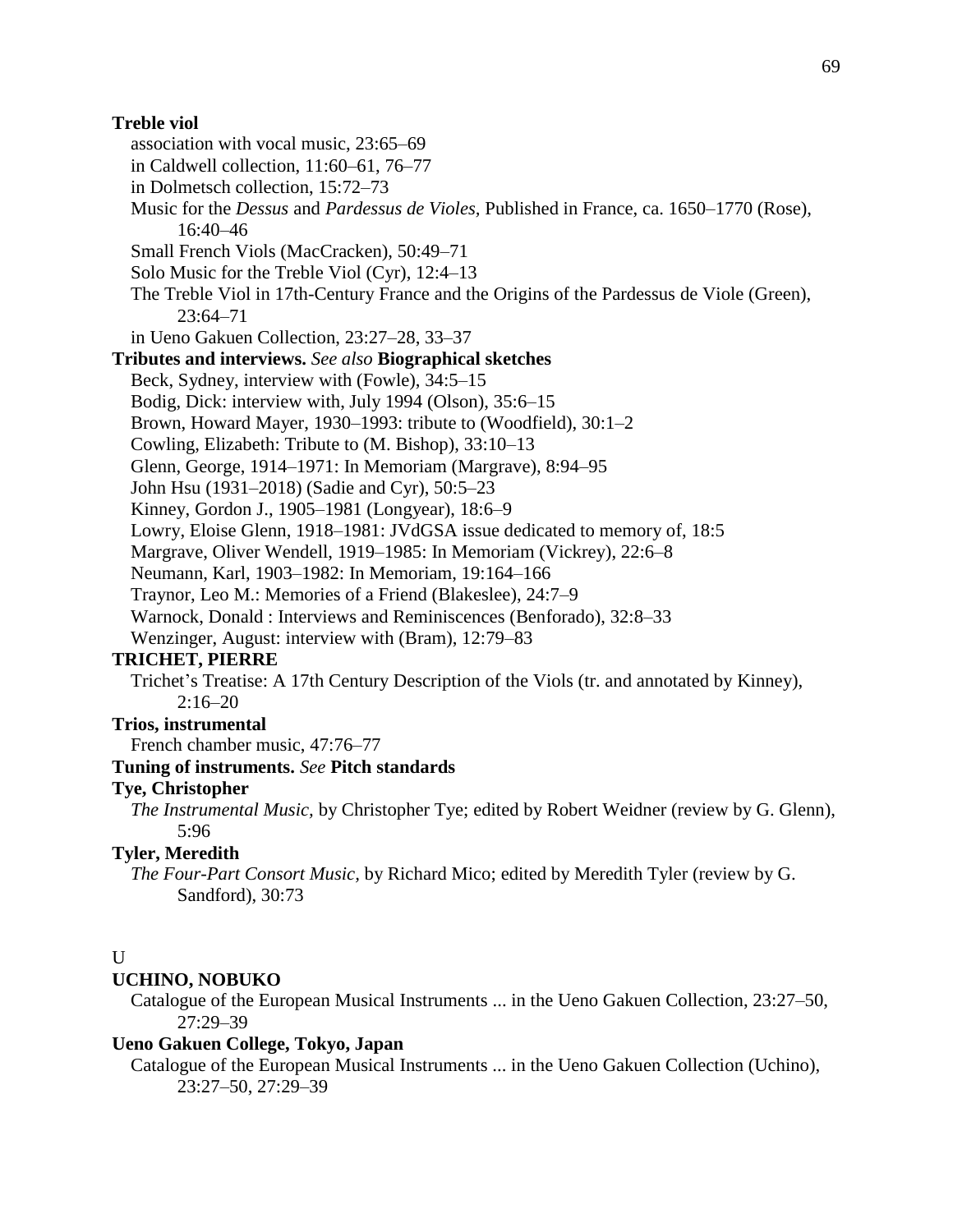**Treble viol**

association with vocal music, 23:65–69

in Caldwell collection, 11:60–61, 76–77

in Dolmetsch collection, 15:72–73

Music for the *Dessus* and *Pardessus de Violes,* Published in France, ca. 1650–1770 (Rose), 16:40–46

Small French Viols (MacCracken), 50:49–71

Solo Music for the Treble Viol (Cyr), 12:4–13

The Treble Viol in 17th-Century France and the Origins of the Pardessus de Viole (Green), 23:64–71

in Ueno Gakuen Collection, 23:27–28, 33–37

**Tributes and interviews.** *See also* **Biographical sketches**

Beck, Sydney, interview with (Fowle), 34:5–15

Bodig, Dick: interview with, July 1994 (Olson), 35:6–15

Brown, Howard Mayer, 1930–1993: tribute to (Woodfield), 30:1–2

Cowling, Elizabeth: Tribute to (M. Bishop), 33:10–13

Glenn, George, 1914–1971: In Memoriam (Margrave), 8:94–95

John Hsu (1931–2018) (Sadie and Cyr), 50:5–23

Kinney, Gordon J., 1905–1981 (Longyear), 18:6–9

Lowry, Eloise Glenn, 1918–1981: JVdGSA issue dedicated to memory of, 18:5

Margrave, Oliver Wendell, 1919–1985: In Memoriam (Vickrey), 22:6–8

Neumann, Karl, 1903–1982: In Memoriam, 19:164–166

Traynor, Leo M.: Memories of a Friend (Blakeslee), 24:7–9

Warnock, Donald : Interviews and Reminiscences (Benforado), 32:8–33

Wenzinger, August: interview with (Bram), 12:79–83

**TRICHET, PIERRE**

Trichet's Treatise: A 17th Century Description of the Viols (tr. and annotated by Kinney), 2:16–20

**Trios, instrumental**

French chamber music, 47:76–77

**Tuning of instruments.** *See* **Pitch standards**

**Tye, Christopher**

*The Instrumental Music,* by Christopher Tye; edited by Robert Weidner (review by G. Glenn), 5:96

**Tyler, Meredith**

*The Four-Part Consort Music,* by Richard Mico; edited by Meredith Tyler (review by G. Sandford), 30:73

U

**UCHINO, NOBUKO**

Catalogue of the European Musical Instruments ... in the Ueno Gakuen Collection, 23:27–50, 27:29–39

**Ueno Gakuen College, Tokyo, Japan**

Catalogue of the European Musical Instruments ... in the Ueno Gakuen Collection (Uchino), 23:27–50, 27:29–39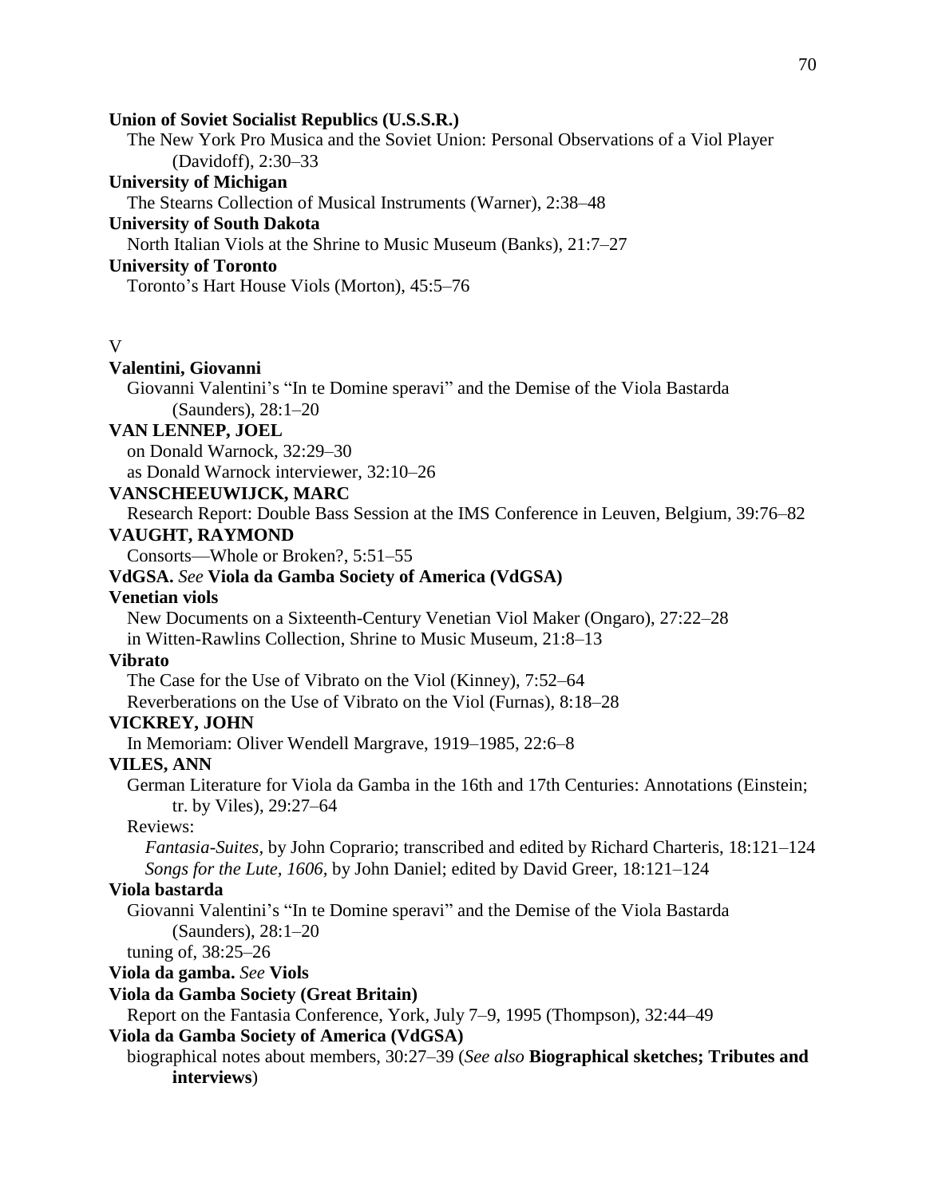**Union of Soviet Socialist Republics (U.S.S.R.)**

The New York Pro Musica and the Soviet Union: Personal Observations of a Viol Player (Davidoff), 2:30–33

**University of Michigan**

The Stearns Collection of Musical Instruments (Warner), 2:38–48

**University of South Dakota**

North Italian Viols at the Shrine to Music Museum (Banks), 21:7–27

**University of Toronto**

Toronto's Hart House Viols (Morton), 45:5–76

V

**Valentini, Giovanni**

Giovanni Valentini's "In te Domine speravi" and the Demise of the Viola Bastarda (Saunders), 28:1–20

**VAN LENNEP, JOEL**

on Donald Warnock, 32:29–30

as Donald Warnock interviewer, 32:10–26

**VANSCHEEUWIJCK, MARC**

Research Report: Double Bass Session at the IMS Conference in Leuven, Belgium, 39:76–82

**VAUGHT, RAYMOND**

Consorts—Whole or Broken?, 5:51–55

**VdGSA.** *See* **Viola da Gamba Society of America (VdGSA)**

**Venetian viols**

New Documents on a Sixteenth-Century Venetian Viol Maker (Ongaro), 27:22–28

in Witten-Rawlins Collection, Shrine to Music Museum, 21:8–13

**Vibrato**

The Case for the Use of Vibrato on the Viol (Kinney), 7:52–64

Reverberations on the Use of Vibrato on the Viol (Furnas), 8:18–28

**VICKREY, JOHN**

In Memoriam: Oliver Wendell Margrave, 1919–1985, 22:6–8

**VILES, ANN**

German Literature for Viola da Gamba in the 16th and 17th Centuries: Annotations (Einstein; tr. by Viles), 29:27–64

Reviews:

*Fantasia-Suites,* by John Coprario; transcribed and edited by Richard Charteris, 18:121–124

*Songs for the Lute, 1606,* by John Daniel; edited by David Greer, 18:121–124

**Viola bastarda**

Giovanni Valentini's "In te Domine speravi" and the Demise of the Viola Bastarda (Saunders), 28:1–20

tuning of, 38:25–26

**Viola da gamba.** *See* **Viols**

**Viola da Gamba Society (Great Britain)**

Report on the Fantasia Conference, York, July 7–9, 1995 (Thompson), 32:44–49

**Viola da Gamba Society of America (VdGSA)**

biographical notes about members, 30:27–39 (*See also* **Biographical sketches; Tributes and interviews**)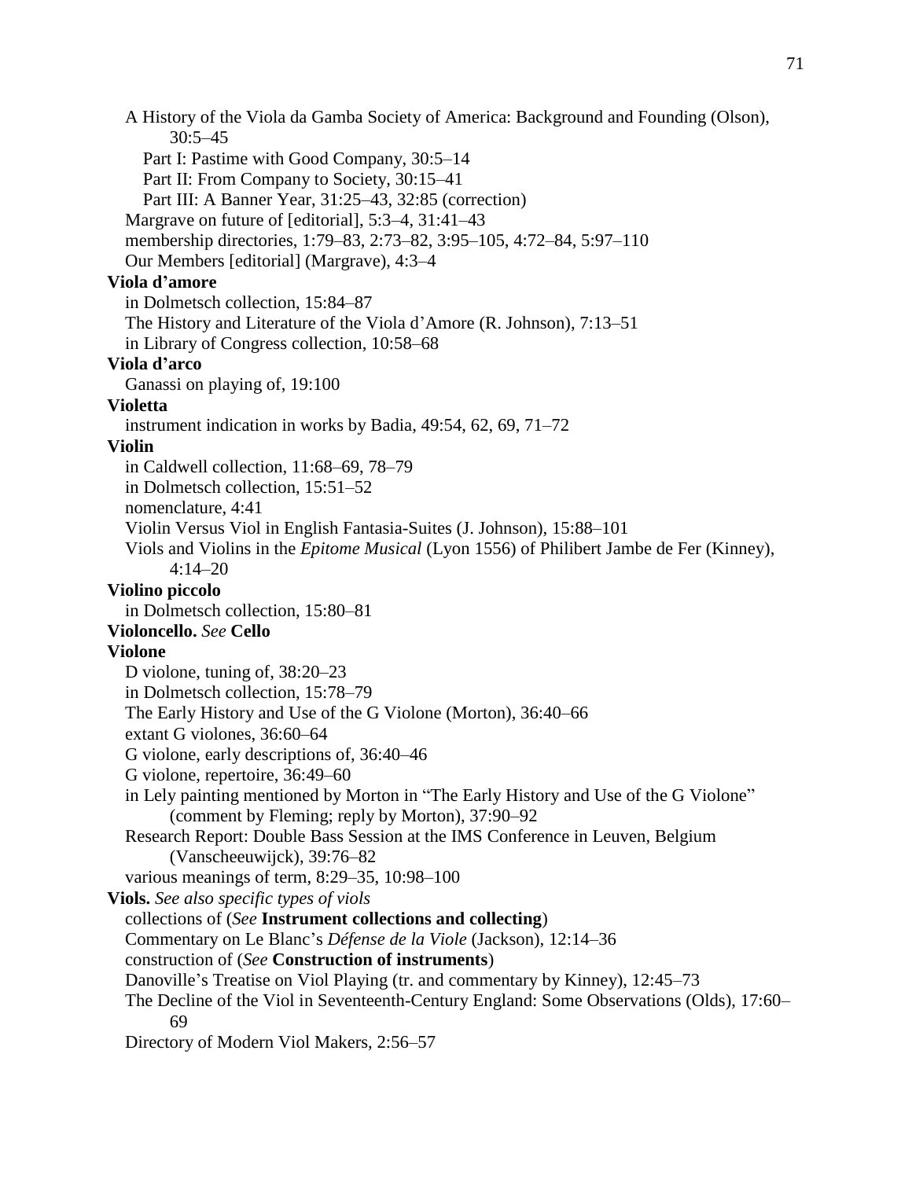A History of the Viola da Gamba Society of America: Background and Founding (Olson), 30:5–45
  Part I: Pastime with Good Company, 30:5–14
  Part II: From Company to Society, 30:15–41
  Part III: A Banner Year, 31:25–43, 32:85 (correction)
Margrave on future of [editorial], 5:3–4, 31:41–43
membership directories, 1:79–83, 2:73–82, 3:95–105, 4:72–84, 5:97–110
Our Members [editorial] (Margrave), 4:3–4

**Viola d'amore**
in Dolmetsch collection, 15:84–87
The History and Literature of the Viola d'Amore (R. Johnson), 7:13–51
in Library of Congress collection, 10:58–68

**Viola d'arco**
Ganassi on playing of, 19:100

**Violetta**
instrument indication in works by Badia, 49:54, 62, 69, 71–72

**Violin**
in Caldwell collection, 11:68–69, 78–79
in Dolmetsch collection, 15:51–52
nomenclature, 4:41
Violin Versus Viol in English Fantasia-Suites (J. Johnson), 15:88–101
Viols and Violins in the *Epitome Musical* (Lyon 1556) of Philibert Jambe de Fer (Kinney), 4:14–20

**Violino piccolo**
in Dolmetsch collection, 15:80–81

**Violoncello.** *See* **Cello**

**Violone**
D violone, tuning of, 38:20–23
in Dolmetsch collection, 15:78–79
The Early History and Use of the G Violone (Morton), 36:40–66
extant G violones, 36:60–64
G violone, early descriptions of, 36:40–46
G violone, repertoire, 36:49–60
in Lely painting mentioned by Morton in "The Early History and Use of the G Violone" (comment by Fleming; reply by Morton), 37:90–92
Research Report: Double Bass Session at the IMS Conference in Leuven, Belgium (Vanscheeuwijck), 39:76–82
various meanings of term, 8:29–35, 10:98–100

**Viols.** *See also specific types of viols*
collections of (*See* **Instrument collections and collecting**)
Commentary on Le Blanc's *Défense de la Viole* (Jackson), 12:14–36
construction of (*See* **Construction of instruments**)
Danoville's Treatise on Viol Playing (tr. and commentary by Kinney), 12:45–73
The Decline of the Viol in Seventeenth-Century England: Some Observations (Olds), 17:60–69
Directory of Modern Viol Makers, 2:56–57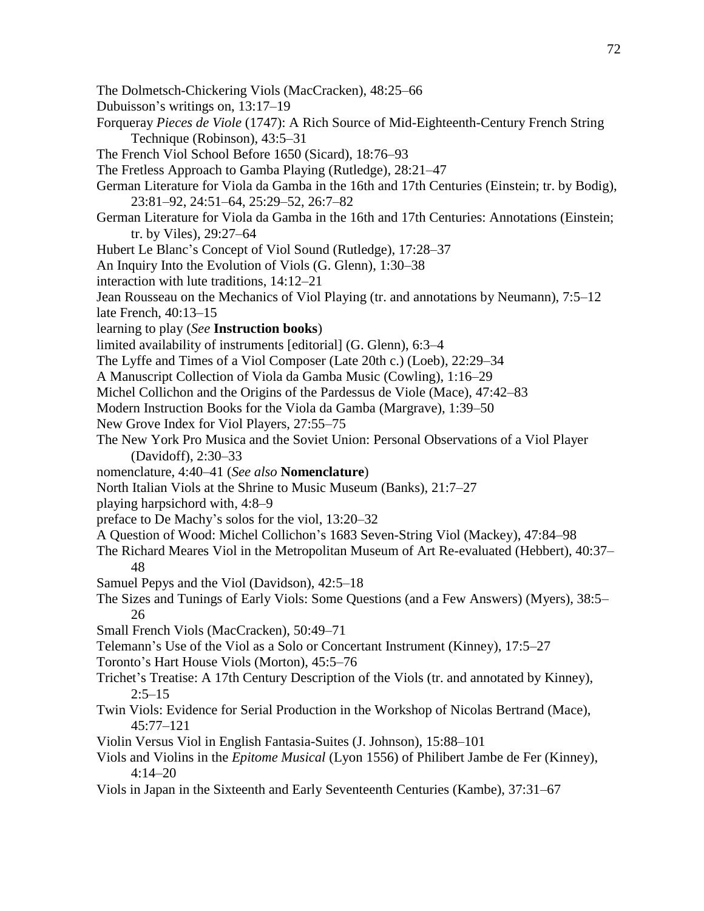The Dolmetsch-Chickering Viols (MacCracken), 48:25–66
Dubuisson's writings on, 13:17–19
Forqueray *Pieces de Viole* (1747): A Rich Source of Mid-Eighteenth-Century French String Technique (Robinson), 43:5–31
The French Viol School Before 1650 (Sicard), 18:76–93
The Fretless Approach to Gamba Playing (Rutledge), 28:21–47
German Literature for Viola da Gamba in the 16th and 17th Centuries (Einstein; tr. by Bodig), 23:81–92, 24:51–64, 25:29–52, 26:7–82
German Literature for Viola da Gamba in the 16th and 17th Centuries: Annotations (Einstein; tr. by Viles), 29:27–64
Hubert Le Blanc's Concept of Viol Sound (Rutledge), 17:28–37
An Inquiry Into the Evolution of Viols (G. Glenn), 1:30–38
interaction with lute traditions, 14:12–21
Jean Rousseau on the Mechanics of Viol Playing (tr. and annotations by Neumann), 7:5–12
late French, 40:13–15
learning to play (*See* **Instruction books**)
limited availability of instruments [editorial] (G. Glenn), 6:3–4
The Lyffe and Times of a Viol Composer (Late 20th c.) (Loeb), 22:29–34
A Manuscript Collection of Viola da Gamba Music (Cowling), 1:16–29
Michel Collichon and the Origins of the Pardessus de Viole (Mace), 47:42–83
Modern Instruction Books for the Viola da Gamba (Margrave), 1:39–50
New Grove Index for Viol Players, 27:55–75
The New York Pro Musica and the Soviet Union: Personal Observations of a Viol Player (Davidoff), 2:30–33
nomenclature, 4:40–41 (*See also* **Nomenclature**)
North Italian Viols at the Shrine to Music Museum (Banks), 21:7–27
playing harpsichord with, 4:8–9
preface to De Machy's solos for the viol, 13:20–32
A Question of Wood: Michel Collichon's 1683 Seven-String Viol (Mackey), 47:84–98
The Richard Meares Viol in the Metropolitan Museum of Art Re-evaluated (Hebbert), 40:37–48
Samuel Pepys and the Viol (Davidson), 42:5–18
The Sizes and Tunings of Early Viols: Some Questions (and a Few Answers) (Myers), 38:5–26
Small French Viols (MacCracken), 50:49–71
Telemann's Use of the Viol as a Solo or Concertant Instrument (Kinney), 17:5–27
Toronto's Hart House Viols (Morton), 45:5–76
Trichet's Treatise: A 17th Century Description of the Viols (tr. and annotated by Kinney), 2:5–15
Twin Viols: Evidence for Serial Production in the Workshop of Nicolas Bertrand (Mace), 45:77–121
Violin Versus Viol in English Fantasia-Suites (J. Johnson), 15:88–101
Viols and Violins in the *Epitome Musical* (Lyon 1556) of Philibert Jambe de Fer (Kinney), 4:14–20
Viols in Japan in the Sixteenth and Early Seventeenth Centuries (Kambe), 37:31–67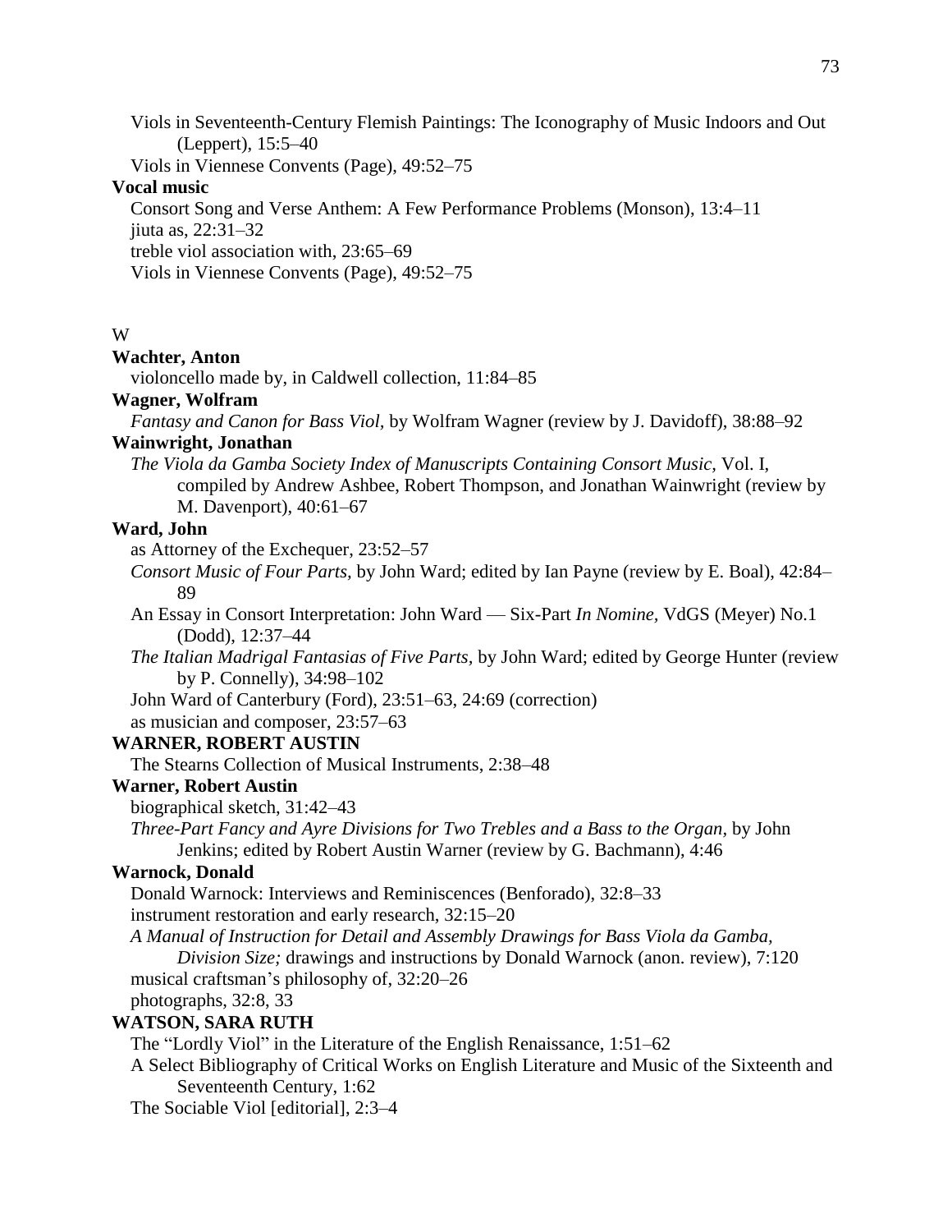Viols in Seventeenth-Century Flemish Paintings: The Iconography of Music Indoors and Out (Leppert), 15:5–40

Viols in Viennese Convents (Page), 49:52–75

**Vocal music**

Consort Song and Verse Anthem: A Few Performance Problems (Monson), 13:4–11

jiuta as, 22:31–32

treble viol association with, 23:65–69

Viols in Viennese Convents (Page), 49:52–75

W

**Wachter, Anton**

violoncello made by, in Caldwell collection, 11:84–85

**Wagner, Wolfram**

*Fantasy and Canon for Bass Viol,* by Wolfram Wagner (review by J. Davidoff), 38:88–92

**Wainwright, Jonathan**

*The Viola da Gamba Society Index of Manuscripts Containing Consort Music,* Vol. I, compiled by Andrew Ashbee, Robert Thompson, and Jonathan Wainwright (review by M. Davenport), 40:61–67

**Ward, John**

as Attorney of the Exchequer, 23:52–57

*Consort Music of Four Parts,* by John Ward; edited by Ian Payne (review by E. Boal), 42:84–89

An Essay in Consort Interpretation: John Ward — Six-Part *In Nomine,* VdGS (Meyer) No.1 (Dodd), 12:37–44

*The Italian Madrigal Fantasias of Five Parts,* by John Ward; edited by George Hunter (review by P. Connelly), 34:98–102

John Ward of Canterbury (Ford), 23:51–63, 24:69 (correction)

as musician and composer, 23:57–63

**WARNER, ROBERT AUSTIN**

The Stearns Collection of Musical Instruments, 2:38–48

**Warner, Robert Austin**

biographical sketch, 31:42–43

*Three-Part Fancy and Ayre Divisions for Two Trebles and a Bass to the Organ,* by John Jenkins; edited by Robert Austin Warner (review by G. Bachmann), 4:46

**Warnock, Donald**

Donald Warnock: Interviews and Reminiscences (Benforado), 32:8–33

instrument restoration and early research, 32:15–20

*A Manual of Instruction for Detail and Assembly Drawings for Bass Viola da Gamba, Division Size;* drawings and instructions by Donald Warnock (anon. review), 7:120

musical craftsman's philosophy of, 32:20–26

photographs, 32:8, 33

**WATSON, SARA RUTH**

The "Lordly Viol" in the Literature of the English Renaissance, 1:51–62

A Select Bibliography of Critical Works on English Literature and Music of the Sixteenth and Seventeenth Century, 1:62

The Sociable Viol [editorial], 2:3–4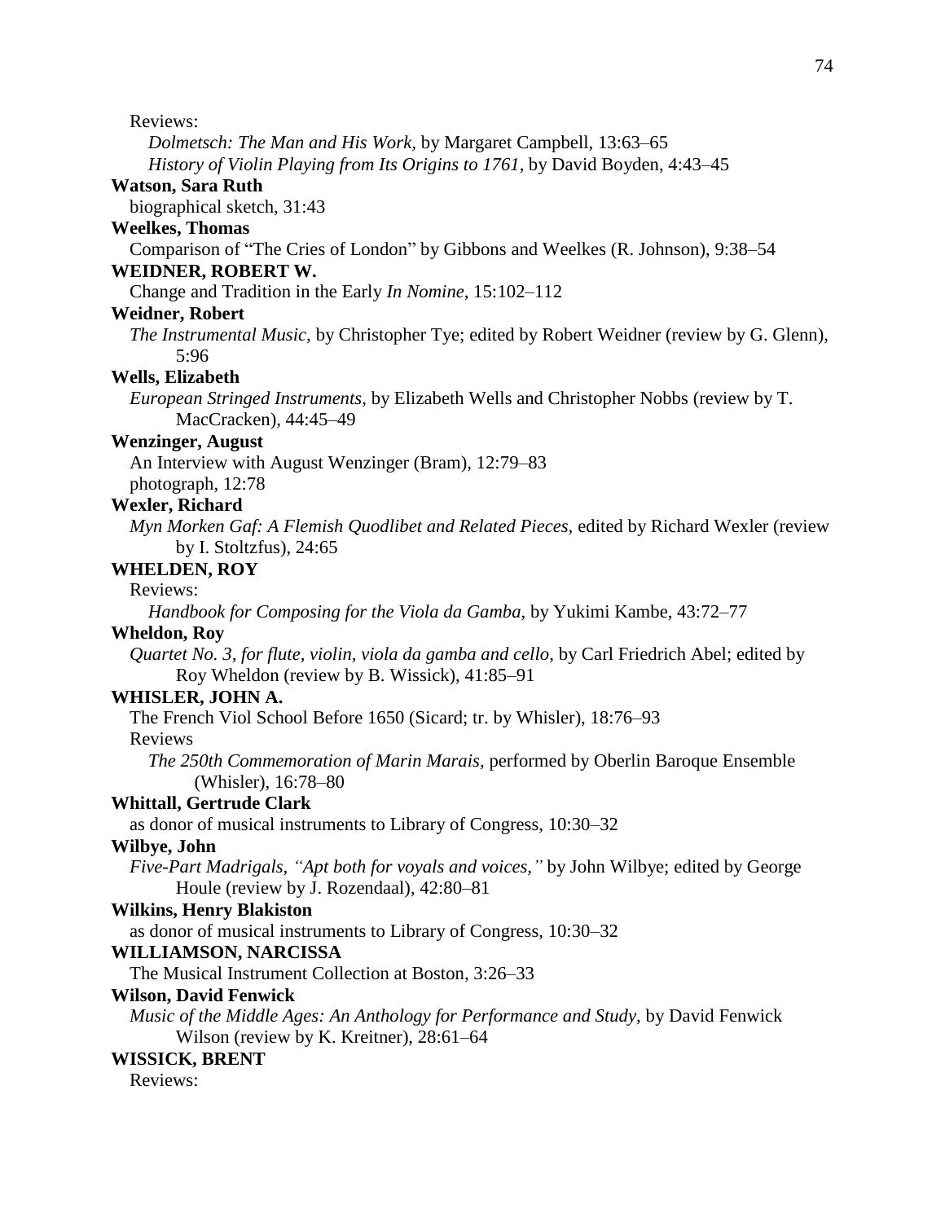Reviews:

*Dolmetsch: The Man and His Work*, by Margaret Campbell, 13:63–65

*History of Violin Playing from Its Origins to 1761*, by David Boyden, 4:43–45

**Watson, Sara Ruth**

biographical sketch, 31:43

**Weelkes, Thomas**

Comparison of "The Cries of London" by Gibbons and Weelkes (R. Johnson), 9:38–54

**WEIDNER, ROBERT W.**

Change and Tradition in the Early *In Nomine*, 15:102–112

**Weidner, Robert**

*The Instrumental Music*, by Christopher Tye; edited by Robert Weidner (review by G. Glenn), 5:96

**Wells, Elizabeth**

*European Stringed Instruments*, by Elizabeth Wells and Christopher Nobbs (review by T. MacCracken), 44:45–49

**Wenzinger, August**

An Interview with August Wenzinger (Bram), 12:79–83

photograph, 12:78

**Wexler, Richard**

*Myn Morken Gaf: A Flemish Quodlibet and Related Pieces*, edited by Richard Wexler (review by I. Stoltzfus), 24:65

**WHELDEN, ROY**

Reviews:

*Handbook for Composing for the Viola da Gamba*, by Yukimi Kambe, 43:72–77

**Wheldon, Roy**

*Quartet No. 3, for flute, violin, viola da gamba and cello*, by Carl Friedrich Abel; edited by Roy Wheldon (review by B. Wissick), 41:85–91

**WHISLER, JOHN A.**

The French Viol School Before 1650 (Sicard; tr. by Whisler), 18:76–93

Reviews

*The 250th Commemoration of Marin Marais*, performed by Oberlin Baroque Ensemble (Whisler), 16:78–80

**Whittall, Gertrude Clark**

as donor of musical instruments to Library of Congress, 10:30–32

**Wilbye, John**

*Five-Part Madrigals, "Apt both for voyals and voices,"* by John Wilbye; edited by George Houle (review by J. Rozendaal), 42:80–81

**Wilkins, Henry Blakiston**

as donor of musical instruments to Library of Congress, 10:30–32

**WILLIAMSON, NARCISSA**

The Musical Instrument Collection at Boston, 3:26–33

**Wilson, David Fenwick**

*Music of the Middle Ages: An Anthology for Performance and Study*, by David Fenwick Wilson (review by K. Kreitner), 28:61–64

**WISSICK, BRENT**

Reviews: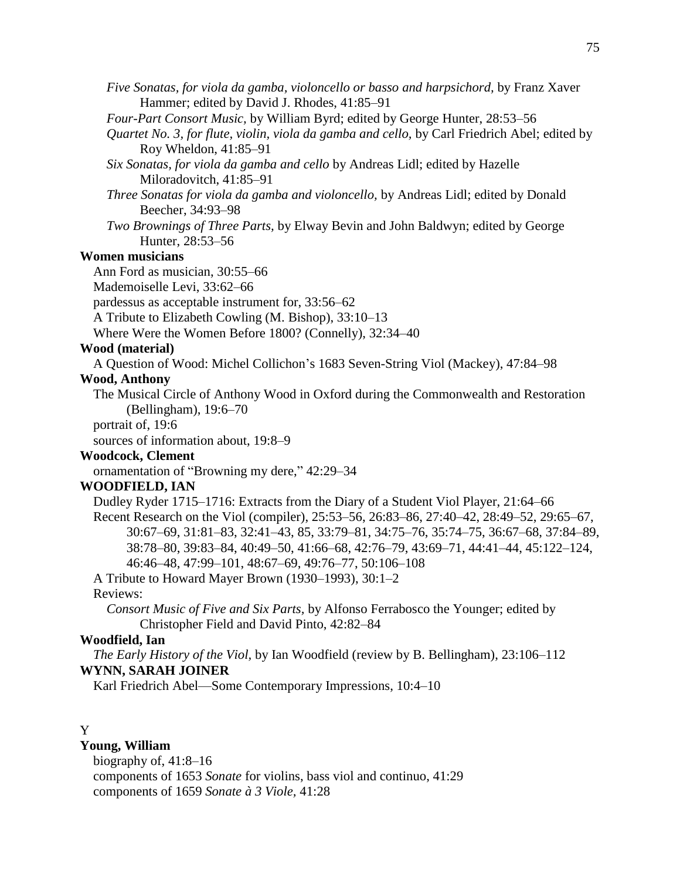*Five Sonatas, for viola da gamba, violoncello or basso and harpsichord,* by Franz Xaver Hammer; edited by David J. Rhodes, 41:85–91

*Four-Part Consort Music,* by William Byrd; edited by George Hunter, 28:53–56

*Quartet No. 3, for flute, violin, viola da gamba and cello,* by Carl Friedrich Abel; edited by Roy Wheldon, 41:85–91

*Six Sonatas, for viola da gamba and cello* by Andreas Lidl; edited by Hazelle Miloradovitch, 41:85–91

*Three Sonatas for viola da gamba and violoncello,* by Andreas Lidl; edited by Donald Beecher, 34:93–98

*Two Brownings of Three Parts,* by Elway Bevin and John Baldwyn; edited by George Hunter, 28:53–56

**Women musicians**

Ann Ford as musician, 30:55–66

Mademoiselle Levi, 33:62–66

pardessus as acceptable instrument for, 33:56–62

A Tribute to Elizabeth Cowling (M. Bishop), 33:10–13

Where Were the Women Before 1800? (Connelly), 32:34–40

**Wood (material)**

A Question of Wood: Michel Collichon's 1683 Seven-String Viol (Mackey), 47:84–98

**Wood, Anthony**

The Musical Circle of Anthony Wood in Oxford during the Commonwealth and Restoration (Bellingham), 19:6–70

portrait of, 19:6

sources of information about, 19:8–9

**Woodcock, Clement**

ornamentation of "Browning my dere," 42:29–34

**WOODFIELD, IAN**

Dudley Ryder 1715–1716: Extracts from the Diary of a Student Viol Player, 21:64–66

Recent Research on the Viol (compiler), 25:53–56, 26:83–86, 27:40–42, 28:49–52, 29:65–67, 30:67–69, 31:81–83, 32:41–43, 85, 33:79–81, 34:75–76, 35:74–75, 36:67–68, 37:84–89, 38:78–80, 39:83–84, 40:49–50, 41:66–68, 42:76–79, 43:69–71, 44:41–44, 45:122–124, 46:46–48, 47:99–101, 48:67–69, 49:76–77, 50:106–108

A Tribute to Howard Mayer Brown (1930–1993), 30:1–2

Reviews:

*Consort Music of Five and Six Parts,* by Alfonso Ferrabosco the Younger; edited by Christopher Field and David Pinto, 42:82–84

**Woodfield, Ian**

*The Early History of the Viol,* by Ian Woodfield (review by B. Bellingham), 23:106–112

**WYNN, SARAH JOINER**

Karl Friedrich Abel—Some Contemporary Impressions, 10:4–10

Y

**Young, William**

biography of, 41:8–16

components of 1653 *Sonate* for violins, bass viol and continuo, 41:29

components of 1659 *Sonate à 3 Viole,* 41:28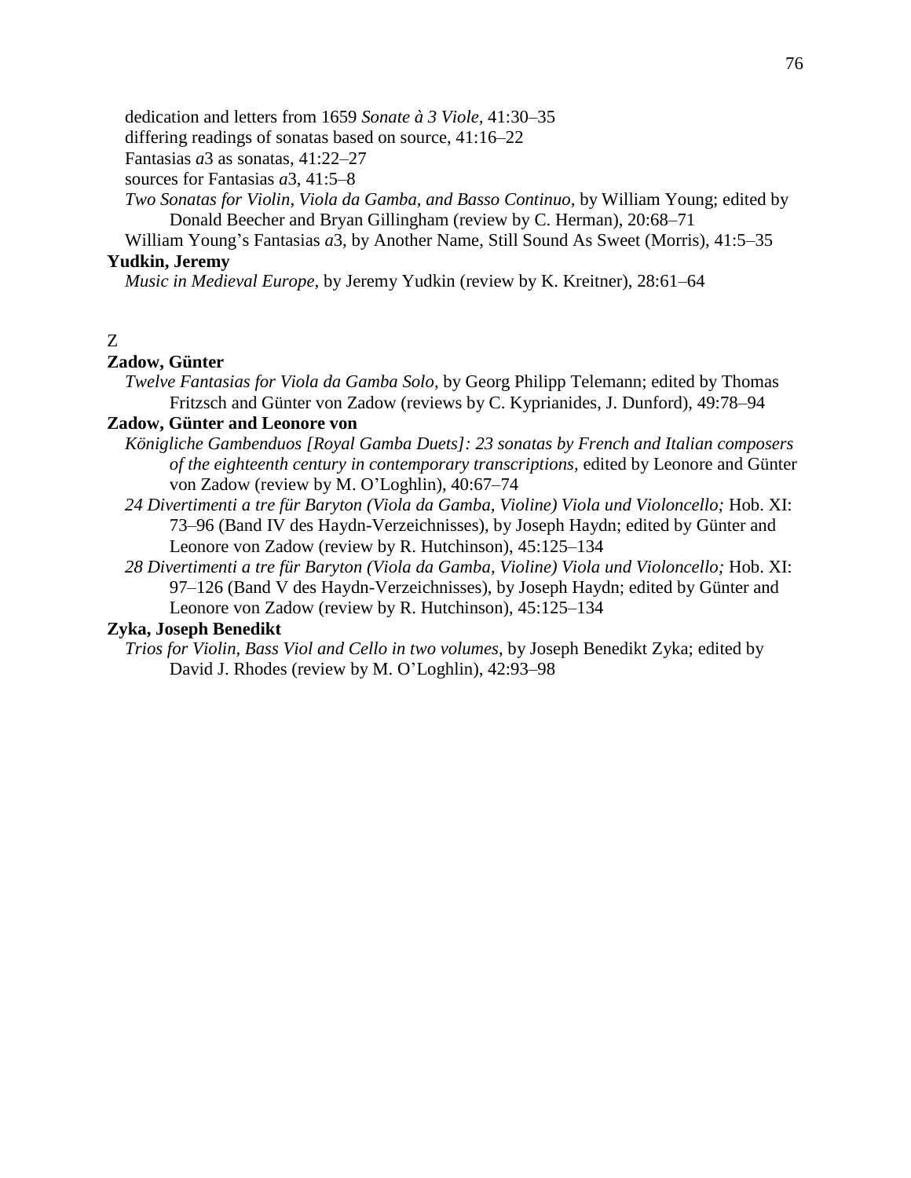dedication and letters from 1659 *Sonate à 3 Viole*, 41:30–35

differing readings of sonatas based on source, 41:16–22

Fantasias *a*3 as sonatas, 41:22–27

sources for Fantasias *a*3, 41:5–8

*Two Sonatas for Violin, Viola da Gamba, and Basso Continuo*, by William Young; edited by Donald Beecher and Bryan Gillingham (review by C. Herman), 20:68–71

William Young's Fantasias *a*3, by Another Name, Still Sound As Sweet (Morris), 41:5–35

**Yudkin, Jeremy**

*Music in Medieval Europe*, by Jeremy Yudkin (review by K. Kreitner), 28:61–64

Z

**Zadow, Günter**

*Twelve Fantasias for Viola da Gamba Solo*, by Georg Philipp Telemann; edited by Thomas Fritzsch and Günter von Zadow (reviews by C. Kyprianides, J. Dunford), 49:78–94

**Zadow, Günter and Leonore von**

*Königliche Gambenduos [Royal Gamba Duets]: 23 sonatas by French and Italian composers of the eighteenth century in contemporary transcriptions*, edited by Leonore and Günter von Zadow (review by M. O'Loghlin), 40:67–74

*24 Divertimenti a tre für Baryton (Viola da Gamba, Violine) Viola und Violoncello;* Hob. XI: 73–96 (Band IV des Haydn-Verzeichnisses), by Joseph Haydn; edited by Günter and Leonore von Zadow (review by R. Hutchinson), 45:125–134

*28 Divertimenti a tre für Baryton (Viola da Gamba, Violine) Viola und Violoncello;* Hob. XI: 97–126 (Band V des Haydn-Verzeichnisses), by Joseph Haydn; edited by Günter and Leonore von Zadow (review by R. Hutchinson), 45:125–134

**Zyka, Joseph Benedikt**

*Trios for Violin, Bass Viol and Cello in two volumes*, by Joseph Benedikt Zyka; edited by David J. Rhodes (review by M. O'Loghlin), 42:93–98